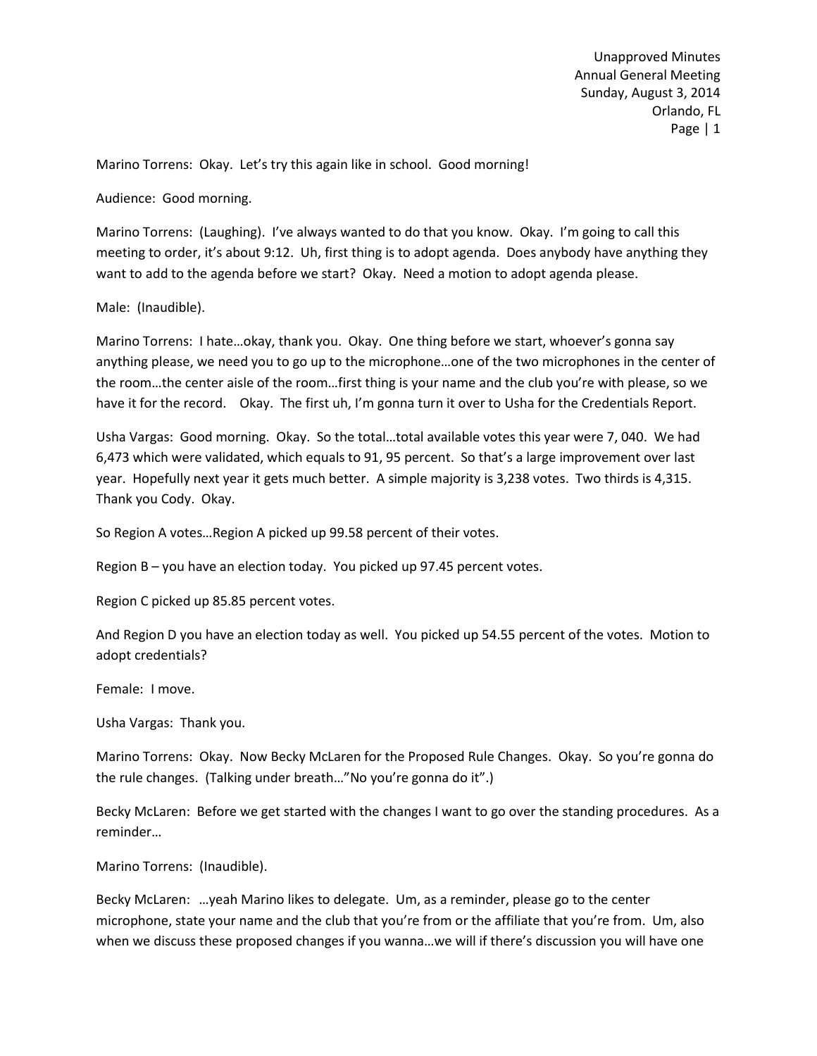Marino Torrens: Okay. Let's try this again like in school. Good morning!

Audience: Good morning.

Marino Torrens: (Laughing). I've always wanted to do that you know. Okay. I'm going to call this meeting to order, it's about 9:12. Uh, first thing is to adopt agenda. Does anybody have anything they want to add to the agenda before we start? Okay. Need a motion to adopt agenda please.

Male: (Inaudible).

Marino Torrens: I hate…okay, thank you. Okay. One thing before we start, whoever's gonna say anything please, we need you to go up to the microphone…one of the two microphones in the center of the room…the center aisle of the room…first thing is your name and the club you're with please, so we have it for the record. Okay. The first uh, I'm gonna turn it over to Usha for the Credentials Report.

Usha Vargas: Good morning. Okay. So the total…total available votes this year were 7, 040. We had 6,473 which were validated, which equals to 91, 95 percent. So that's a large improvement over last year. Hopefully next year it gets much better. A simple majority is 3,238 votes. Two thirds is 4,315. Thank you Cody. Okay.

So Region A votes…Region A picked up 99.58 percent of their votes.

Region B – you have an election today. You picked up 97.45 percent votes.

Region C picked up 85.85 percent votes.

And Region D you have an election today as well. You picked up 54.55 percent of the votes. Motion to adopt credentials?

Female: I move.

Usha Vargas: Thank you.

Marino Torrens: Okay. Now Becky McLaren for the Proposed Rule Changes. Okay. So you're gonna do the rule changes. (Talking under breath…"No you're gonna do it".)

Becky McLaren: Before we get started with the changes I want to go over the standing procedures. As a reminder…

Marino Torrens: (Inaudible).

Becky McLaren: …yeah Marino likes to delegate. Um, as a reminder, please go to the center microphone, state your name and the club that you're from or the affiliate that you're from. Um, also when we discuss these proposed changes if you wanna…we will if there's discussion you will have one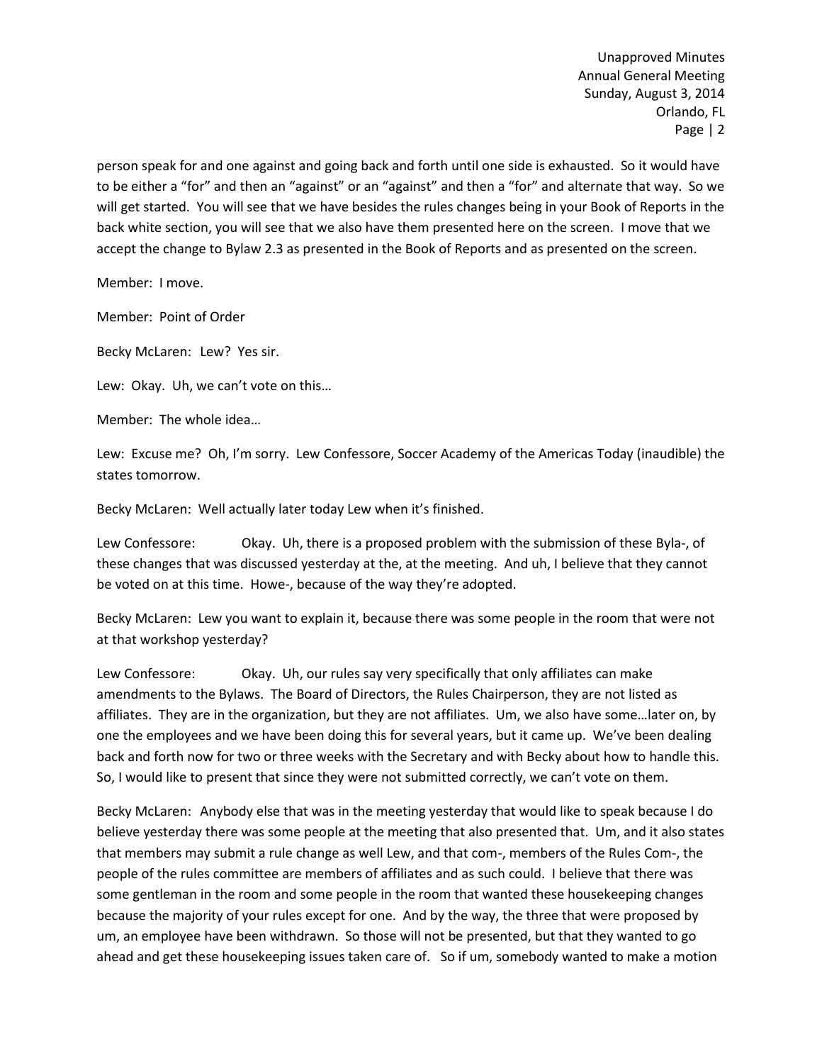person speak for and one against and going back and forth until one side is exhausted. So it would have to be either a "for" and then an "against" or an "against" and then a "for" and alternate that way. So we will get started. You will see that we have besides the rules changes being in your Book of Reports in the back white section, you will see that we also have them presented here on the screen. I move that we accept the change to Bylaw 2.3 as presented in the Book of Reports and as presented on the screen.

Member: I move.

Member: Point of Order

Becky McLaren: Lew? Yes sir.

Lew: Okay. Uh, we can't vote on this…

Member: The whole idea…

Lew: Excuse me? Oh, I'm sorry. Lew Confessore, Soccer Academy of the Americas Today (inaudible) the states tomorrow.

Becky McLaren: Well actually later today Lew when it's finished.

Lew Confessore: Okay. Uh, there is a proposed problem with the submission of these Byla-, of these changes that was discussed yesterday at the, at the meeting. And uh, I believe that they cannot be voted on at this time. Howe-, because of the way they're adopted.

Becky McLaren: Lew you want to explain it, because there was some people in the room that were not at that workshop yesterday?

Lew Confessore: Okay. Uh, our rules say very specifically that only affiliates can make amendments to the Bylaws. The Board of Directors, the Rules Chairperson, they are not listed as affiliates. They are in the organization, but they are not affiliates. Um, we also have some…later on, by one the employees and we have been doing this for several years, but it came up. We've been dealing back and forth now for two or three weeks with the Secretary and with Becky about how to handle this. So, I would like to present that since they were not submitted correctly, we can't vote on them.

Becky McLaren: Anybody else that was in the meeting yesterday that would like to speak because I do believe yesterday there was some people at the meeting that also presented that. Um, and it also states that members may submit a rule change as well Lew, and that com-, members of the Rules Com-, the people of the rules committee are members of affiliates and as such could. I believe that there was some gentleman in the room and some people in the room that wanted these housekeeping changes because the majority of your rules except for one. And by the way, the three that were proposed by um, an employee have been withdrawn. So those will not be presented, but that they wanted to go ahead and get these housekeeping issues taken care of. So if um, somebody wanted to make a motion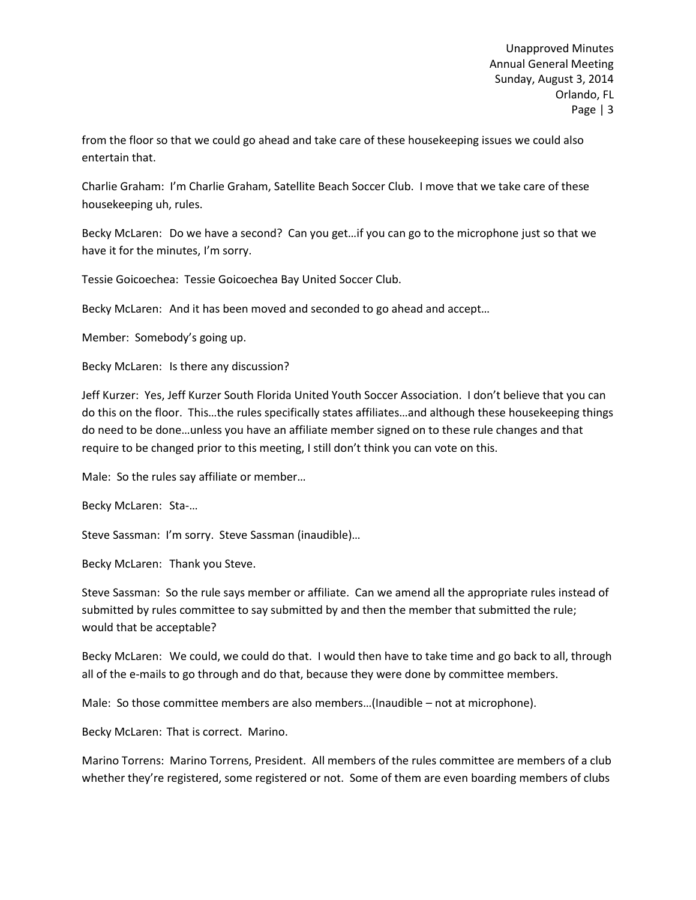from the floor so that we could go ahead and take care of these housekeeping issues we could also entertain that.

Charlie Graham: I'm Charlie Graham, Satellite Beach Soccer Club. I move that we take care of these housekeeping uh, rules.

Becky McLaren: Do we have a second? Can you get…if you can go to the microphone just so that we have it for the minutes, I'm sorry.

Tessie Goicoechea: Tessie Goicoechea Bay United Soccer Club.

Becky McLaren: And it has been moved and seconded to go ahead and accept…

Member: Somebody's going up.

Becky McLaren: Is there any discussion?

Jeff Kurzer: Yes, Jeff Kurzer South Florida United Youth Soccer Association. I don't believe that you can do this on the floor. This…the rules specifically states affiliates…and although these housekeeping things do need to be done…unless you have an affiliate member signed on to these rule changes and that require to be changed prior to this meeting, I still don't think you can vote on this.

Male: So the rules say affiliate or member…

Becky McLaren: Sta-…

Steve Sassman: I'm sorry. Steve Sassman (inaudible)…

Becky McLaren: Thank you Steve.

Steve Sassman: So the rule says member or affiliate. Can we amend all the appropriate rules instead of submitted by rules committee to say submitted by and then the member that submitted the rule; would that be acceptable?

Becky McLaren: We could, we could do that. I would then have to take time and go back to all, through all of the e-mails to go through and do that, because they were done by committee members.

Male: So those committee members are also members…(Inaudible – not at microphone).

Becky McLaren: That is correct. Marino.

Marino Torrens: Marino Torrens, President. All members of the rules committee are members of a club whether they're registered, some registered or not. Some of them are even boarding members of clubs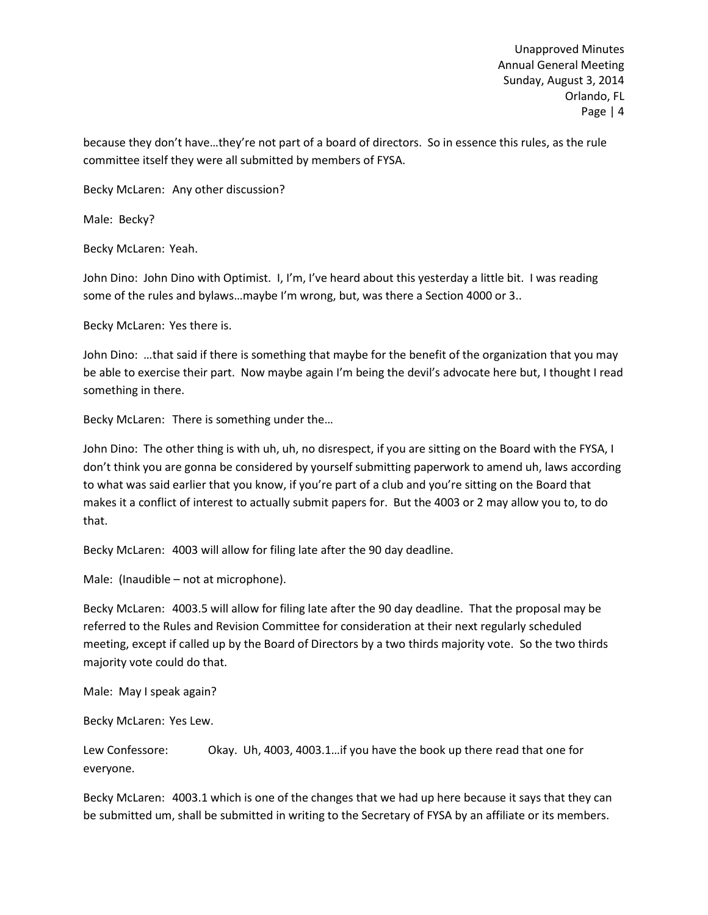because they don't have…they're not part of a board of directors. So in essence this rules, as the rule committee itself they were all submitted by members of FYSA.

Becky McLaren: Any other discussion?

Male: Becky?

Becky McLaren: Yeah.

John Dino: John Dino with Optimist. I, I'm, I've heard about this yesterday a little bit. I was reading some of the rules and bylaws…maybe I'm wrong, but, was there a Section 4000 or 3..

Becky McLaren: Yes there is.

John Dino: …that said if there is something that maybe for the benefit of the organization that you may be able to exercise their part. Now maybe again I'm being the devil's advocate here but, I thought I read something in there.

Becky McLaren: There is something under the…

John Dino: The other thing is with uh, uh, no disrespect, if you are sitting on the Board with the FYSA, I don't think you are gonna be considered by yourself submitting paperwork to amend uh, laws according to what was said earlier that you know, if you're part of a club and you're sitting on the Board that makes it a conflict of interest to actually submit papers for. But the 4003 or 2 may allow you to, to do that.

Becky McLaren: 4003 will allow for filing late after the 90 day deadline.

Male: (Inaudible – not at microphone).

Becky McLaren: 4003.5 will allow for filing late after the 90 day deadline. That the proposal may be referred to the Rules and Revision Committee for consideration at their next regularly scheduled meeting, except if called up by the Board of Directors by a two thirds majority vote. So the two thirds majority vote could do that.

Male: May I speak again?

Becky McLaren: Yes Lew.

Lew Confessore: Okay. Uh, 4003, 4003.1…if you have the book up there read that one for everyone.

Becky McLaren: 4003.1 which is one of the changes that we had up here because it says that they can be submitted um, shall be submitted in writing to the Secretary of FYSA by an affiliate or its members.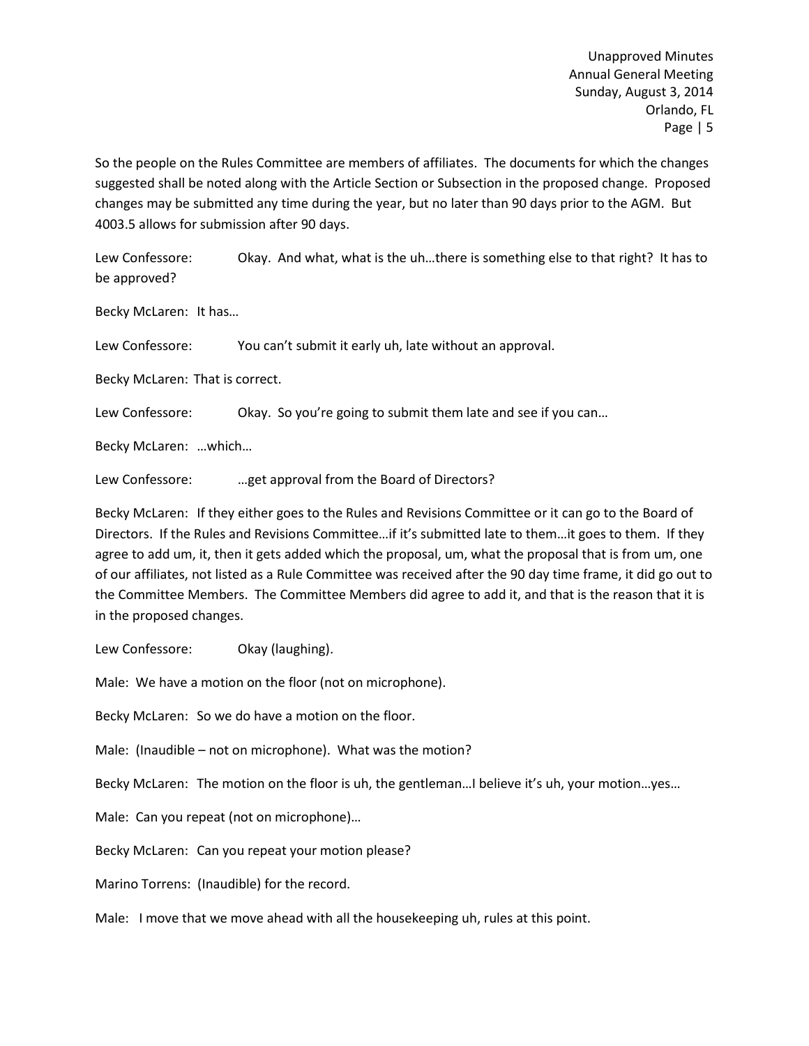So the people on the Rules Committee are members of affiliates. The documents for which the changes suggested shall be noted along with the Article Section or Subsection in the proposed change. Proposed changes may be submitted any time during the year, but no later than 90 days prior to the AGM. But 4003.5 allows for submission after 90 days.

Lew Confessore: Okay. And what, what is the uh…there is something else to that right? It has to be approved?

Becky McLaren: It has…

Lew Confessore: You can't submit it early uh, late without an approval.

Becky McLaren: That is correct.

Lew Confessore: Okay. So you're going to submit them late and see if you can…

Becky McLaren: …which…

Lew Confessore: …get approval from the Board of Directors?

Becky McLaren: If they either goes to the Rules and Revisions Committee or it can go to the Board of Directors. If the Rules and Revisions Committee…if it's submitted late to them…it goes to them. If they agree to add um, it, then it gets added which the proposal, um, what the proposal that is from um, one of our affiliates, not listed as a Rule Committee was received after the 90 day time frame, it did go out to the Committee Members. The Committee Members did agree to add it, and that is the reason that it is in the proposed changes.

Lew Confessore: Okay (laughing).

Male: We have a motion on the floor (not on microphone).

Becky McLaren: So we do have a motion on the floor.

Male: (Inaudible – not on microphone). What was the motion?

Becky McLaren: The motion on the floor is uh, the gentleman…I believe it's uh, your motion…yes…

Male: Can you repeat (not on microphone)…

Becky McLaren: Can you repeat your motion please?

Marino Torrens: (Inaudible) for the record.

Male: I move that we move ahead with all the housekeeping uh, rules at this point.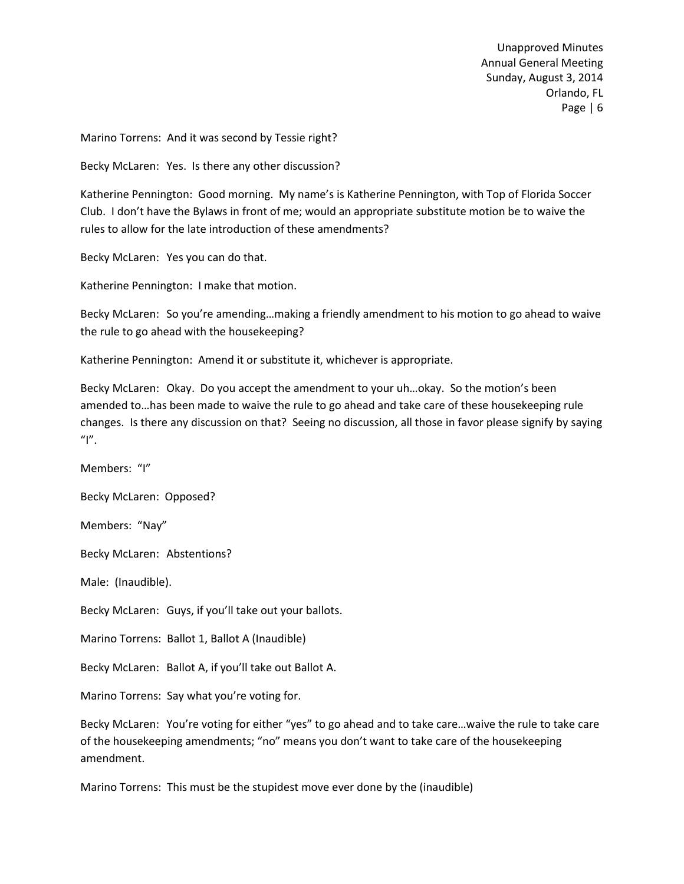Marino Torrens: And it was second by Tessie right?

Becky McLaren: Yes. Is there any other discussion?

Katherine Pennington: Good morning. My name's is Katherine Pennington, with Top of Florida Soccer Club. I don't have the Bylaws in front of me; would an appropriate substitute motion be to waive the rules to allow for the late introduction of these amendments?

Becky McLaren: Yes you can do that.

Katherine Pennington: I make that motion.

Becky McLaren: So you're amending…making a friendly amendment to his motion to go ahead to waive the rule to go ahead with the housekeeping?

Katherine Pennington: Amend it or substitute it, whichever is appropriate.

Becky McLaren: Okay. Do you accept the amendment to your uh…okay. So the motion's been amended to…has been made to waive the rule to go ahead and take care of these housekeeping rule changes. Is there any discussion on that? Seeing no discussion, all those in favor please signify by saying "I".

Members: "I"

Becky McLaren: Opposed?

Members: "Nay"

Becky McLaren: Abstentions?

Male: (Inaudible).

Becky McLaren: Guys, if you'll take out your ballots.

Marino Torrens: Ballot 1, Ballot A (Inaudible)

Becky McLaren: Ballot A, if you'll take out Ballot A.

Marino Torrens: Say what you're voting for.

Becky McLaren: You're voting for either "yes" to go ahead and to take care…waive the rule to take care of the housekeeping amendments; "no" means you don't want to take care of the housekeeping amendment.

Marino Torrens: This must be the stupidest move ever done by the (inaudible)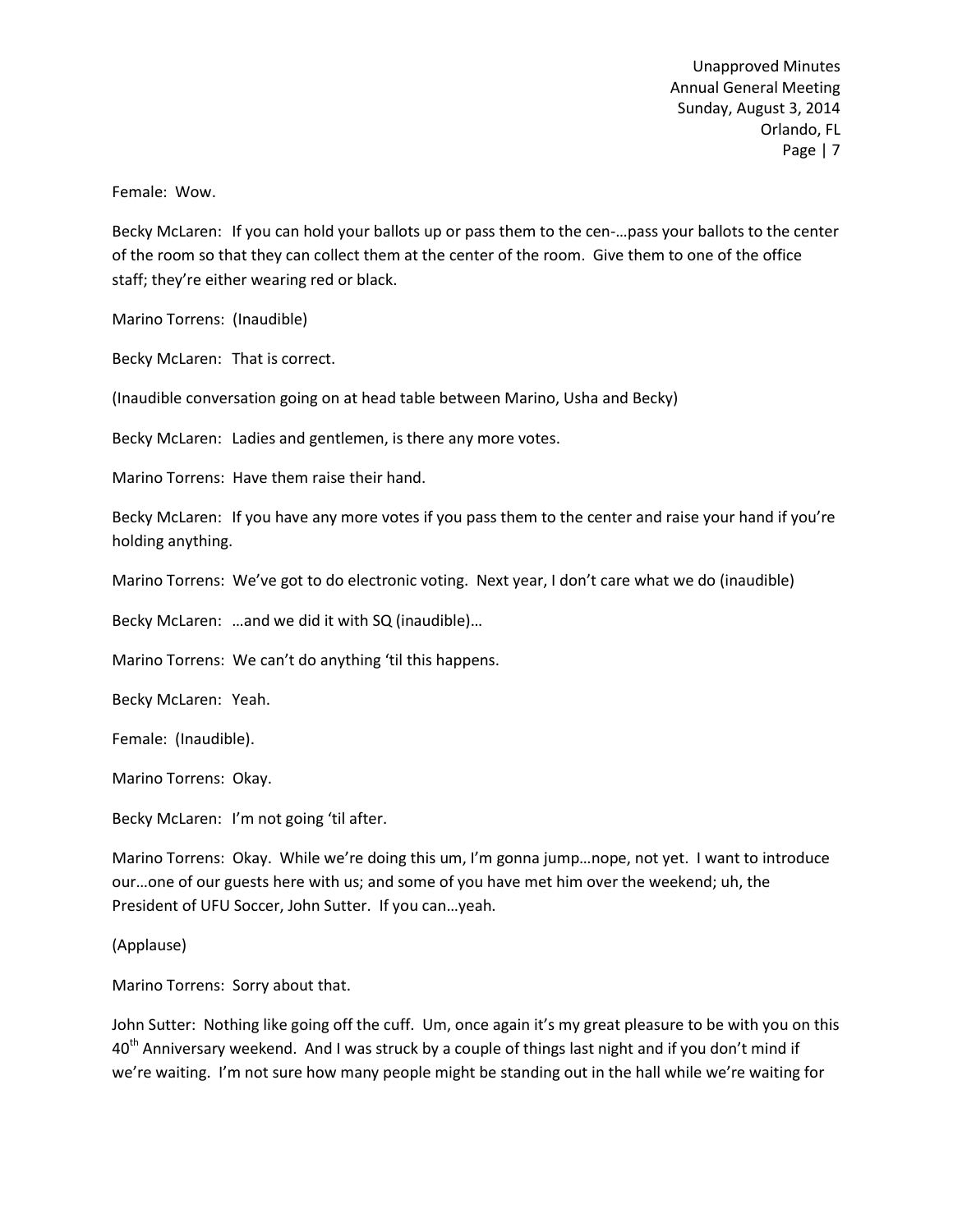Female: Wow.

Becky McLaren: If you can hold your ballots up or pass them to the cen-…pass your ballots to the center of the room so that they can collect them at the center of the room. Give them to one of the office staff; they're either wearing red or black.

Marino Torrens: (Inaudible)

Becky McLaren: That is correct.

(Inaudible conversation going on at head table between Marino, Usha and Becky)

Becky McLaren: Ladies and gentlemen, is there any more votes.

Marino Torrens: Have them raise their hand.

Becky McLaren: If you have any more votes if you pass them to the center and raise your hand if you're holding anything.

Marino Torrens: We've got to do electronic voting. Next year, I don't care what we do (inaudible)

Becky McLaren: …and we did it with SQ (inaudible)…

Marino Torrens: We can't do anything 'til this happens.

Becky McLaren: Yeah.

Female: (Inaudible).

Marino Torrens: Okay.

Becky McLaren: I'm not going 'til after.

Marino Torrens: Okay. While we're doing this um, I'm gonna jump…nope, not yet. I want to introduce our…one of our guests here with us; and some of you have met him over the weekend; uh, the President of UFU Soccer, John Sutter. If you can…yeah.

(Applause)

Marino Torrens: Sorry about that.

John Sutter: Nothing like going off the cuff. Um, once again it's my great pleasure to be with you on this 40th Anniversary weekend. And I was struck by a couple of things last night and if you don't mind if we're waiting. I'm not sure how many people might be standing out in the hall while we're waiting for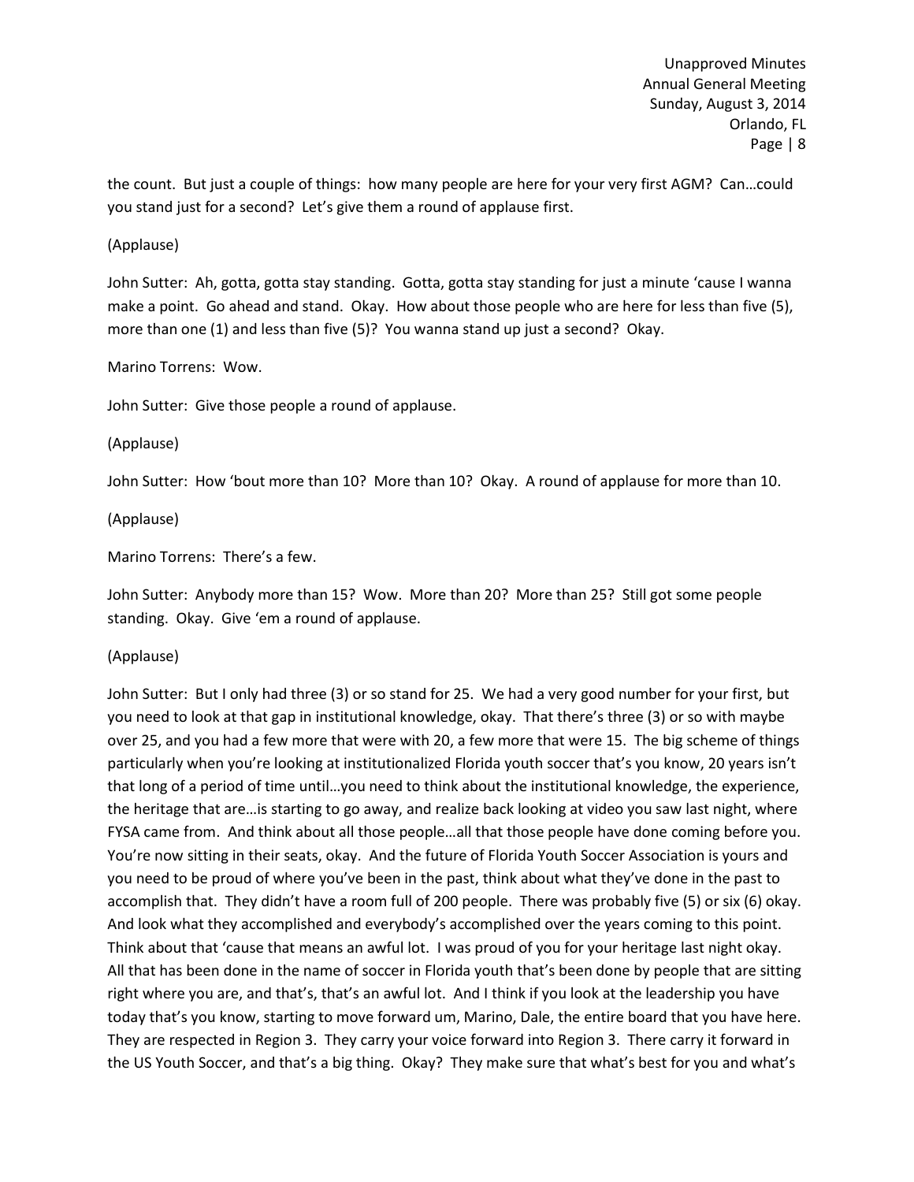the count. But just a couple of things: how many people are here for your very first AGM? Can…could you stand just for a second? Let's give them a round of applause first.

(Applause)

John Sutter: Ah, gotta, gotta stay standing. Gotta, gotta stay standing for just a minute 'cause I wanna make a point. Go ahead and stand. Okay. How about those people who are here for less than five (5), more than one (1) and less than five (5)? You wanna stand up just a second? Okay.

Marino Torrens: Wow.

John Sutter: Give those people a round of applause.

(Applause)

John Sutter: How 'bout more than 10? More than 10? Okay. A round of applause for more than 10.

(Applause)

Marino Torrens: There's a few.

John Sutter: Anybody more than 15? Wow. More than 20? More than 25? Still got some people standing. Okay. Give 'em a round of applause.

(Applause)

John Sutter: But I only had three (3) or so stand for 25. We had a very good number for your first, but you need to look at that gap in institutional knowledge, okay. That there's three (3) or so with maybe over 25, and you had a few more that were with 20, a few more that were 15. The big scheme of things particularly when you're looking at institutionalized Florida youth soccer that's you know, 20 years isn't that long of a period of time until…you need to think about the institutional knowledge, the experience, the heritage that are…is starting to go away, and realize back looking at video you saw last night, where FYSA came from. And think about all those people…all that those people have done coming before you. You're now sitting in their seats, okay. And the future of Florida Youth Soccer Association is yours and you need to be proud of where you've been in the past, think about what they've done in the past to accomplish that. They didn't have a room full of 200 people. There was probably five (5) or six (6) okay. And look what they accomplished and everybody's accomplished over the years coming to this point. Think about that 'cause that means an awful lot. I was proud of you for your heritage last night okay. All that has been done in the name of soccer in Florida youth that's been done by people that are sitting right where you are, and that's, that's an awful lot. And I think if you look at the leadership you have today that's you know, starting to move forward um, Marino, Dale, the entire board that you have here. They are respected in Region 3. They carry your voice forward into Region 3. There carry it forward in the US Youth Soccer, and that's a big thing. Okay? They make sure that what's best for you and what's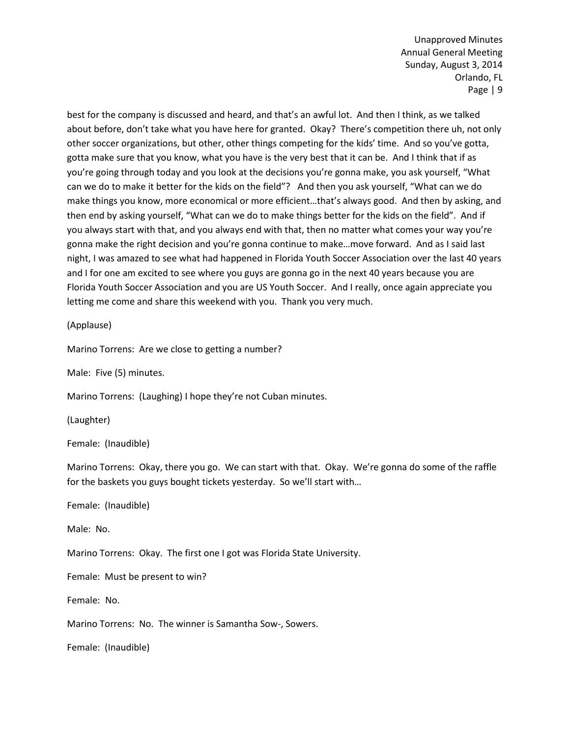best for the company is discussed and heard, and that's an awful lot. And then I think, as we talked about before, don't take what you have here for granted. Okay? There's competition there uh, not only other soccer organizations, but other, other things competing for the kids' time. And so you've gotta, gotta make sure that you know, what you have is the very best that it can be. And I think that if as you're going through today and you look at the decisions you're gonna make, you ask yourself, "What can we do to make it better for the kids on the field"? And then you ask yourself, "What can we do make things you know, more economical or more efficient…that's always good. And then by asking, and then end by asking yourself, "What can we do to make things better for the kids on the field". And if you always start with that, and you always end with that, then no matter what comes your way you're gonna make the right decision and you're gonna continue to make…move forward. And as I said last night, I was amazed to see what had happened in Florida Youth Soccer Association over the last 40 years and I for one am excited to see where you guys are gonna go in the next 40 years because you are Florida Youth Soccer Association and you are US Youth Soccer. And I really, once again appreciate you letting me come and share this weekend with you. Thank you very much.

(Applause)

Marino Torrens: Are we close to getting a number?

Male: Five (5) minutes.

Marino Torrens: (Laughing) I hope they're not Cuban minutes.

(Laughter)

Female: (Inaudible)

Marino Torrens: Okay, there you go. We can start with that. Okay. We're gonna do some of the raffle for the baskets you guys bought tickets yesterday. So we'll start with…

Female: (Inaudible)

Male: No.

Marino Torrens: Okay. The first one I got was Florida State University.

Female: Must be present to win?

Female: No.

Marino Torrens: No. The winner is Samantha Sow-, Sowers.

Female: (Inaudible)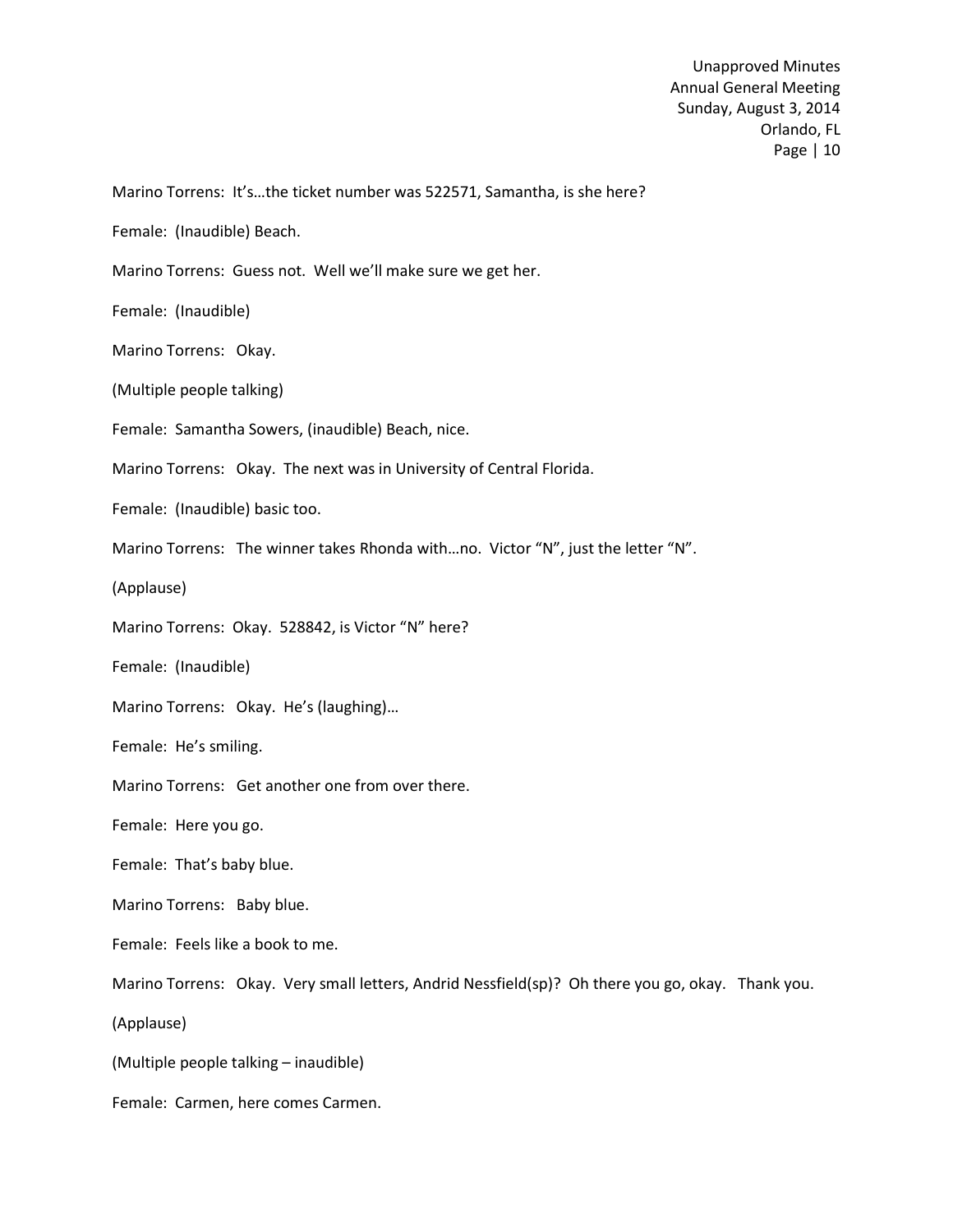Marino Torrens: It's…the ticket number was 522571, Samantha, is she here?

Female: (Inaudible) Beach.

Marino Torrens: Guess not. Well we'll make sure we get her.

Female: (Inaudible)

Marino Torrens: Okay.

(Multiple people talking)

Female: Samantha Sowers, (inaudible) Beach, nice.

Marino Torrens: Okay. The next was in University of Central Florida.

Female: (Inaudible) basic too.

Marino Torrens: The winner takes Rhonda with…no. Victor "N", just the letter "N".

(Applause)

Marino Torrens: Okay. 528842, is Victor "N" here?

Female: (Inaudible)

Marino Torrens: Okay. He's (laughing)…

Female: He's smiling.

Marino Torrens: Get another one from over there.

Female: Here you go.

Female: That's baby blue.

Marino Torrens: Baby blue.

Female: Feels like a book to me.

Marino Torrens: Okay. Very small letters, Andrid Nessfield(sp)? Oh there you go, okay. Thank you.

(Applause)

(Multiple people talking – inaudible)

Female: Carmen, here comes Carmen.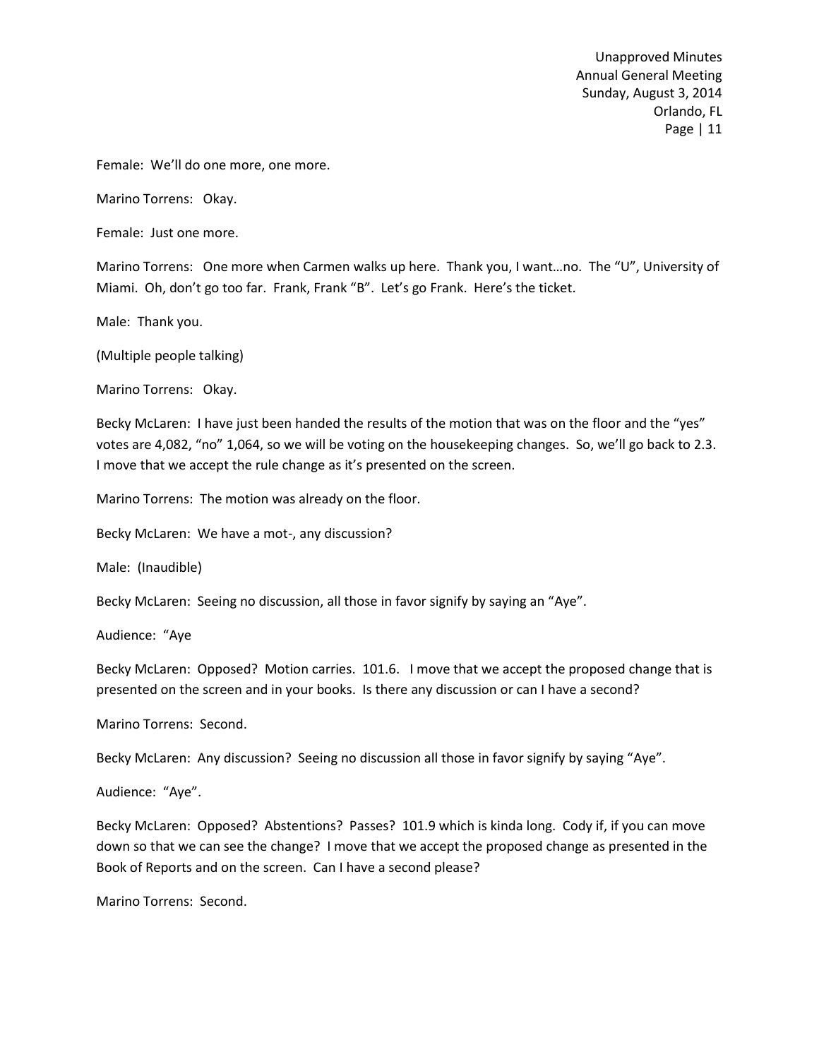Female: We'll do one more, one more.

Marino Torrens: Okay.

Female: Just one more.

Marino Torrens: One more when Carmen walks up here. Thank you, I want…no. The "U", University of Miami. Oh, don't go too far. Frank, Frank "B". Let's go Frank. Here's the ticket.

Male: Thank you.

(Multiple people talking)

Marino Torrens: Okay.

Becky McLaren: I have just been handed the results of the motion that was on the floor and the "yes" votes are 4,082, "no" 1,064, so we will be voting on the housekeeping changes. So, we'll go back to 2.3. I move that we accept the rule change as it's presented on the screen.

Marino Torrens: The motion was already on the floor.

Becky McLaren: We have a mot-, any discussion?

Male: (Inaudible)

Becky McLaren: Seeing no discussion, all those in favor signify by saying an "Aye".

Audience: "Aye

Becky McLaren: Opposed? Motion carries. 101.6. I move that we accept the proposed change that is presented on the screen and in your books. Is there any discussion or can I have a second?

Marino Torrens: Second.

Becky McLaren: Any discussion? Seeing no discussion all those in favor signify by saying "Aye".

Audience: "Aye".

Becky McLaren: Opposed? Abstentions? Passes? 101.9 which is kinda long. Cody if, if you can move down so that we can see the change? I move that we accept the proposed change as presented in the Book of Reports and on the screen. Can I have a second please?

Marino Torrens: Second.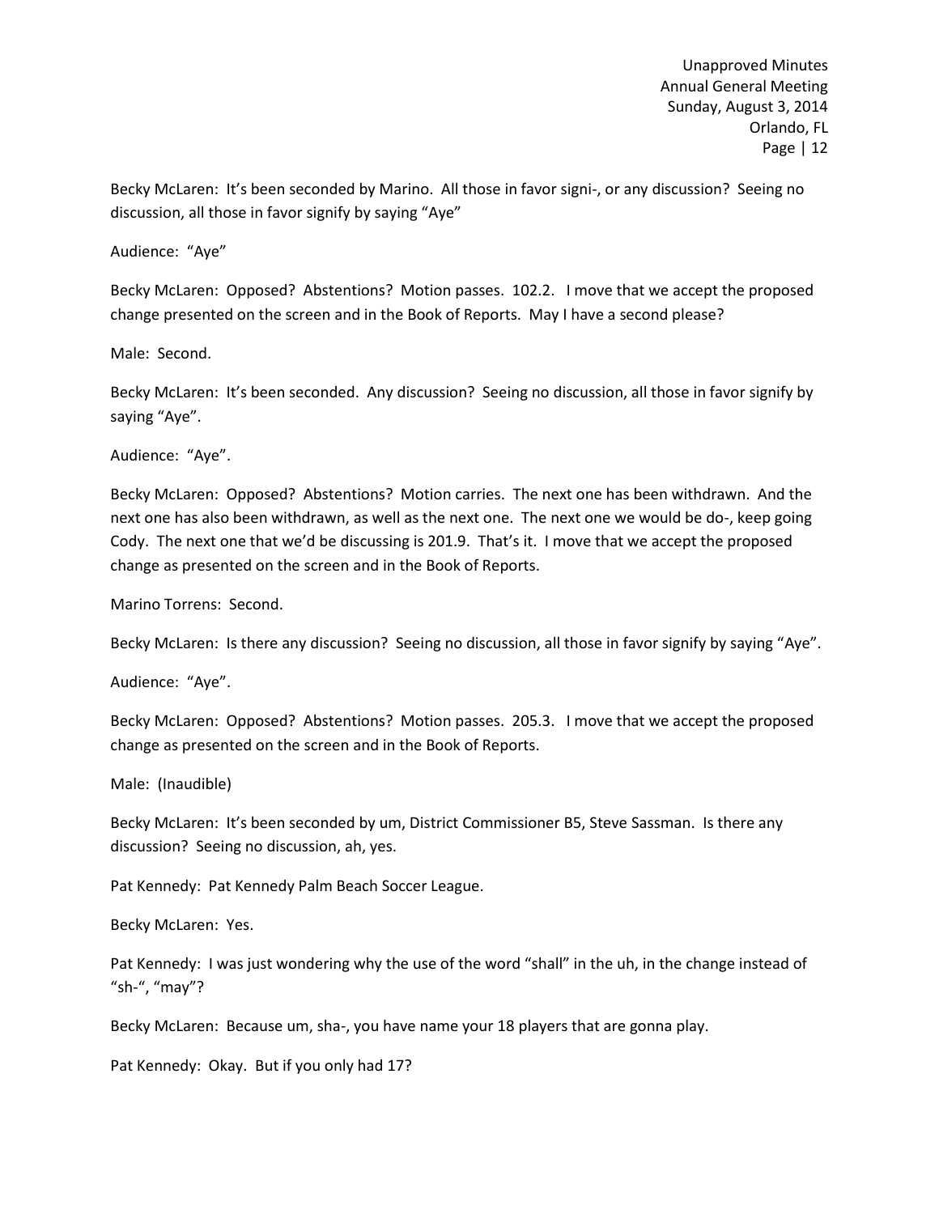Becky McLaren: It's been seconded by Marino. All those in favor signi-, or any discussion? Seeing no discussion, all those in favor signify by saying "Aye"

Audience: "Aye"

Becky McLaren: Opposed? Abstentions? Motion passes. 102.2. I move that we accept the proposed change presented on the screen and in the Book of Reports. May I have a second please?

Male: Second.

Becky McLaren: It's been seconded. Any discussion? Seeing no discussion, all those in favor signify by saying "Aye".

Audience: "Aye".

Becky McLaren: Opposed? Abstentions? Motion carries. The next one has been withdrawn. And the next one has also been withdrawn, as well as the next one. The next one we would be do-, keep going Cody. The next one that we'd be discussing is 201.9. That's it. I move that we accept the proposed change as presented on the screen and in the Book of Reports.

Marino Torrens: Second.

Becky McLaren: Is there any discussion? Seeing no discussion, all those in favor signify by saying "Aye".

Audience: "Aye".

Becky McLaren: Opposed? Abstentions? Motion passes. 205.3. I move that we accept the proposed change as presented on the screen and in the Book of Reports.

Male: (Inaudible)

Becky McLaren: It's been seconded by um, District Commissioner B5, Steve Sassman. Is there any discussion? Seeing no discussion, ah, yes.

Pat Kennedy: Pat Kennedy Palm Beach Soccer League.

Becky McLaren: Yes.

Pat Kennedy: I was just wondering why the use of the word "shall" in the uh, in the change instead of "sh-", "may"?

Becky McLaren: Because um, sha-, you have name your 18 players that are gonna play.

Pat Kennedy: Okay. But if you only had 17?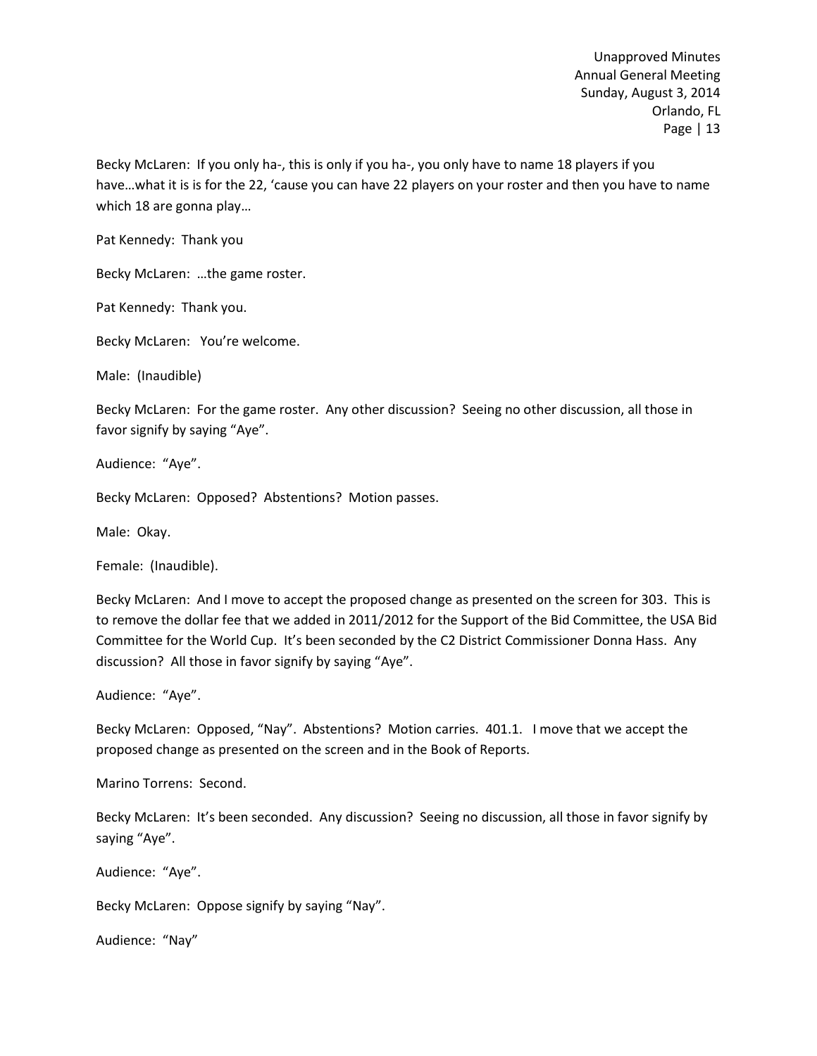Becky McLaren: If you only ha-, this is only if you ha-, you only have to name 18 players if you have…what it is is for the 22, 'cause you can have 22 players on your roster and then you have to name which 18 are gonna play…

Pat Kennedy: Thank you

Becky McLaren: …the game roster.

Pat Kennedy: Thank you.

Becky McLaren: You're welcome.

Male: (Inaudible)

Becky McLaren: For the game roster. Any other discussion? Seeing no other discussion, all those in favor signify by saying "Aye".

Audience: "Aye".

Becky McLaren: Opposed? Abstentions? Motion passes.

Male: Okay.

Female: (Inaudible).

Becky McLaren: And I move to accept the proposed change as presented on the screen for 303. This is to remove the dollar fee that we added in 2011/2012 for the Support of the Bid Committee, the USA Bid Committee for the World Cup. It's been seconded by the C2 District Commissioner Donna Hass. Any discussion? All those in favor signify by saying "Aye".

Audience: "Aye".

Becky McLaren: Opposed, "Nay". Abstentions? Motion carries. 401.1. I move that we accept the proposed change as presented on the screen and in the Book of Reports.

Marino Torrens: Second.

Becky McLaren: It's been seconded. Any discussion? Seeing no discussion, all those in favor signify by saying "Aye".

Audience: "Aye".

Becky McLaren: Oppose signify by saying "Nay".

Audience: "Nay"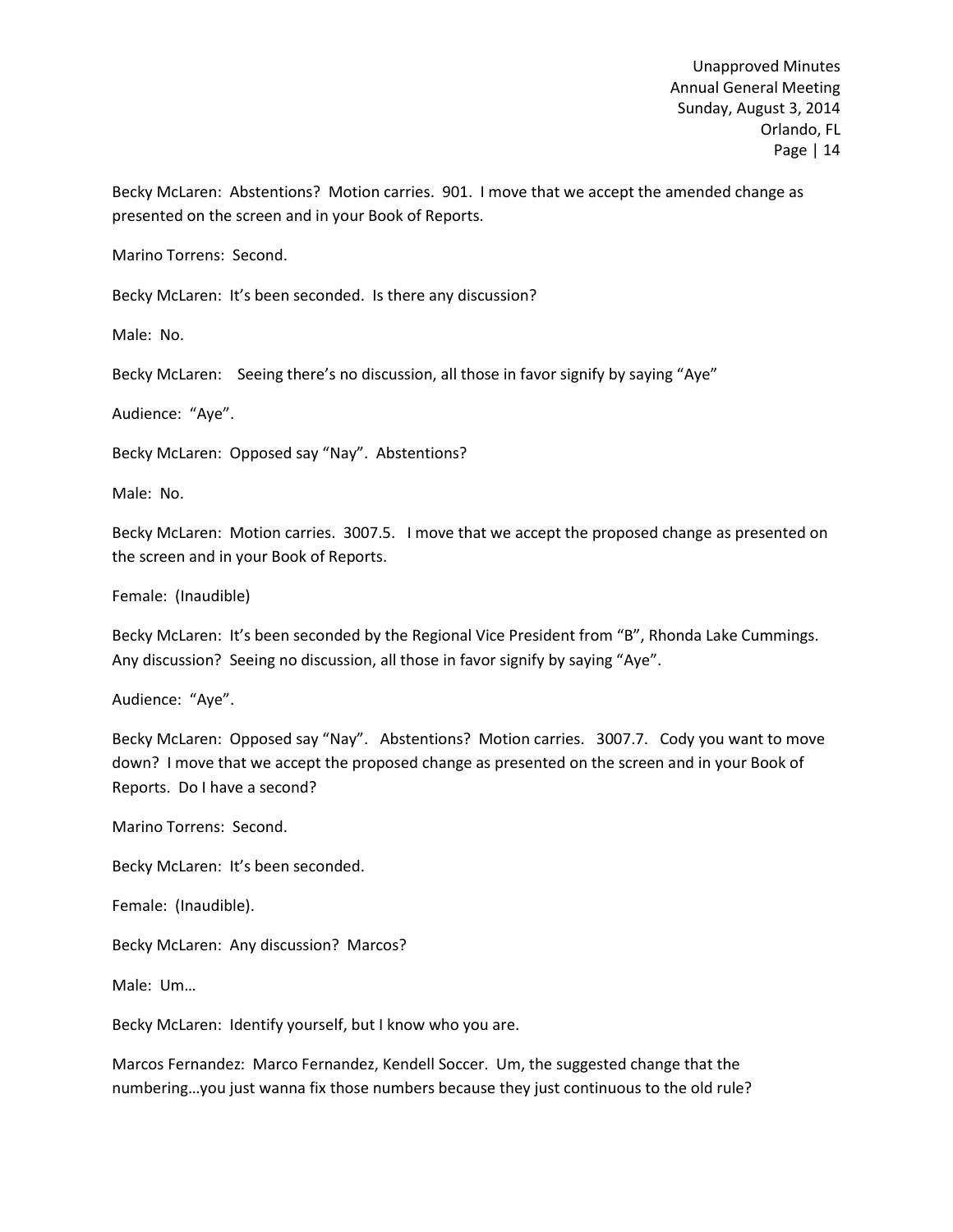Becky McLaren: Abstentions? Motion carries. 901. I move that we accept the amended change as presented on the screen and in your Book of Reports.

Marino Torrens: Second.

Becky McLaren: It's been seconded. Is there any discussion?

Male: No.

Becky McLaren: Seeing there's no discussion, all those in favor signify by saying "Aye"

Audience: "Aye".

Becky McLaren: Opposed say "Nay". Abstentions?

Male: No.

Becky McLaren: Motion carries. 3007.5. I move that we accept the proposed change as presented on the screen and in your Book of Reports.

Female: (Inaudible)

Becky McLaren: It's been seconded by the Regional Vice President from "B", Rhonda Lake Cummings. Any discussion? Seeing no discussion, all those in favor signify by saying "Aye".

Audience: "Aye".

Becky McLaren: Opposed say "Nay". Abstentions? Motion carries. 3007.7. Cody you want to move down? I move that we accept the proposed change as presented on the screen and in your Book of Reports. Do I have a second?

Marino Torrens: Second.

Becky McLaren: It's been seconded.

Female: (Inaudible).

Becky McLaren: Any discussion? Marcos?

Male: Um…

Becky McLaren: Identify yourself, but I know who you are.

Marcos Fernandez: Marco Fernandez, Kendell Soccer. Um, the suggested change that the numbering…you just wanna fix those numbers because they just continuous to the old rule?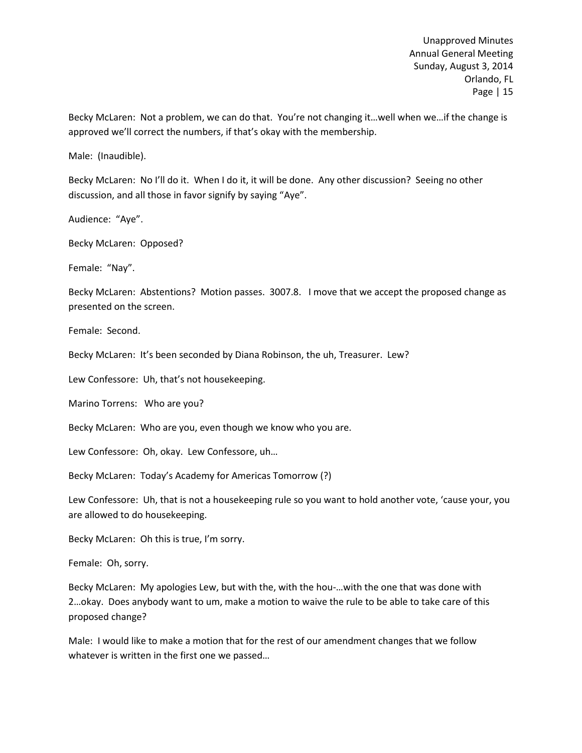Becky McLaren: Not a problem, we can do that. You're not changing it…well when we…if the change is approved we'll correct the numbers, if that's okay with the membership.

Male: (Inaudible).

Becky McLaren: No I'll do it. When I do it, it will be done. Any other discussion? Seeing no other discussion, and all those in favor signify by saying "Aye".

Audience: "Aye".

Becky McLaren: Opposed?

Female: "Nay".

Becky McLaren: Abstentions? Motion passes. 3007.8. I move that we accept the proposed change as presented on the screen.

Female: Second.

Becky McLaren: It's been seconded by Diana Robinson, the uh, Treasurer. Lew?

Lew Confessore: Uh, that's not housekeeping.

Marino Torrens: Who are you?

Becky McLaren: Who are you, even though we know who you are.

Lew Confessore: Oh, okay. Lew Confessore, uh…

Becky McLaren: Today's Academy for Americas Tomorrow (?)

Lew Confessore: Uh, that is not a housekeeping rule so you want to hold another vote, 'cause your, you are allowed to do housekeeping.

Becky McLaren: Oh this is true, I'm sorry.

Female: Oh, sorry.

Becky McLaren: My apologies Lew, but with the, with the hou-…with the one that was done with 2…okay. Does anybody want to um, make a motion to waive the rule to be able to take care of this proposed change?

Male: I would like to make a motion that for the rest of our amendment changes that we follow whatever is written in the first one we passed…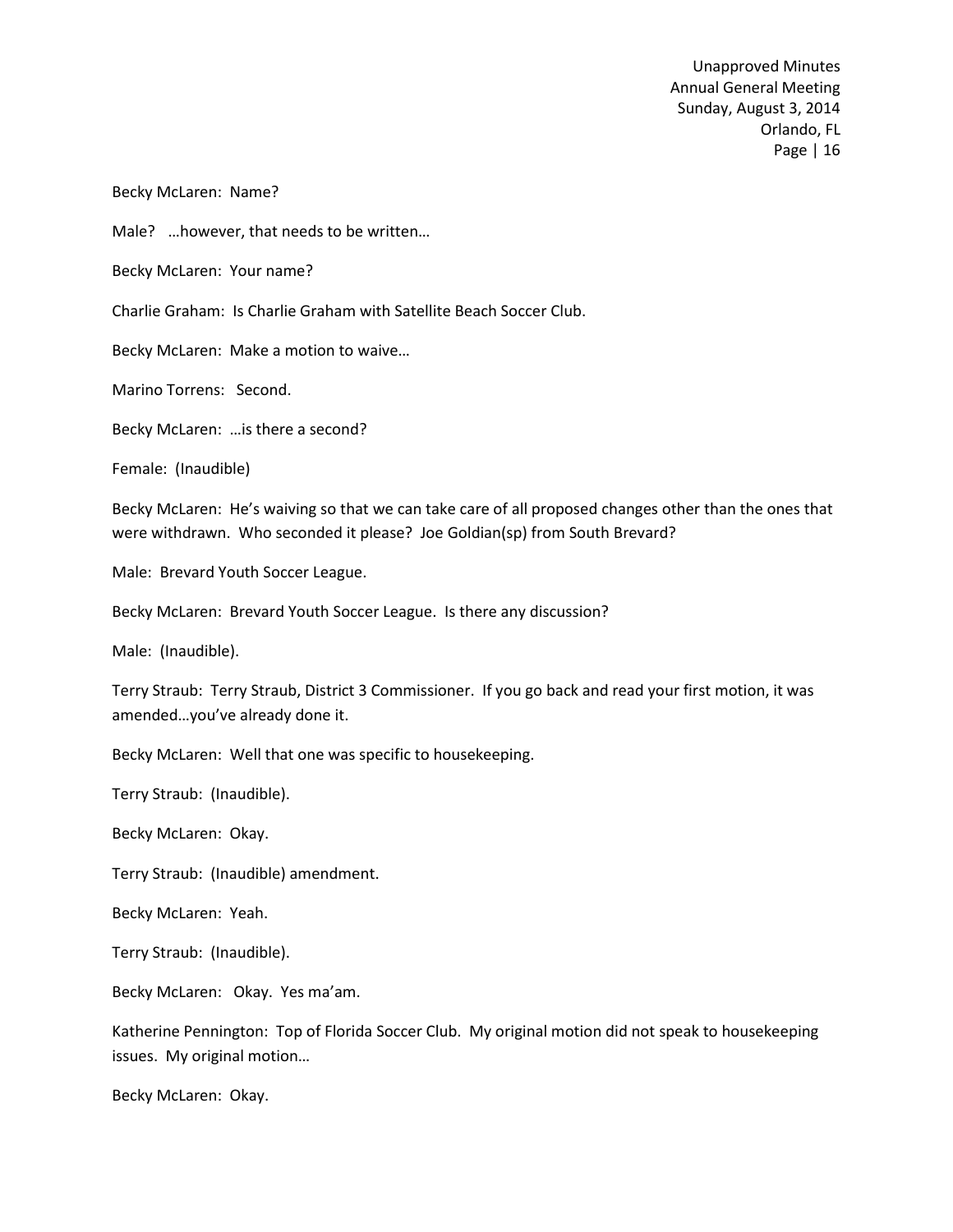Becky McLaren: Name?

Male? …however, that needs to be written…

Becky McLaren: Your name?

Charlie Graham: Is Charlie Graham with Satellite Beach Soccer Club.

Becky McLaren: Make a motion to waive…

Marino Torrens: Second.

Becky McLaren: …is there a second?

Female: (Inaudible)

Becky McLaren: He's waiving so that we can take care of all proposed changes other than the ones that were withdrawn. Who seconded it please? Joe Goldian(sp) from South Brevard?

Male: Brevard Youth Soccer League.

Becky McLaren: Brevard Youth Soccer League. Is there any discussion?

Male: (Inaudible).

Terry Straub: Terry Straub, District 3 Commissioner. If you go back and read your first motion, it was amended…you've already done it.

Becky McLaren: Well that one was specific to housekeeping.

Terry Straub: (Inaudible).

Becky McLaren: Okay.

Terry Straub: (Inaudible) amendment.

Becky McLaren: Yeah.

Terry Straub: (Inaudible).

Becky McLaren: Okay. Yes ma'am.

Katherine Pennington: Top of Florida Soccer Club. My original motion did not speak to housekeeping issues. My original motion…

Becky McLaren: Okay.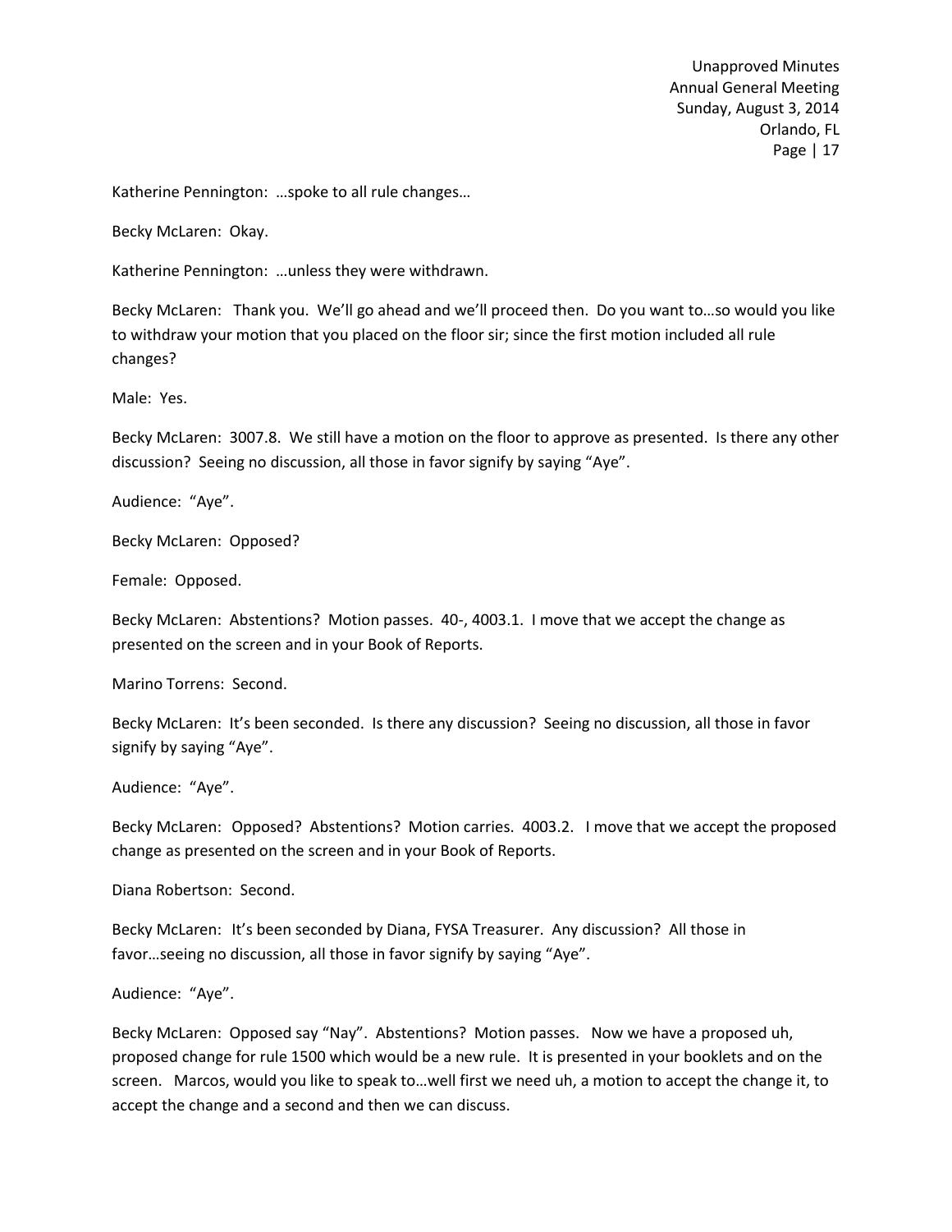Katherine Pennington: …spoke to all rule changes…

Becky McLaren: Okay.

Katherine Pennington: …unless they were withdrawn.

Becky McLaren: Thank you. We'll go ahead and we'll proceed then. Do you want to…so would you like to withdraw your motion that you placed on the floor sir; since the first motion included all rule changes?

Male: Yes.

Becky McLaren: 3007.8. We still have a motion on the floor to approve as presented. Is there any other discussion? Seeing no discussion, all those in favor signify by saying "Aye".

Audience: "Aye".

Becky McLaren: Opposed?

Female: Opposed.

Becky McLaren: Abstentions? Motion passes. 40-, 4003.1. I move that we accept the change as presented on the screen and in your Book of Reports.

Marino Torrens: Second.

Becky McLaren: It's been seconded. Is there any discussion? Seeing no discussion, all those in favor signify by saying "Aye".

Audience: "Aye".

Becky McLaren: Opposed? Abstentions? Motion carries. 4003.2. I move that we accept the proposed change as presented on the screen and in your Book of Reports.

Diana Robertson: Second.

Becky McLaren: It's been seconded by Diana, FYSA Treasurer. Any discussion? All those in favor…seeing no discussion, all those in favor signify by saying "Aye".

Audience: "Aye".

Becky McLaren: Opposed say "Nay". Abstentions? Motion passes. Now we have a proposed uh, proposed change for rule 1500 which would be a new rule. It is presented in your booklets and on the screen. Marcos, would you like to speak to…well first we need uh, a motion to accept the change it, to accept the change and a second and then we can discuss.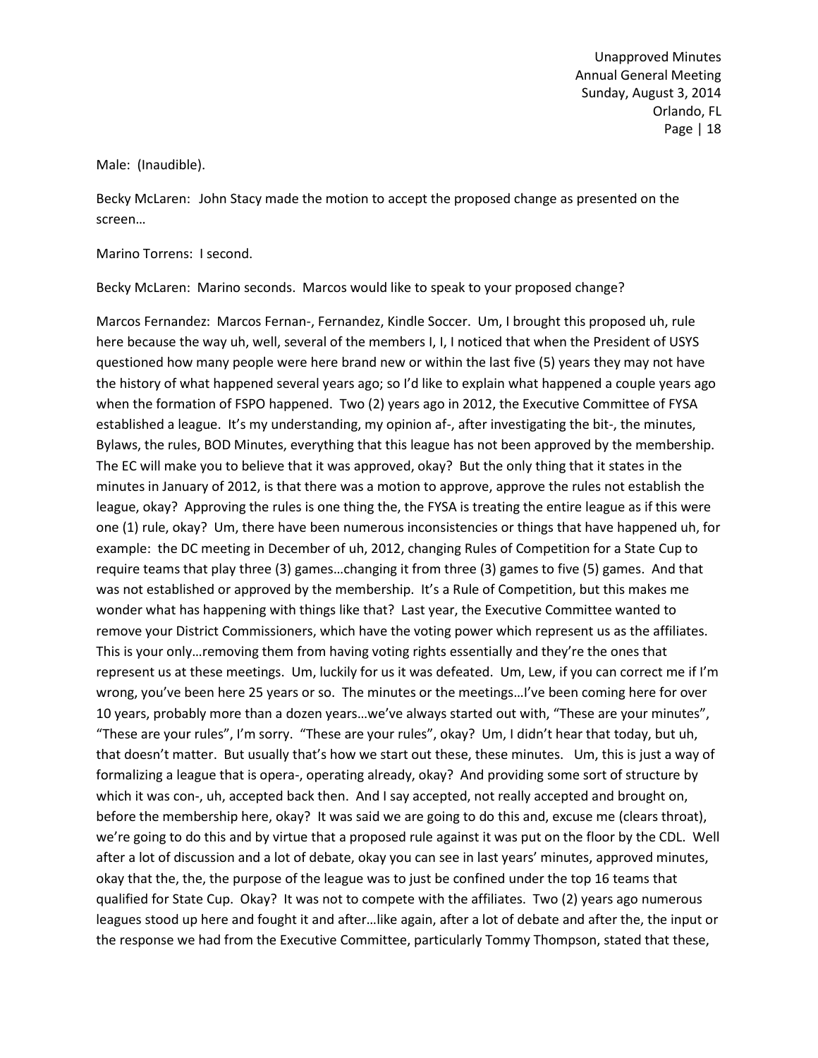Male: (Inaudible).

Becky McLaren: John Stacy made the motion to accept the proposed change as presented on the screen…

Marino Torrens: I second.

Becky McLaren: Marino seconds. Marcos would like to speak to your proposed change?

Marcos Fernandez: Marcos Fernan-, Fernandez, Kindle Soccer. Um, I brought this proposed uh, rule here because the way uh, well, several of the members I, I, I noticed that when the President of USYS questioned how many people were here brand new or within the last five (5) years they may not have the history of what happened several years ago; so I'd like to explain what happened a couple years ago when the formation of FSPO happened. Two (2) years ago in 2012, the Executive Committee of FYSA established a league. It's my understanding, my opinion af-, after investigating the bit-, the minutes, Bylaws, the rules, BOD Minutes, everything that this league has not been approved by the membership. The EC will make you to believe that it was approved, okay? But the only thing that it states in the minutes in January of 2012, is that there was a motion to approve, approve the rules not establish the league, okay? Approving the rules is one thing the, the FYSA is treating the entire league as if this were one (1) rule, okay? Um, there have been numerous inconsistencies or things that have happened uh, for example: the DC meeting in December of uh, 2012, changing Rules of Competition for a State Cup to require teams that play three (3) games…changing it from three (3) games to five (5) games. And that was not established or approved by the membership. It's a Rule of Competition, but this makes me wonder what has happening with things like that? Last year, the Executive Committee wanted to remove your District Commissioners, which have the voting power which represent us as the affiliates. This is your only…removing them from having voting rights essentially and they're the ones that represent us at these meetings. Um, luckily for us it was defeated. Um, Lew, if you can correct me if I'm wrong, you've been here 25 years or so. The minutes or the meetings…I've been coming here for over 10 years, probably more than a dozen years…we've always started out with, "These are your minutes", "These are your rules", I'm sorry. "These are your rules", okay? Um, I didn't hear that today, but uh, that doesn't matter. But usually that's how we start out these, these minutes. Um, this is just a way of formalizing a league that is opera-, operating already, okay? And providing some sort of structure by which it was con-, uh, accepted back then. And I say accepted, not really accepted and brought on, before the membership here, okay? It was said we are going to do this and, excuse me (clears throat), we're going to do this and by virtue that a proposed rule against it was put on the floor by the CDL. Well after a lot of discussion and a lot of debate, okay you can see in last years' minutes, approved minutes, okay that the, the, the purpose of the league was to just be confined under the top 16 teams that qualified for State Cup. Okay? It was not to compete with the affiliates. Two (2) years ago numerous leagues stood up here and fought it and after…like again, after a lot of debate and after the, the input or the response we had from the Executive Committee, particularly Tommy Thompson, stated that these,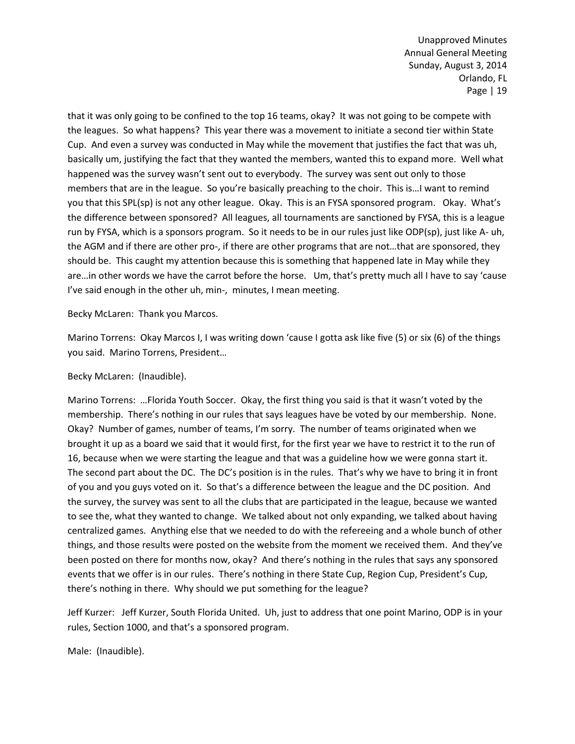that it was only going to be confined to the top 16 teams, okay? It was not going to be compete with the leagues. So what happens? This year there was a movement to initiate a second tier within State Cup. And even a survey was conducted in May while the movement that justifies the fact that was uh, basically um, justifying the fact that they wanted the members, wanted this to expand more. Well what happened was the survey wasn't sent out to everybody. The survey was sent out only to those members that are in the league. So you're basically preaching to the choir. This is…I want to remind you that this SPL(sp) is not any other league. Okay. This is an FYSA sponsored program. Okay. What's the difference between sponsored? All leagues, all tournaments are sanctioned by FYSA, this is a league run by FYSA, which is a sponsors program. So it needs to be in our rules just like ODP(sp), just like A- uh, the AGM and if there are other pro-, if there are other programs that are not…that are sponsored, they should be. This caught my attention because this is something that happened late in May while they are…in other words we have the carrot before the horse. Um, that's pretty much all I have to say 'cause I've said enough in the other uh, min-, minutes, I mean meeting.

Becky McLaren: Thank you Marcos.

Marino Torrens: Okay Marcos I, I was writing down 'cause I gotta ask like five (5) or six (6) of the things you said. Marino Torrens, President…

Becky McLaren: (Inaudible).

Marino Torrens: …Florida Youth Soccer. Okay, the first thing you said is that it wasn't voted by the membership. There's nothing in our rules that says leagues have be voted by our membership. None. Okay? Number of games, number of teams, I'm sorry. The number of teams originated when we brought it up as a board we said that it would first, for the first year we have to restrict it to the run of 16, because when we were starting the league and that was a guideline how we were gonna start it. The second part about the DC. The DC's position is in the rules. That's why we have to bring it in front of you and you guys voted on it. So that's a difference between the league and the DC position. And the survey, the survey was sent to all the clubs that are participated in the league, because we wanted to see the, what they wanted to change. We talked about not only expanding, we talked about having centralized games. Anything else that we needed to do with the refereeing and a whole bunch of other things, and those results were posted on the website from the moment we received them. And they've been posted on there for months now, okay? And there's nothing in the rules that says any sponsored events that we offer is in our rules. There's nothing in there State Cup, Region Cup, President's Cup, there's nothing in there. Why should we put something for the league?

Jeff Kurzer: Jeff Kurzer, South Florida United. Uh, just to address that one point Marino, ODP is in your rules, Section 1000, and that's a sponsored program.

Male: (Inaudible).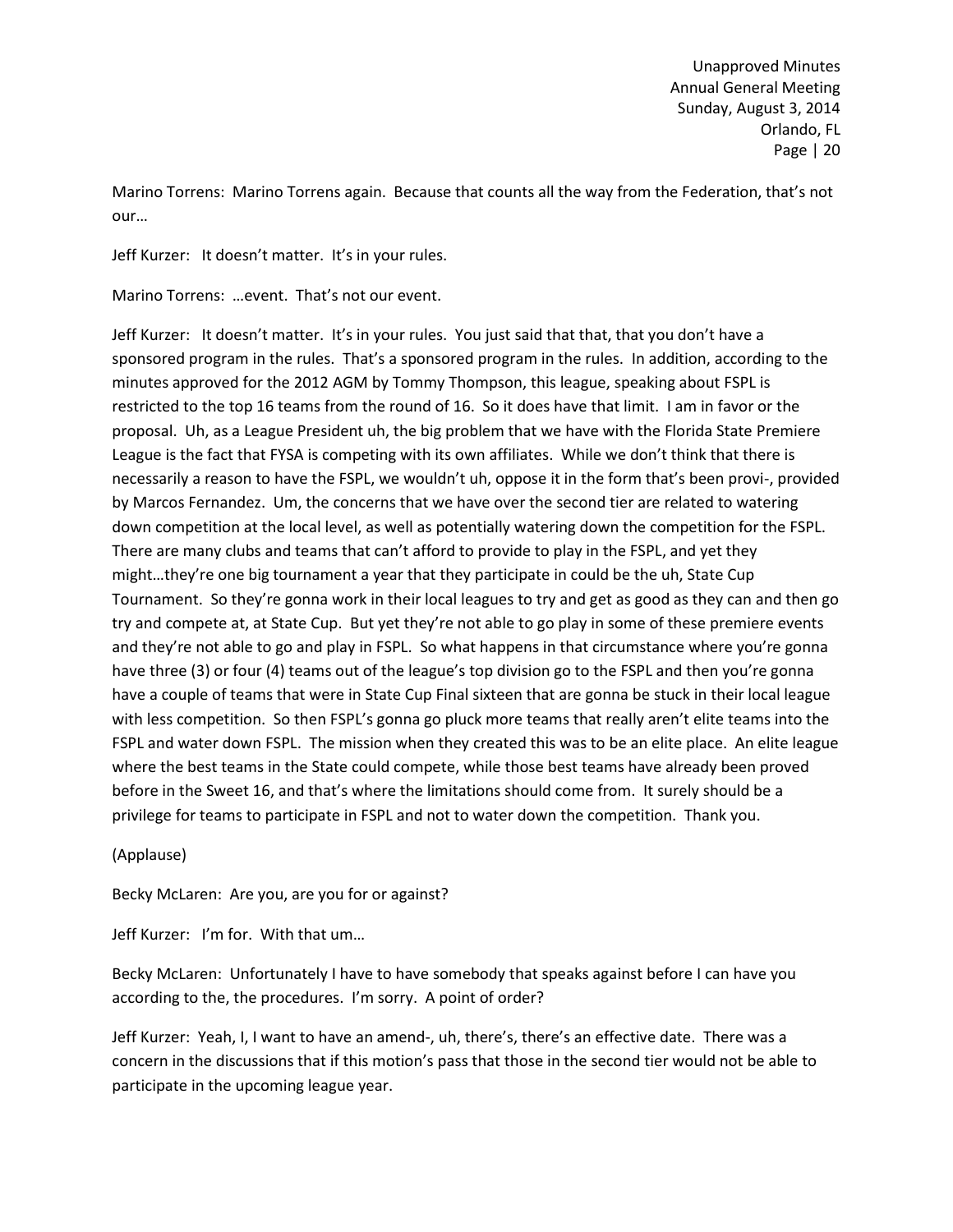Marino Torrens: Marino Torrens again. Because that counts all the way from the Federation, that's not our…

Jeff Kurzer: It doesn't matter. It's in your rules.

Marino Torrens: …event. That's not our event.

Jeff Kurzer: It doesn't matter. It's in your rules. You just said that that, that you don't have a sponsored program in the rules. That's a sponsored program in the rules. In addition, according to the minutes approved for the 2012 AGM by Tommy Thompson, this league, speaking about FSPL is restricted to the top 16 teams from the round of 16. So it does have that limit. I am in favor or the proposal. Uh, as a League President uh, the big problem that we have with the Florida State Premiere League is the fact that FYSA is competing with its own affiliates. While we don't think that there is necessarily a reason to have the FSPL, we wouldn't uh, oppose it in the form that's been provi-, provided by Marcos Fernandez. Um, the concerns that we have over the second tier are related to watering down competition at the local level, as well as potentially watering down the competition for the FSPL. There are many clubs and teams that can't afford to provide to play in the FSPL, and yet they might…they're one big tournament a year that they participate in could be the uh, State Cup Tournament. So they're gonna work in their local leagues to try and get as good as they can and then go try and compete at, at State Cup. But yet they're not able to go play in some of these premiere events and they're not able to go and play in FSPL. So what happens in that circumstance where you're gonna have three (3) or four (4) teams out of the league's top division go to the FSPL and then you're gonna have a couple of teams that were in State Cup Final sixteen that are gonna be stuck in their local league with less competition. So then FSPL's gonna go pluck more teams that really aren't elite teams into the FSPL and water down FSPL. The mission when they created this was to be an elite place. An elite league where the best teams in the State could compete, while those best teams have already been proved before in the Sweet 16, and that's where the limitations should come from. It surely should be a privilege for teams to participate in FSPL and not to water down the competition. Thank you.

(Applause)

Becky McLaren: Are you, are you for or against?

Jeff Kurzer: I'm for. With that um…

Becky McLaren: Unfortunately I have to have somebody that speaks against before I can have you according to the, the procedures. I'm sorry. A point of order?

Jeff Kurzer: Yeah, I, I want to have an amend-, uh, there's, there's an effective date. There was a concern in the discussions that if this motion's pass that those in the second tier would not be able to participate in the upcoming league year.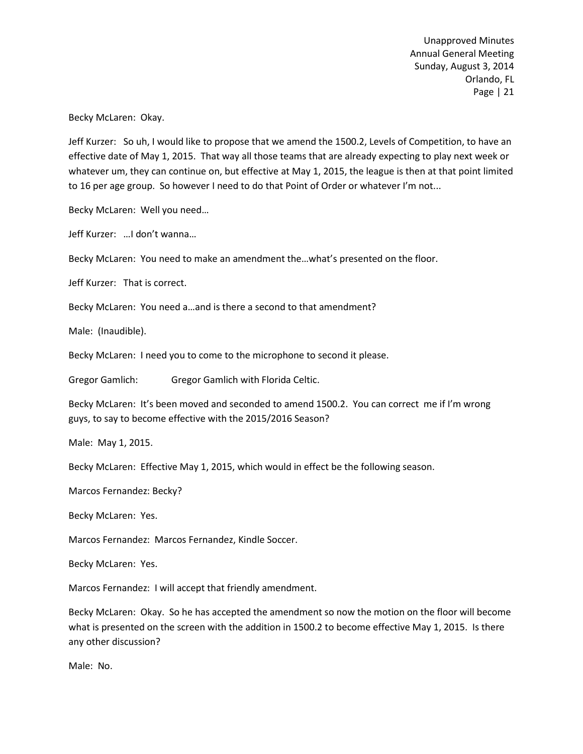Becky McLaren: Okay.

Jeff Kurzer: So uh, I would like to propose that we amend the 1500.2, Levels of Competition, to have an effective date of May 1, 2015. That way all those teams that are already expecting to play next week or whatever um, they can continue on, but effective at May 1, 2015, the league is then at that point limited to 16 per age group. So however I need to do that Point of Order or whatever I'm not...

Becky McLaren: Well you need…

Jeff Kurzer: …I don't wanna…

Becky McLaren: You need to make an amendment the…what's presented on the floor.

Jeff Kurzer: That is correct.

Becky McLaren: You need a…and is there a second to that amendment?

Male: (Inaudible).

Becky McLaren: I need you to come to the microphone to second it please.

Gregor Gamlich: Gregor Gamlich with Florida Celtic.

Becky McLaren: It's been moved and seconded to amend 1500.2. You can correct me if I'm wrong guys, to say to become effective with the 2015/2016 Season?

Male: May 1, 2015.

Becky McLaren: Effective May 1, 2015, which would in effect be the following season.

Marcos Fernandez: Becky?

Becky McLaren: Yes.

Marcos Fernandez: Marcos Fernandez, Kindle Soccer.

Becky McLaren: Yes.

Marcos Fernandez: I will accept that friendly amendment.

Becky McLaren: Okay. So he has accepted the amendment so now the motion on the floor will become what is presented on the screen with the addition in 1500.2 to become effective May 1, 2015. Is there any other discussion?

Male: No.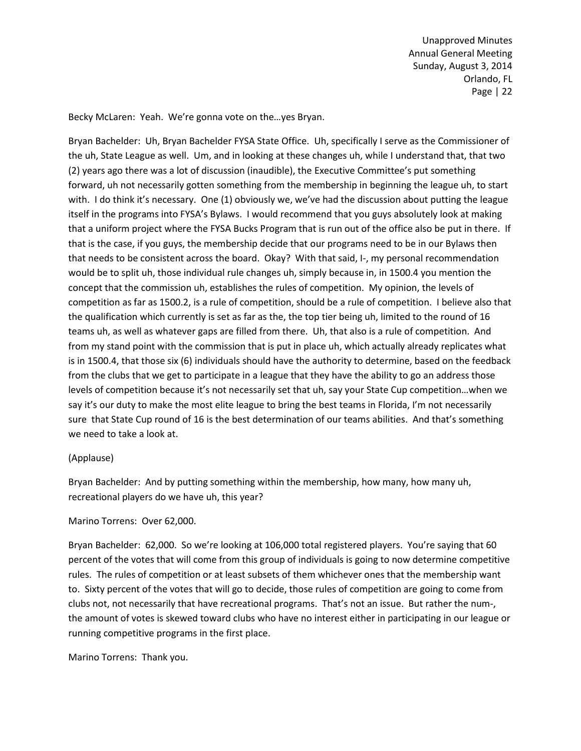Becky McLaren: Yeah. We're gonna vote on the…yes Bryan.

Bryan Bachelder: Uh, Bryan Bachelder FYSA State Office. Uh, specifically I serve as the Commissioner of the uh, State League as well. Um, and in looking at these changes uh, while I understand that, that two (2) years ago there was a lot of discussion (inaudible), the Executive Committee's put something forward, uh not necessarily gotten something from the membership in beginning the league uh, to start with. I do think it's necessary. One (1) obviously we, we've had the discussion about putting the league itself in the programs into FYSA's Bylaws. I would recommend that you guys absolutely look at making that a uniform project where the FYSA Bucks Program that is run out of the office also be put in there. If that is the case, if you guys, the membership decide that our programs need to be in our Bylaws then that needs to be consistent across the board. Okay? With that said, I-, my personal recommendation would be to split uh, those individual rule changes uh, simply because in, in 1500.4 you mention the concept that the commission uh, establishes the rules of competition. My opinion, the levels of competition as far as 1500.2, is a rule of competition, should be a rule of competition. I believe also that the qualification which currently is set as far as the, the top tier being uh, limited to the round of 16 teams uh, as well as whatever gaps are filled from there. Uh, that also is a rule of competition. And from my stand point with the commission that is put in place uh, which actually already replicates what is in 1500.4, that those six (6) individuals should have the authority to determine, based on the feedback from the clubs that we get to participate in a league that they have the ability to go an address those levels of competition because it's not necessarily set that uh, say your State Cup competition…when we say it's our duty to make the most elite league to bring the best teams in Florida, I'm not necessarily sure that State Cup round of 16 is the best determination of our teams abilities. And that's something we need to take a look at.

(Applause)

Bryan Bachelder: And by putting something within the membership, how many, how many uh, recreational players do we have uh, this year?

Marino Torrens: Over 62,000.

Bryan Bachelder: 62,000. So we're looking at 106,000 total registered players. You're saying that 60 percent of the votes that will come from this group of individuals is going to now determine competitive rules. The rules of competition or at least subsets of them whichever ones that the membership want to. Sixty percent of the votes that will go to decide, those rules of competition are going to come from clubs not, not necessarily that have recreational programs. That's not an issue. But rather the num-, the amount of votes is skewed toward clubs who have no interest either in participating in our league or running competitive programs in the first place.

Marino Torrens: Thank you.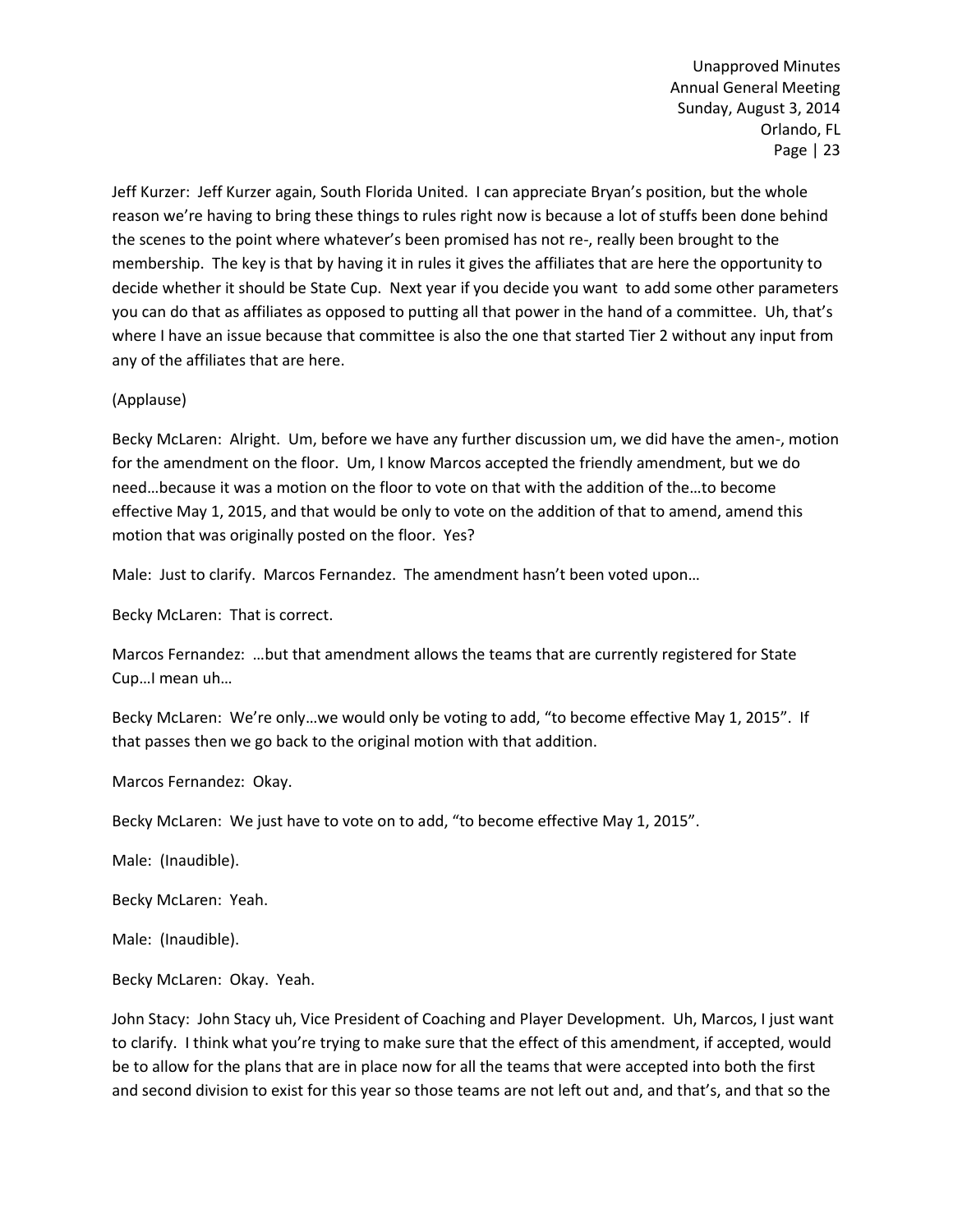Jeff Kurzer: Jeff Kurzer again, South Florida United. I can appreciate Bryan's position, but the whole reason we're having to bring these things to rules right now is because a lot of stuffs been done behind the scenes to the point where whatever's been promised has not re-, really been brought to the membership. The key is that by having it in rules it gives the affiliates that are here the opportunity to decide whether it should be State Cup. Next year if you decide you want to add some other parameters you can do that as affiliates as opposed to putting all that power in the hand of a committee. Uh, that's where I have an issue because that committee is also the one that started Tier 2 without any input from any of the affiliates that are here.

(Applause)

Becky McLaren: Alright. Um, before we have any further discussion um, we did have the amen-, motion for the amendment on the floor. Um, I know Marcos accepted the friendly amendment, but we do need…because it was a motion on the floor to vote on that with the addition of the…to become effective May 1, 2015, and that would be only to vote on the addition of that to amend, amend this motion that was originally posted on the floor. Yes?

Male: Just to clarify. Marcos Fernandez. The amendment hasn't been voted upon…

Becky McLaren: That is correct.

Marcos Fernandez: …but that amendment allows the teams that are currently registered for State Cup…I mean uh…

Becky McLaren: We're only…we would only be voting to add, "to become effective May 1, 2015". If that passes then we go back to the original motion with that addition.

Marcos Fernandez: Okay.

Becky McLaren: We just have to vote on to add, "to become effective May 1, 2015".

Male: (Inaudible).

Becky McLaren: Yeah.

Male: (Inaudible).

Becky McLaren: Okay. Yeah.

John Stacy: John Stacy uh, Vice President of Coaching and Player Development. Uh, Marcos, I just want to clarify. I think what you're trying to make sure that the effect of this amendment, if accepted, would be to allow for the plans that are in place now for all the teams that were accepted into both the first and second division to exist for this year so those teams are not left out and, and that's, and that so the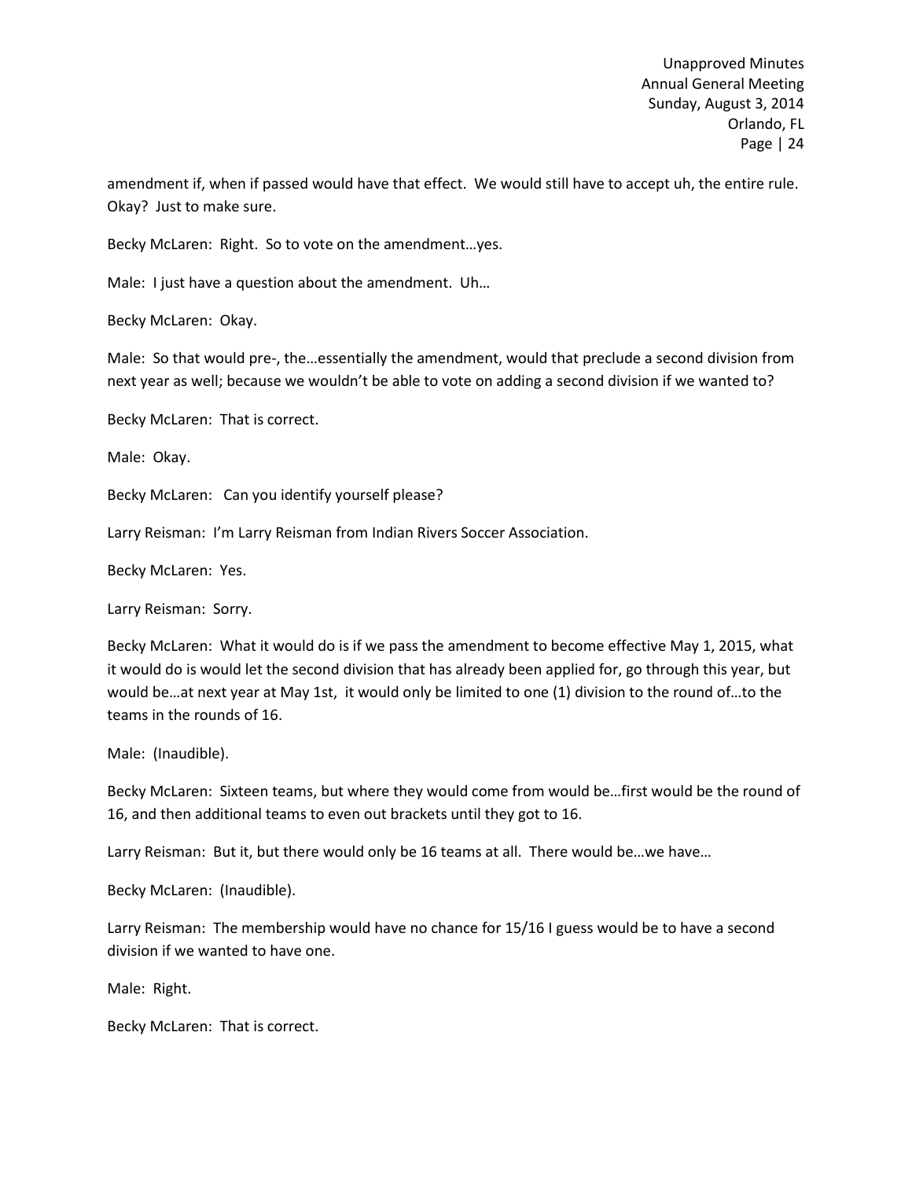amendment if, when if passed would have that effect. We would still have to accept uh, the entire rule. Okay? Just to make sure.

Becky McLaren: Right. So to vote on the amendment…yes.

Male: I just have a question about the amendment. Uh…

Becky McLaren: Okay.

Male: So that would pre-, the…essentially the amendment, would that preclude a second division from next year as well; because we wouldn't be able to vote on adding a second division if we wanted to?

Becky McLaren: That is correct.

Male: Okay.

Becky McLaren: Can you identify yourself please?

Larry Reisman: I'm Larry Reisman from Indian Rivers Soccer Association.

Becky McLaren: Yes.

Larry Reisman: Sorry.

Becky McLaren: What it would do is if we pass the amendment to become effective May 1, 2015, what it would do is would let the second division that has already been applied for, go through this year, but would be…at next year at May 1st, it would only be limited to one (1) division to the round of…to the teams in the rounds of 16.

Male: (Inaudible).

Becky McLaren: Sixteen teams, but where they would come from would be…first would be the round of 16, and then additional teams to even out brackets until they got to 16.

Larry Reisman: But it, but there would only be 16 teams at all. There would be…we have…

Becky McLaren: (Inaudible).

Larry Reisman: The membership would have no chance for 15/16 I guess would be to have a second division if we wanted to have one.

Male: Right.

Becky McLaren: That is correct.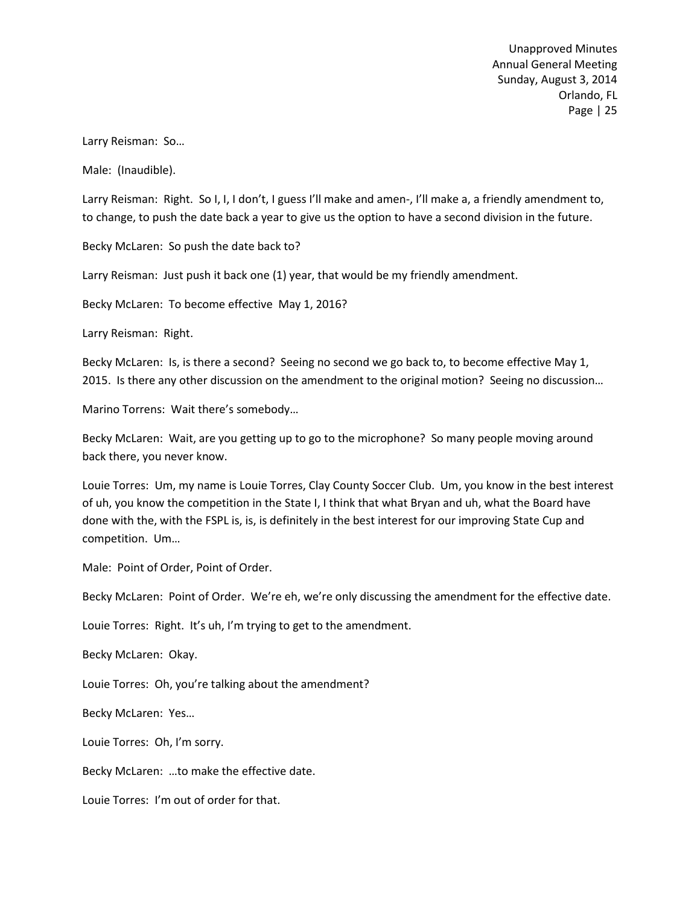Larry Reisman: So…

Male: (Inaudible).

Larry Reisman: Right. So I, I, I don't, I guess I'll make and amen-, I'll make a, a friendly amendment to, to change, to push the date back a year to give us the option to have a second division in the future.

Becky McLaren: So push the date back to?

Larry Reisman: Just push it back one (1) year, that would be my friendly amendment.

Becky McLaren: To become effective May 1, 2016?

Larry Reisman: Right.

Becky McLaren: Is, is there a second? Seeing no second we go back to, to become effective May 1, 2015. Is there any other discussion on the amendment to the original motion? Seeing no discussion…

Marino Torrens: Wait there's somebody…

Becky McLaren: Wait, are you getting up to go to the microphone? So many people moving around back there, you never know.

Louie Torres: Um, my name is Louie Torres, Clay County Soccer Club. Um, you know in the best interest of uh, you know the competition in the State I, I think that what Bryan and uh, what the Board have done with the, with the FSPL is, is, is definitely in the best interest for our improving State Cup and competition. Um…

Male: Point of Order, Point of Order.

Becky McLaren: Point of Order. We're eh, we're only discussing the amendment for the effective date.

Louie Torres: Right. It's uh, I'm trying to get to the amendment.

Becky McLaren: Okay.

Louie Torres: Oh, you're talking about the amendment?

Becky McLaren: Yes…

Louie Torres: Oh, I'm sorry.

Becky McLaren: …to make the effective date.

Louie Torres: I'm out of order for that.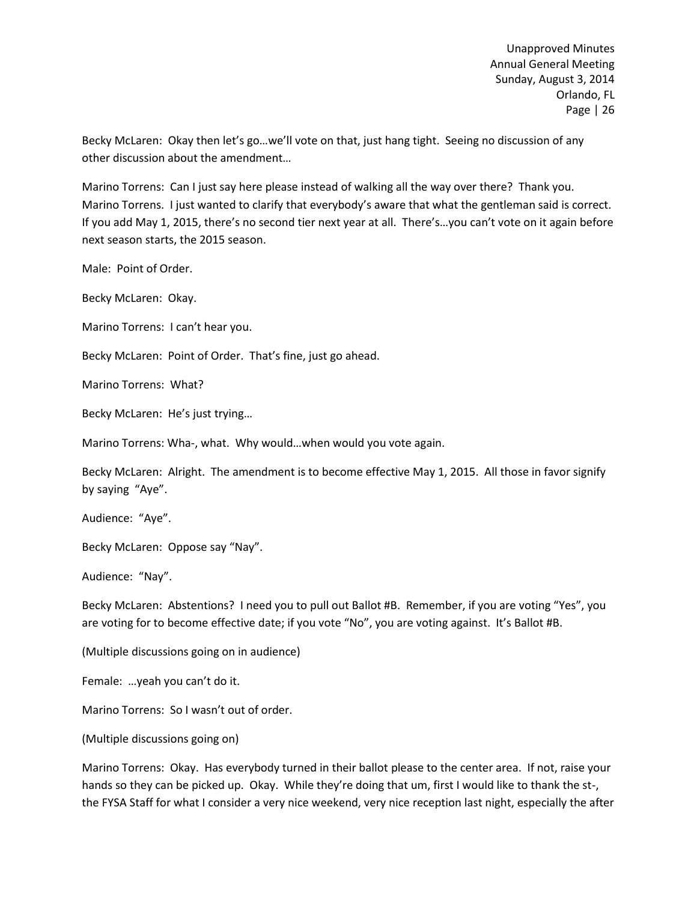Becky McLaren: Okay then let's go…we'll vote on that, just hang tight. Seeing no discussion of any other discussion about the amendment…

Marino Torrens: Can I just say here please instead of walking all the way over there? Thank you. Marino Torrens. I just wanted to clarify that everybody's aware that what the gentleman said is correct. If you add May 1, 2015, there's no second tier next year at all. There's…you can't vote on it again before next season starts, the 2015 season.

Male: Point of Order.

Becky McLaren: Okay.

Marino Torrens: I can't hear you.

Becky McLaren: Point of Order. That's fine, just go ahead.

Marino Torrens: What?

Becky McLaren: He's just trying…

Marino Torrens: Wha-, what. Why would…when would you vote again.

Becky McLaren: Alright. The amendment is to become effective May 1, 2015. All those in favor signify by saying "Aye".

Audience: "Aye".

Becky McLaren: Oppose say "Nay".

Audience: "Nay".

Becky McLaren: Abstentions? I need you to pull out Ballot #B. Remember, if you are voting "Yes", you are voting for to become effective date; if you vote "No", you are voting against. It's Ballot #B.

(Multiple discussions going on in audience)

Female: …yeah you can't do it.

Marino Torrens: So I wasn't out of order.

(Multiple discussions going on)

Marino Torrens: Okay. Has everybody turned in their ballot please to the center area. If not, raise your hands so they can be picked up. Okay. While they're doing that um, first I would like to thank the st-, the FYSA Staff for what I consider a very nice weekend, very nice reception last night, especially the after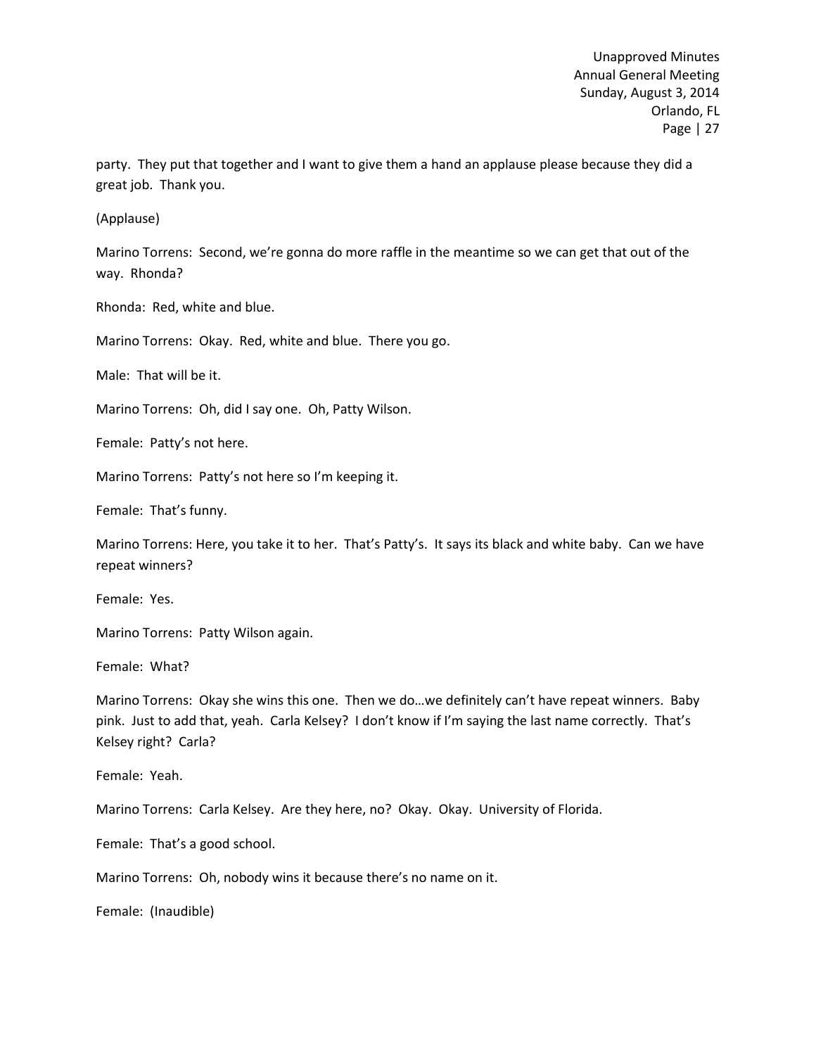party. They put that together and I want to give them a hand an applause please because they did a great job. Thank you.

(Applause)

Marino Torrens: Second, we're gonna do more raffle in the meantime so we can get that out of the way. Rhonda?

Rhonda: Red, white and blue.

Marino Torrens: Okay. Red, white and blue. There you go.

Male: That will be it.

Marino Torrens: Oh, did I say one. Oh, Patty Wilson.

Female: Patty's not here.

Marino Torrens: Patty's not here so I'm keeping it.

Female: That's funny.

Marino Torrens: Here, you take it to her. That's Patty's. It says its black and white baby. Can we have repeat winners?

Female: Yes.

Marino Torrens: Patty Wilson again.

Female: What?

Marino Torrens: Okay she wins this one. Then we do…we definitely can't have repeat winners. Baby pink. Just to add that, yeah. Carla Kelsey? I don't know if I'm saying the last name correctly. That's Kelsey right? Carla?

Female: Yeah.

Marino Torrens: Carla Kelsey. Are they here, no? Okay. Okay. University of Florida.

Female: That's a good school.

Marino Torrens: Oh, nobody wins it because there's no name on it.

Female: (Inaudible)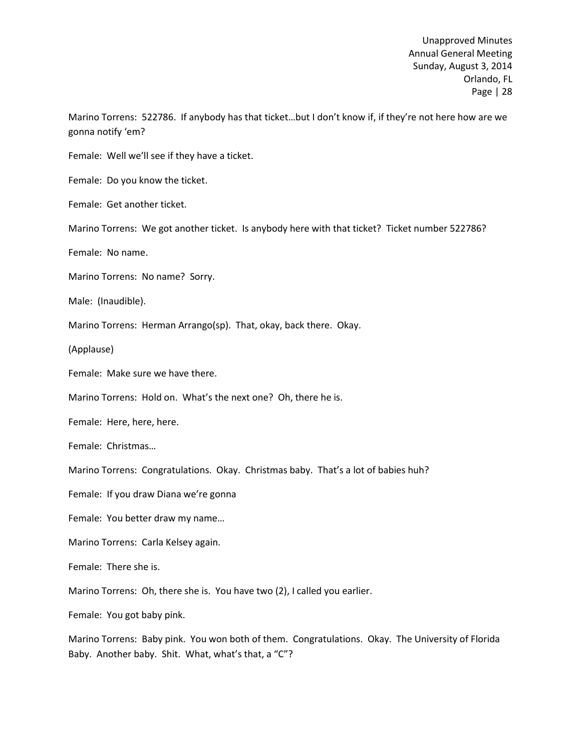Marino Torrens: 522786. If anybody has that ticket…but I don't know if, if they're not here how are we gonna notify 'em?

Female: Well we'll see if they have a ticket.

Female: Do you know the ticket.

Female: Get another ticket.

Marino Torrens: We got another ticket. Is anybody here with that ticket? Ticket number 522786?

Female: No name.

Marino Torrens: No name? Sorry.

Male: (Inaudible).

Marino Torrens: Herman Arrango(sp). That, okay, back there. Okay.

(Applause)

Female: Make sure we have there.

Marino Torrens: Hold on. What's the next one? Oh, there he is.

Female: Here, here, here.

Female: Christmas…

Marino Torrens: Congratulations. Okay. Christmas baby. That's a lot of babies huh?

Female: If you draw Diana we're gonna

Female: You better draw my name…

Marino Torrens: Carla Kelsey again.

Female: There she is.

Marino Torrens: Oh, there she is. You have two (2), I called you earlier.

Female: You got baby pink.

Marino Torrens: Baby pink. You won both of them. Congratulations. Okay. The University of Florida Baby. Another baby. Shit. What, what's that, a "C"?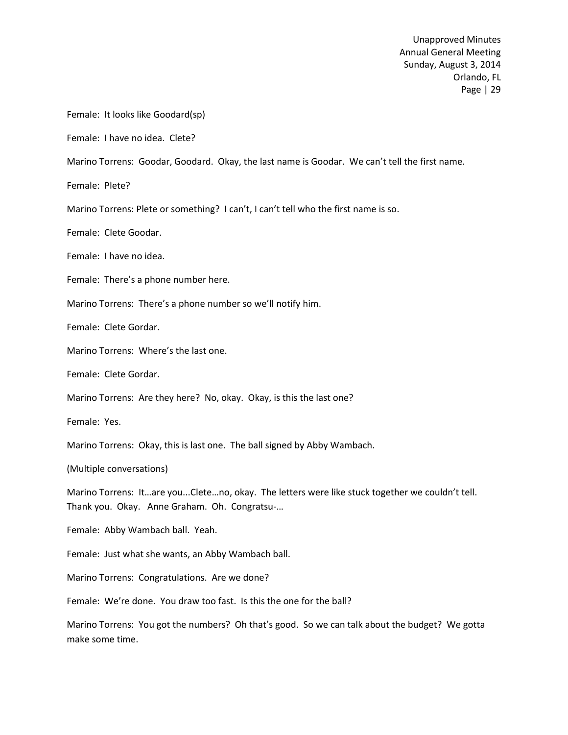Female: It looks like Goodard(sp)

Female: I have no idea. Clete?

Marino Torrens: Goodar, Goodard. Okay, the last name is Goodar. We can't tell the first name.

Female: Plete?

Marino Torrens: Plete or something? I can't, I can't tell who the first name is so.

Female: Clete Goodar.

Female: I have no idea.

Female: There's a phone number here.

Marino Torrens: There's a phone number so we'll notify him.

Female: Clete Gordar.

Marino Torrens: Where's the last one.

Female: Clete Gordar.

Marino Torrens: Are they here? No, okay. Okay, is this the last one?

Female: Yes.

Marino Torrens: Okay, this is last one. The ball signed by Abby Wambach.

(Multiple conversations)

Marino Torrens: It…are you...Clete…no, okay. The letters were like stuck together we couldn't tell. Thank you. Okay. Anne Graham. Oh. Congratsu-…

Female: Abby Wambach ball. Yeah.

Female: Just what she wants, an Abby Wambach ball.

Marino Torrens: Congratulations. Are we done?

Female: We're done. You draw too fast. Is this the one for the ball?

Marino Torrens: You got the numbers? Oh that's good. So we can talk about the budget? We gotta make some time.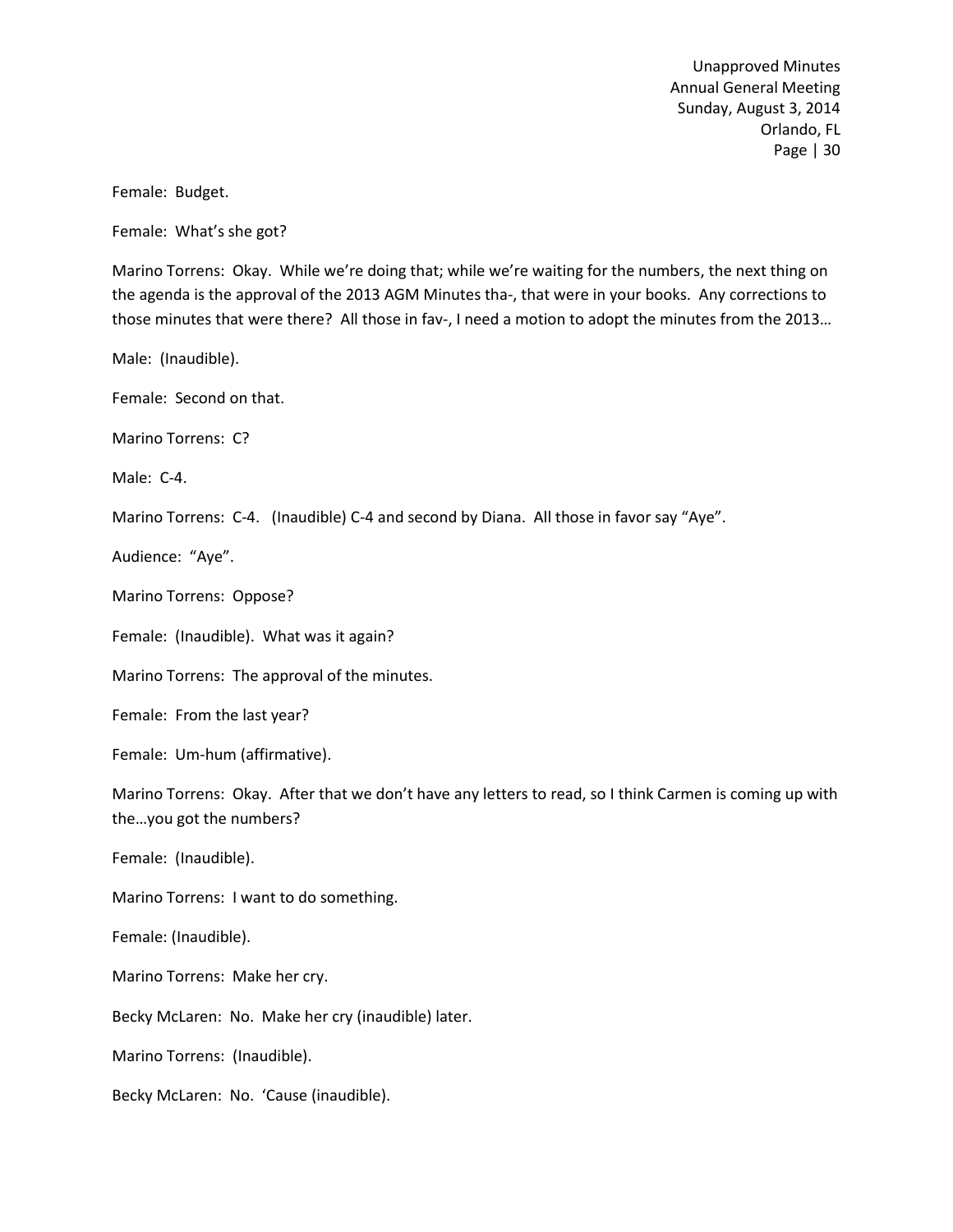Female: Budget.

Female: What's she got?

Marino Torrens: Okay. While we're doing that; while we're waiting for the numbers, the next thing on the agenda is the approval of the 2013 AGM Minutes tha-, that were in your books. Any corrections to those minutes that were there? All those in fav-, I need a motion to adopt the minutes from the 2013…

Male: (Inaudible).

Female: Second on that.

Marino Torrens: C?

Male: C-4.

Marino Torrens: C-4. (Inaudible) C-4 and second by Diana. All those in favor say "Aye".

Audience: "Aye".

Marino Torrens: Oppose?

Female: (Inaudible). What was it again?

Marino Torrens: The approval of the minutes.

Female: From the last year?

Female: Um-hum (affirmative).

Marino Torrens: Okay. After that we don't have any letters to read, so I think Carmen is coming up with the…you got the numbers?

Female: (Inaudible).

Marino Torrens: I want to do something.

Female: (Inaudible).

Marino Torrens: Make her cry.

Becky McLaren: No. Make her cry (inaudible) later.

Marino Torrens: (Inaudible).

Becky McLaren: No. 'Cause (inaudible).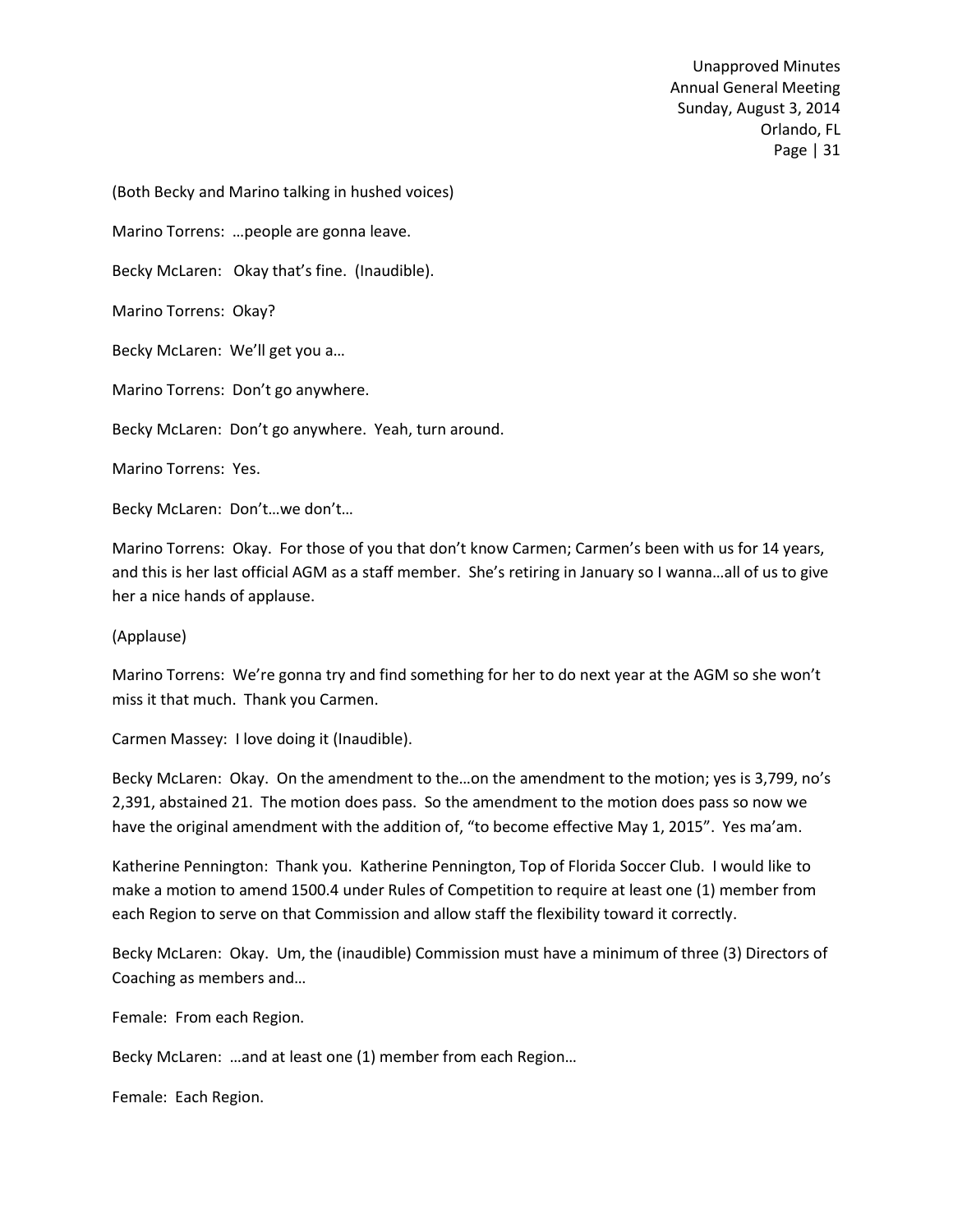(Both Becky and Marino talking in hushed voices)

Marino Torrens: …people are gonna leave.

Becky McLaren: Okay that's fine. (Inaudible).

Marino Torrens: Okay?

Becky McLaren: We'll get you a…

Marino Torrens: Don't go anywhere.

Becky McLaren: Don't go anywhere. Yeah, turn around.

Marino Torrens: Yes.

Becky McLaren: Don't…we don't…

Marino Torrens: Okay. For those of you that don't know Carmen; Carmen's been with us for 14 years, and this is her last official AGM as a staff member. She's retiring in January so I wanna…all of us to give her a nice hands of applause.

(Applause)

Marino Torrens: We're gonna try and find something for her to do next year at the AGM so she won't miss it that much. Thank you Carmen.

Carmen Massey: I love doing it (Inaudible).

Becky McLaren: Okay. On the amendment to the…on the amendment to the motion; yes is 3,799, no's 2,391, abstained 21. The motion does pass. So the amendment to the motion does pass so now we have the original amendment with the addition of, "to become effective May 1, 2015". Yes ma'am.

Katherine Pennington: Thank you. Katherine Pennington, Top of Florida Soccer Club. I would like to make a motion to amend 1500.4 under Rules of Competition to require at least one (1) member from each Region to serve on that Commission and allow staff the flexibility toward it correctly.

Becky McLaren: Okay. Um, the (inaudible) Commission must have a minimum of three (3) Directors of Coaching as members and…

Female: From each Region.

Becky McLaren: …and at least one (1) member from each Region…

Female: Each Region.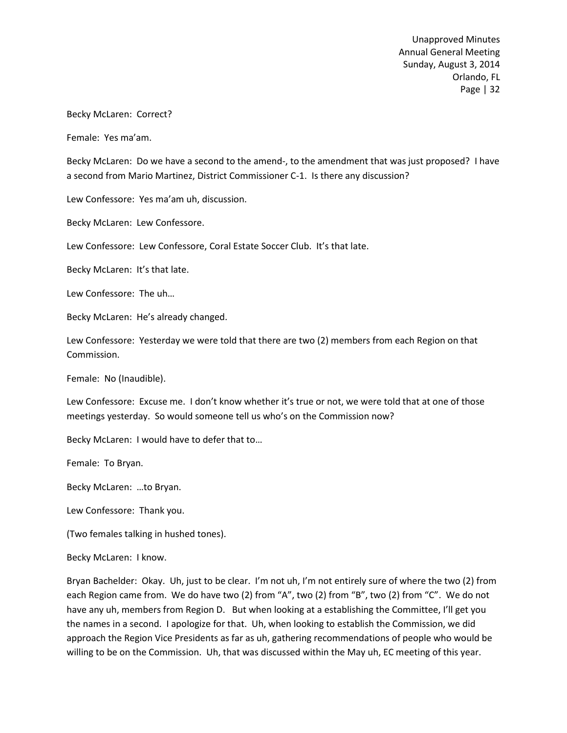Becky McLaren: Correct?

Female: Yes ma'am.

Becky McLaren: Do we have a second to the amend-, to the amendment that was just proposed? I have a second from Mario Martinez, District Commissioner C-1. Is there any discussion?

Lew Confessore: Yes ma'am uh, discussion.

Becky McLaren: Lew Confessore.

Lew Confessore: Lew Confessore, Coral Estate Soccer Club. It's that late.

Becky McLaren: It's that late.

Lew Confessore: The uh…

Becky McLaren: He's already changed.

Lew Confessore: Yesterday we were told that there are two (2) members from each Region on that Commission.

Female: No (Inaudible).

Lew Confessore: Excuse me. I don't know whether it's true or not, we were told that at one of those meetings yesterday. So would someone tell us who's on the Commission now?

Becky McLaren: I would have to defer that to…

Female: To Bryan.

Becky McLaren: …to Bryan.

Lew Confessore: Thank you.

(Two females talking in hushed tones).

Becky McLaren: I know.

Bryan Bachelder: Okay. Uh, just to be clear. I'm not uh, I'm not entirely sure of where the two (2) from each Region came from. We do have two (2) from "A", two (2) from "B", two (2) from "C". We do not have any uh, members from Region D. But when looking at a establishing the Committee, I'll get you the names in a second. I apologize for that. Uh, when looking to establish the Commission, we did approach the Region Vice Presidents as far as uh, gathering recommendations of people who would be willing to be on the Commission. Uh, that was discussed within the May uh, EC meeting of this year.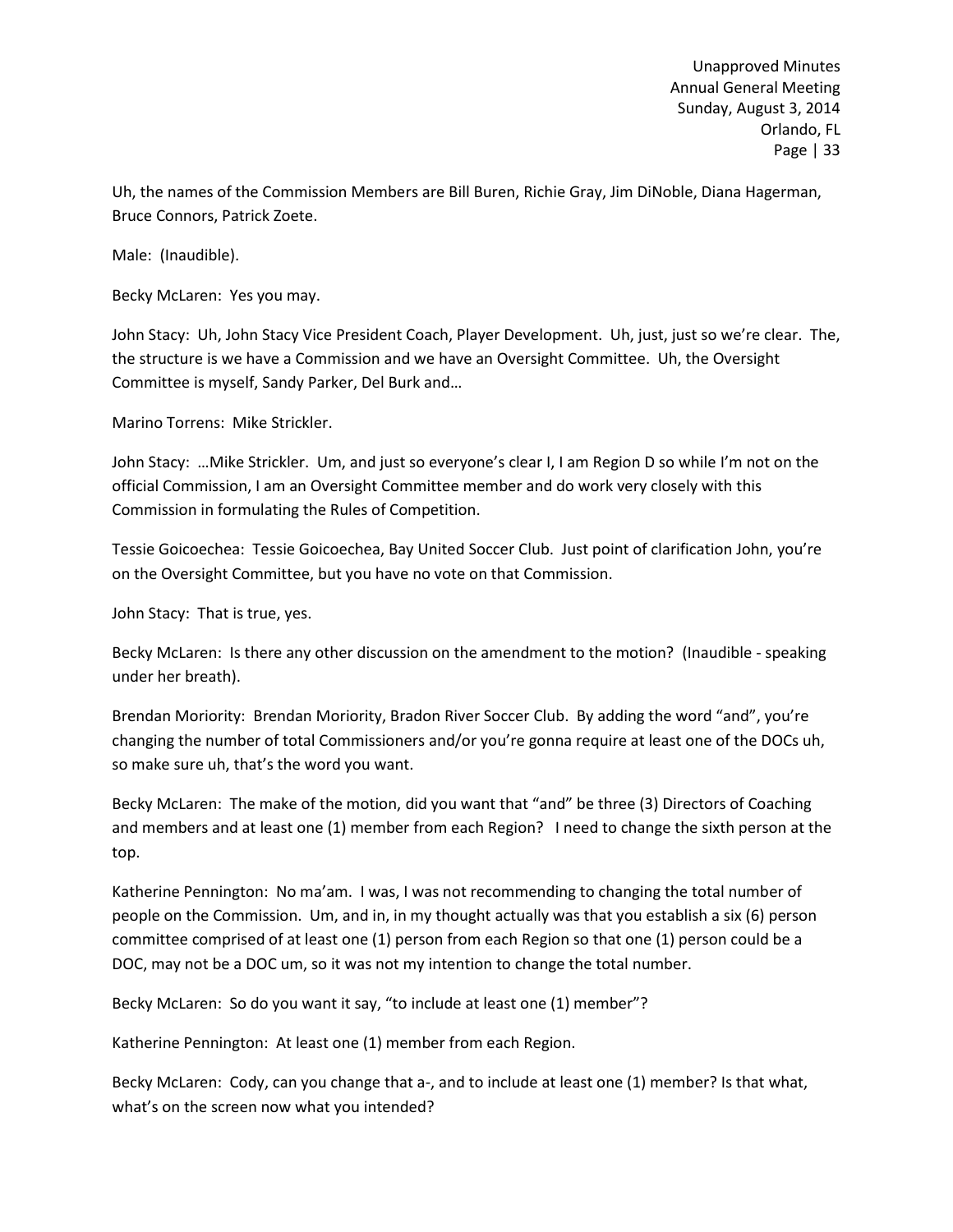Uh, the names of the Commission Members are Bill Buren, Richie Gray, Jim DiNoble, Diana Hagerman, Bruce Connors, Patrick Zoete.

Male: (Inaudible).

Becky McLaren: Yes you may.

John Stacy: Uh, John Stacy Vice President Coach, Player Development. Uh, just, just so we're clear. The, the structure is we have a Commission and we have an Oversight Committee. Uh, the Oversight Committee is myself, Sandy Parker, Del Burk and…

Marino Torrens: Mike Strickler.

John Stacy: …Mike Strickler. Um, and just so everyone's clear I, I am Region D so while I'm not on the official Commission, I am an Oversight Committee member and do work very closely with this Commission in formulating the Rules of Competition.

Tessie Goicoechea: Tessie Goicoechea, Bay United Soccer Club. Just point of clarification John, you're on the Oversight Committee, but you have no vote on that Commission.

John Stacy: That is true, yes.

Becky McLaren: Is there any other discussion on the amendment to the motion? (Inaudible - speaking under her breath).

Brendan Moriority: Brendan Moriority, Bradon River Soccer Club. By adding the word "and", you're changing the number of total Commissioners and/or you're gonna require at least one of the DOCs uh, so make sure uh, that's the word you want.

Becky McLaren: The make of the motion, did you want that "and" be three (3) Directors of Coaching and members and at least one (1) member from each Region? I need to change the sixth person at the top.

Katherine Pennington: No ma'am. I was, I was not recommending to changing the total number of people on the Commission. Um, and in, in my thought actually was that you establish a six (6) person committee comprised of at least one (1) person from each Region so that one (1) person could be a DOC, may not be a DOC um, so it was not my intention to change the total number.

Becky McLaren: So do you want it say, "to include at least one (1) member"?

Katherine Pennington: At least one (1) member from each Region.

Becky McLaren: Cody, can you change that a-, and to include at least one (1) member? Is that what, what's on the screen now what you intended?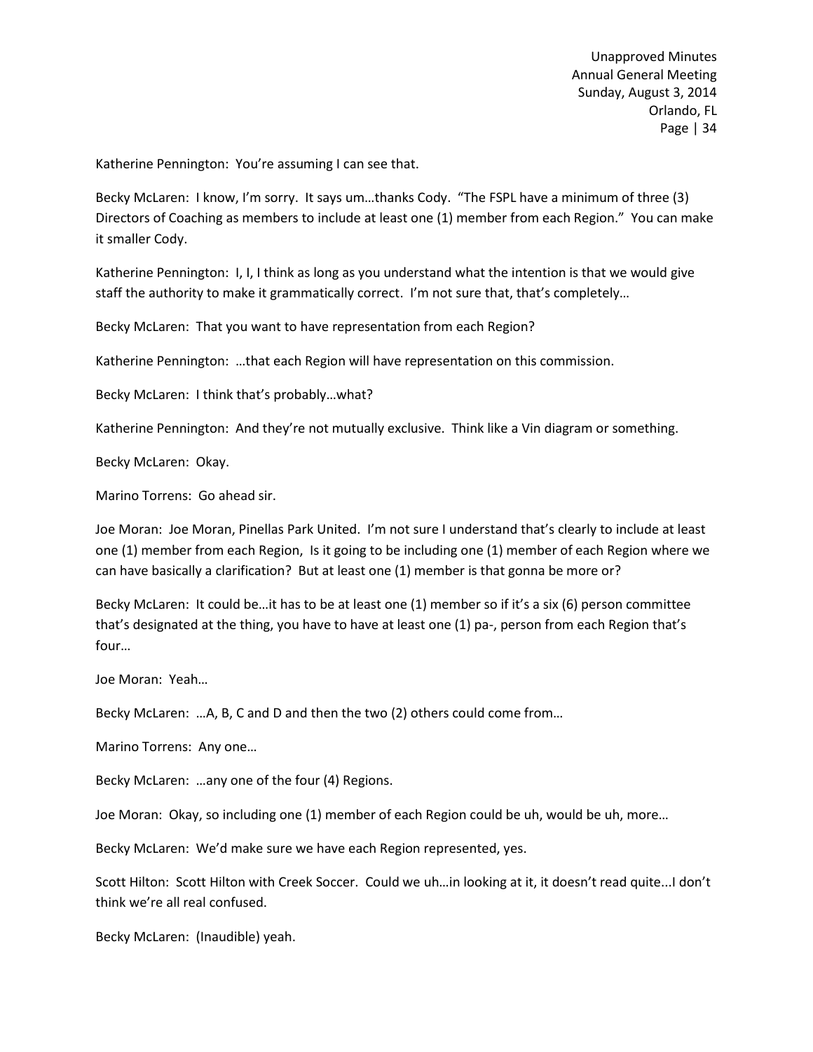Katherine Pennington: You're assuming I can see that.

Becky McLaren: I know, I'm sorry. It says um…thanks Cody. "The FSPL have a minimum of three (3) Directors of Coaching as members to include at least one (1) member from each Region." You can make it smaller Cody.

Katherine Pennington: I, I, I think as long as you understand what the intention is that we would give staff the authority to make it grammatically correct. I'm not sure that, that's completely…

Becky McLaren: That you want to have representation from each Region?

Katherine Pennington: …that each Region will have representation on this commission.

Becky McLaren: I think that's probably…what?

Katherine Pennington: And they're not mutually exclusive. Think like a Vin diagram or something.

Becky McLaren: Okay.

Marino Torrens: Go ahead sir.

Joe Moran: Joe Moran, Pinellas Park United. I'm not sure I understand that's clearly to include at least one (1) member from each Region, Is it going to be including one (1) member of each Region where we can have basically a clarification? But at least one (1) member is that gonna be more or?

Becky McLaren: It could be…it has to be at least one (1) member so if it's a six (6) person committee that's designated at the thing, you have to have at least one (1) pa-, person from each Region that's four…

Joe Moran: Yeah…

Becky McLaren: …A, B, C and D and then the two (2) others could come from…

Marino Torrens: Any one…

Becky McLaren: …any one of the four (4) Regions.

Joe Moran: Okay, so including one (1) member of each Region could be uh, would be uh, more…

Becky McLaren: We'd make sure we have each Region represented, yes.

Scott Hilton: Scott Hilton with Creek Soccer. Could we uh…in looking at it, it doesn't read quite...I don't think we're all real confused.

Becky McLaren: (Inaudible) yeah.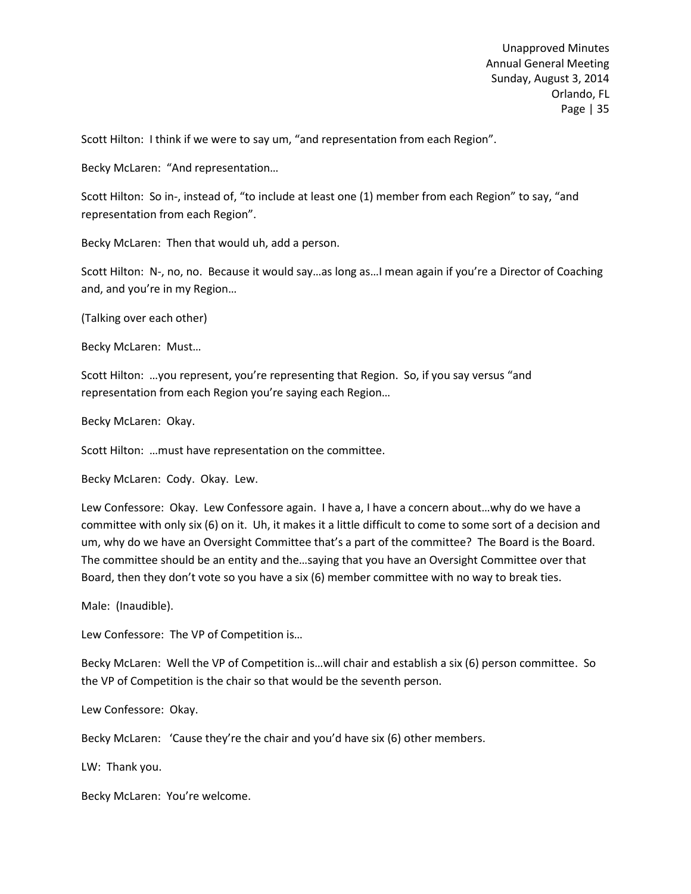Scott Hilton: I think if we were to say um, "and representation from each Region".

Becky McLaren: "And representation…

Scott Hilton: So in-, instead of, "to include at least one (1) member from each Region" to say, "and representation from each Region".

Becky McLaren: Then that would uh, add a person.

Scott Hilton: N-, no, no. Because it would say…as long as…I mean again if you're a Director of Coaching and, and you're in my Region…

(Talking over each other)

Becky McLaren: Must…

Scott Hilton: …you represent, you're representing that Region. So, if you say versus "and representation from each Region you're saying each Region…

Becky McLaren: Okay.

Scott Hilton: …must have representation on the committee.

Becky McLaren: Cody. Okay. Lew.

Lew Confessore: Okay. Lew Confessore again. I have a, I have a concern about…why do we have a committee with only six (6) on it. Uh, it makes it a little difficult to come to some sort of a decision and um, why do we have an Oversight Committee that's a part of the committee? The Board is the Board. The committee should be an entity and the…saying that you have an Oversight Committee over that Board, then they don't vote so you have a six (6) member committee with no way to break ties.

Male: (Inaudible).

Lew Confessore: The VP of Competition is…

Becky McLaren: Well the VP of Competition is…will chair and establish a six (6) person committee. So the VP of Competition is the chair so that would be the seventh person.

Lew Confessore: Okay.

Becky McLaren: 'Cause they're the chair and you'd have six (6) other members.

LW: Thank you.

Becky McLaren: You're welcome.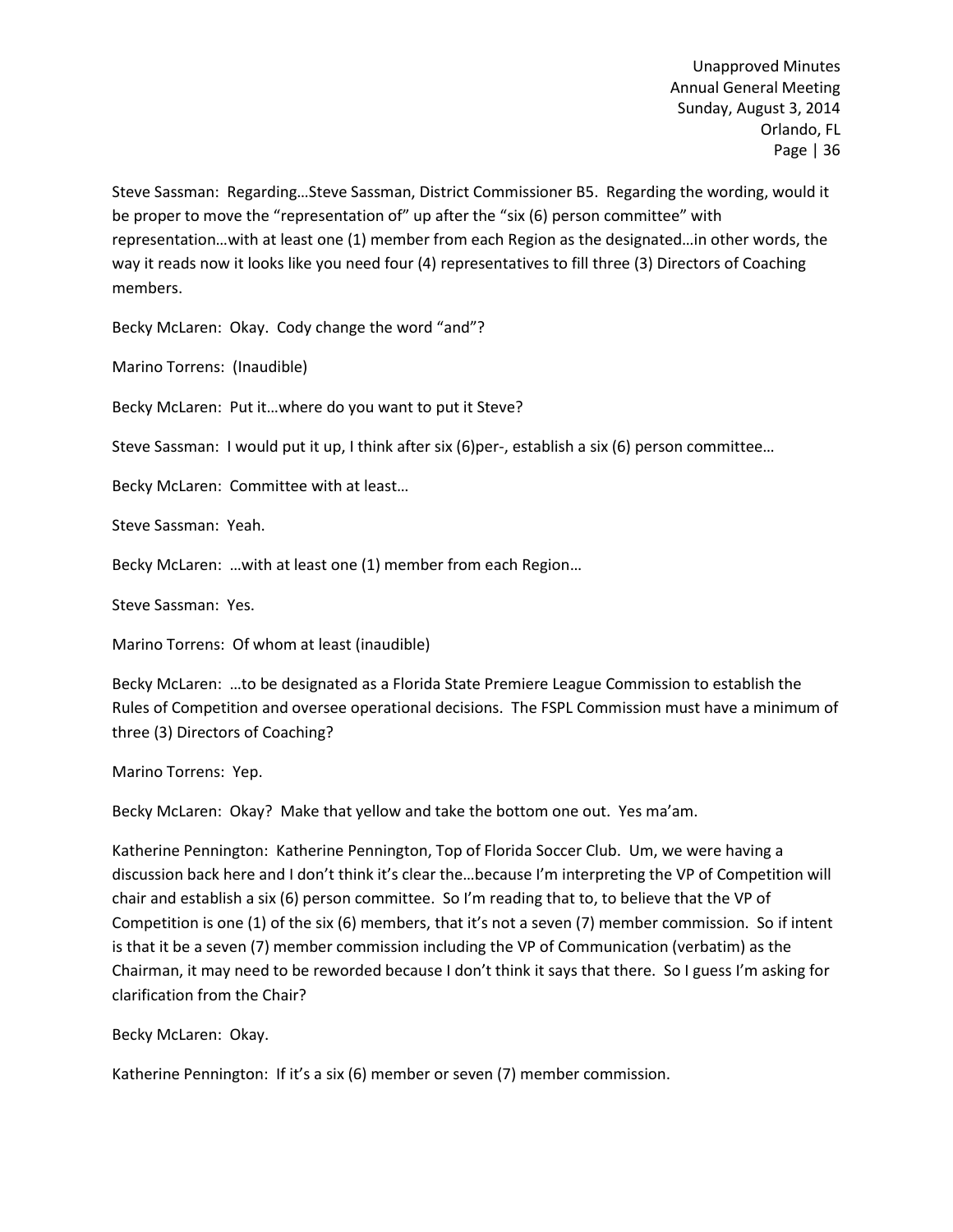Steve Sassman: Regarding…Steve Sassman, District Commissioner B5. Regarding the wording, would it be proper to move the "representation of" up after the "six (6) person committee" with representation…with at least one (1) member from each Region as the designated…in other words, the way it reads now it looks like you need four (4) representatives to fill three (3) Directors of Coaching members.

Becky McLaren: Okay. Cody change the word "and"?

Marino Torrens: (Inaudible)

Becky McLaren: Put it…where do you want to put it Steve?

Steve Sassman: I would put it up, I think after six (6)per-, establish a six (6) person committee…

Becky McLaren: Committee with at least…

Steve Sassman: Yeah.

Becky McLaren: …with at least one (1) member from each Region…

Steve Sassman: Yes.

Marino Torrens: Of whom at least (inaudible)

Becky McLaren: …to be designated as a Florida State Premiere League Commission to establish the Rules of Competition and oversee operational decisions. The FSPL Commission must have a minimum of three (3) Directors of Coaching?

Marino Torrens: Yep.

Becky McLaren: Okay? Make that yellow and take the bottom one out. Yes ma'am.

Katherine Pennington: Katherine Pennington, Top of Florida Soccer Club. Um, we were having a discussion back here and I don't think it's clear the…because I'm interpreting the VP of Competition will chair and establish a six (6) person committee. So I'm reading that to, to believe that the VP of Competition is one (1) of the six (6) members, that it's not a seven (7) member commission. So if intent is that it be a seven (7) member commission including the VP of Communication (verbatim) as the Chairman, it may need to be reworded because I don't think it says that there. So I guess I'm asking for clarification from the Chair?

Becky McLaren: Okay.

Katherine Pennington: If it's a six (6) member or seven (7) member commission.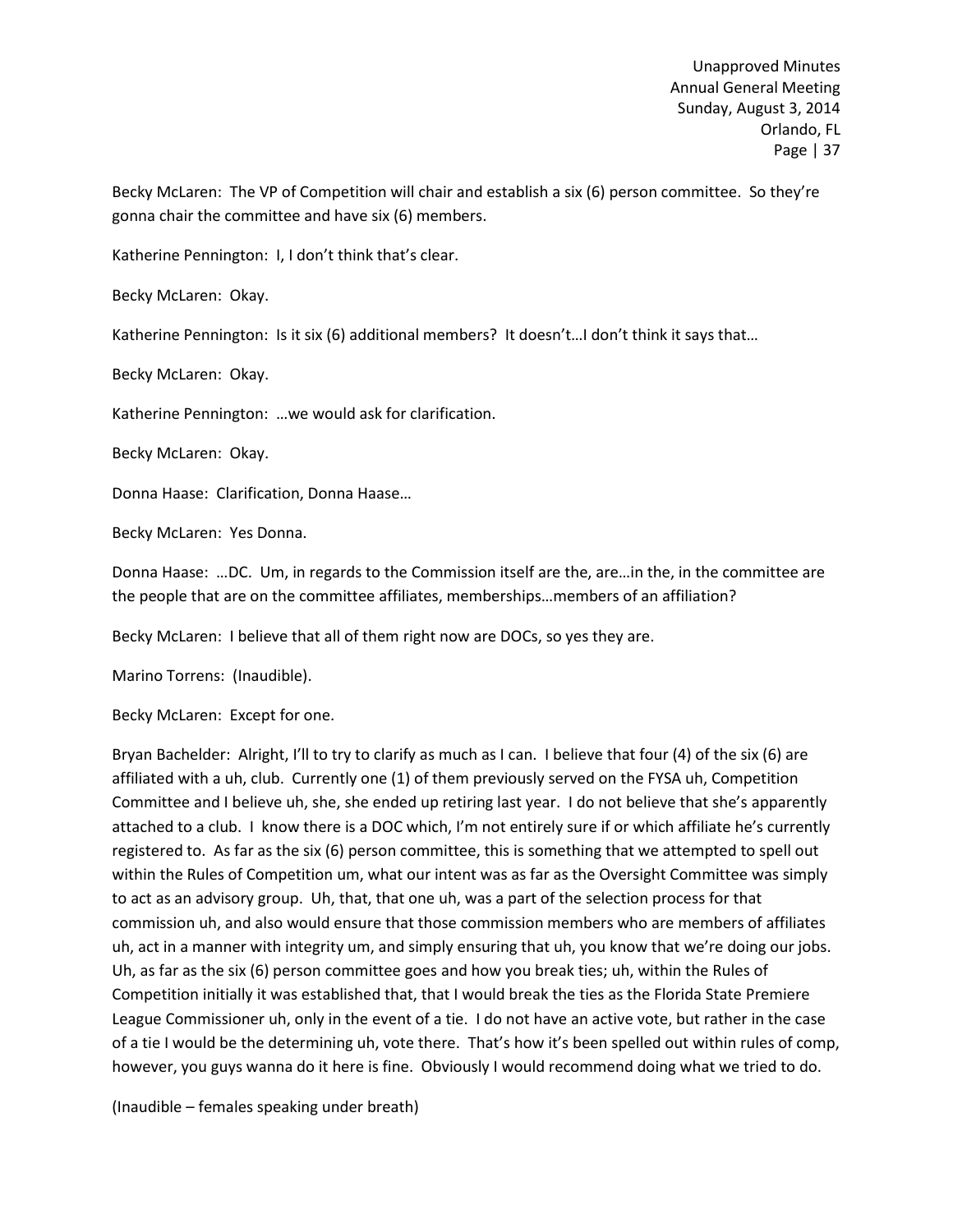Becky McLaren: The VP of Competition will chair and establish a six (6) person committee. So they're gonna chair the committee and have six (6) members.

Katherine Pennington: I, I don't think that's clear.

Becky McLaren: Okay.

Katherine Pennington: Is it six (6) additional members? It doesn't…I don't think it says that…

Becky McLaren: Okay.

Katherine Pennington: …we would ask for clarification.

Becky McLaren: Okay.

Donna Haase: Clarification, Donna Haase…

Becky McLaren: Yes Donna.

Donna Haase: …DC. Um, in regards to the Commission itself are the, are…in the, in the committee are the people that are on the committee affiliates, memberships…members of an affiliation?

Becky McLaren: I believe that all of them right now are DOCs, so yes they are.

Marino Torrens: (Inaudible).

Becky McLaren: Except for one.

Bryan Bachelder: Alright, I'll to try to clarify as much as I can. I believe that four (4) of the six (6) are affiliated with a uh, club. Currently one (1) of them previously served on the FYSA uh, Competition Committee and I believe uh, she, she ended up retiring last year. I do not believe that she's apparently attached to a club. I know there is a DOC which, I'm not entirely sure if or which affiliate he's currently registered to. As far as the six (6) person committee, this is something that we attempted to spell out within the Rules of Competition um, what our intent was as far as the Oversight Committee was simply to act as an advisory group. Uh, that, that one uh, was a part of the selection process for that commission uh, and also would ensure that those commission members who are members of affiliates uh, act in a manner with integrity um, and simply ensuring that uh, you know that we're doing our jobs. Uh, as far as the six (6) person committee goes and how you break ties; uh, within the Rules of Competition initially it was established that, that I would break the ties as the Florida State Premiere League Commissioner uh, only in the event of a tie. I do not have an active vote, but rather in the case of a tie I would be the determining uh, vote there. That's how it's been spelled out within rules of comp, however, you guys wanna do it here is fine. Obviously I would recommend doing what we tried to do.

(Inaudible – females speaking under breath)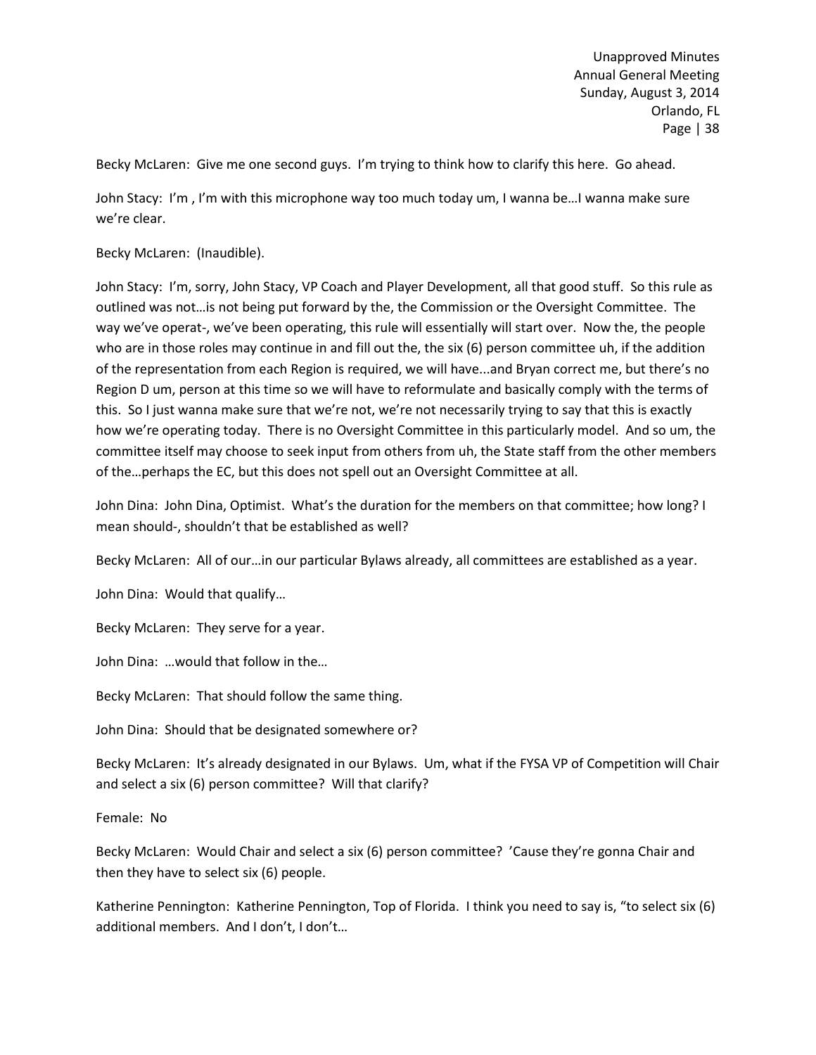Becky McLaren: Give me one second guys. I'm trying to think how to clarify this here. Go ahead.

John Stacy: I'm , I'm with this microphone way too much today um, I wanna be…I wanna make sure we're clear.

Becky McLaren: (Inaudible).

John Stacy: I'm, sorry, John Stacy, VP Coach and Player Development, all that good stuff. So this rule as outlined was not…is not being put forward by the, the Commission or the Oversight Committee. The way we've operat-, we've been operating, this rule will essentially will start over. Now the, the people who are in those roles may continue in and fill out the, the six (6) person committee uh, if the addition of the representation from each Region is required, we will have...and Bryan correct me, but there's no Region D um, person at this time so we will have to reformulate and basically comply with the terms of this. So I just wanna make sure that we're not, we're not necessarily trying to say that this is exactly how we're operating today. There is no Oversight Committee in this particularly model. And so um, the committee itself may choose to seek input from others from uh, the State staff from the other members of the…perhaps the EC, but this does not spell out an Oversight Committee at all.

John Dina: John Dina, Optimist. What's the duration for the members on that committee; how long? I mean should-, shouldn't that be established as well?

Becky McLaren: All of our…in our particular Bylaws already, all committees are established as a year.

John Dina: Would that qualify…

Becky McLaren: They serve for a year.

John Dina: …would that follow in the…

Becky McLaren: That should follow the same thing.

John Dina: Should that be designated somewhere or?

Becky McLaren: It's already designated in our Bylaws. Um, what if the FYSA VP of Competition will Chair and select a six (6) person committee? Will that clarify?

Female: No

Becky McLaren: Would Chair and select a six (6) person committee? 'Cause they're gonna Chair and then they have to select six (6) people.

Katherine Pennington: Katherine Pennington, Top of Florida. I think you need to say is, "to select six (6) additional members. And I don't, I don't…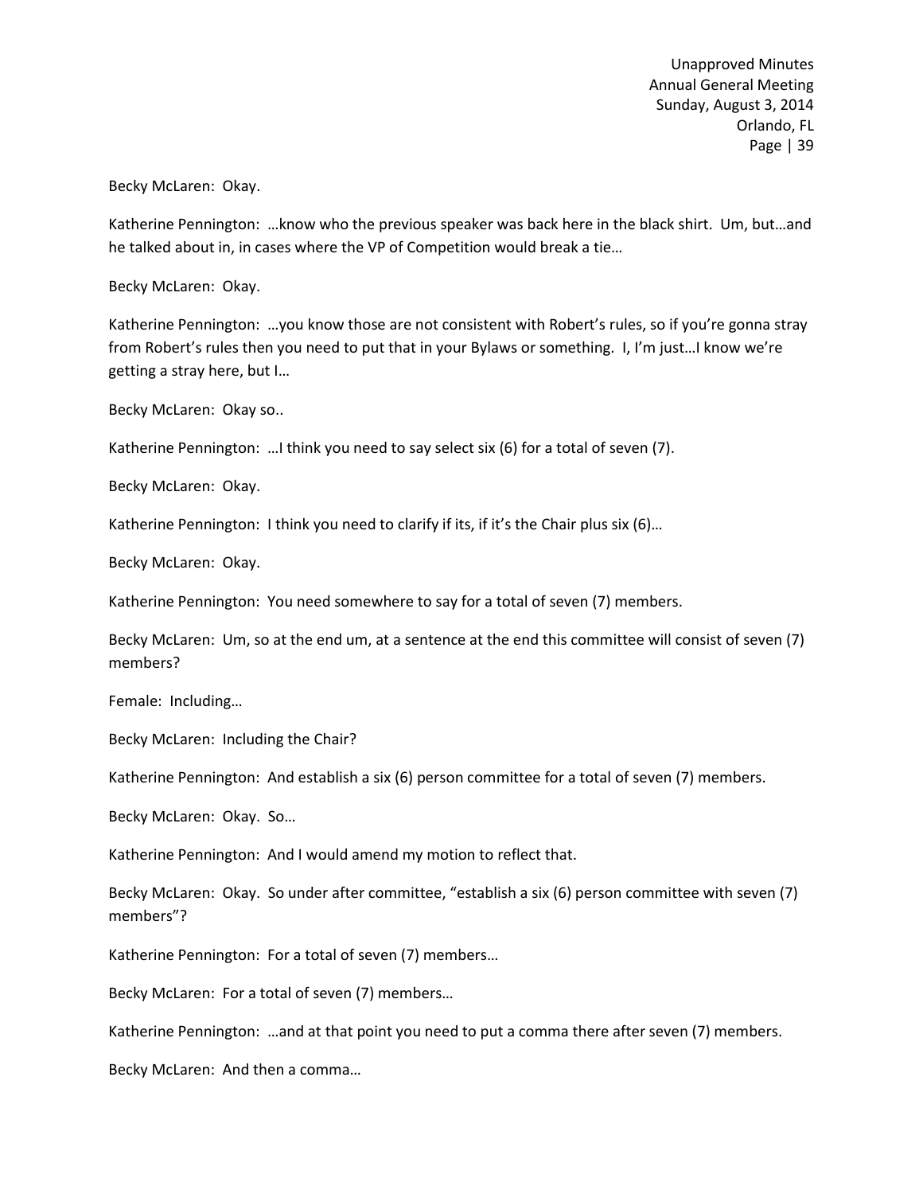Becky McLaren: Okay.

Katherine Pennington: …know who the previous speaker was back here in the black shirt. Um, but…and he talked about in, in cases where the VP of Competition would break a tie…

Becky McLaren: Okay.

Katherine Pennington: …you know those are not consistent with Robert's rules, so if you're gonna stray from Robert's rules then you need to put that in your Bylaws or something. I, I'm just…I know we're getting a stray here, but I…

Becky McLaren: Okay so..

Katherine Pennington: …I think you need to say select six (6) for a total of seven (7).

Becky McLaren: Okay.

Katherine Pennington: I think you need to clarify if its, if it's the Chair plus six (6)…

Becky McLaren: Okay.

Katherine Pennington: You need somewhere to say for a total of seven (7) members.

Becky McLaren: Um, so at the end um, at a sentence at the end this committee will consist of seven (7) members?

Female: Including…

Becky McLaren: Including the Chair?

Katherine Pennington: And establish a six (6) person committee for a total of seven (7) members.

Becky McLaren: Okay. So…

Katherine Pennington: And I would amend my motion to reflect that.

Becky McLaren: Okay. So under after committee, "establish a six (6) person committee with seven (7) members"?

Katherine Pennington: For a total of seven (7) members…

Becky McLaren: For a total of seven (7) members…

Katherine Pennington: …and at that point you need to put a comma there after seven (7) members.

Becky McLaren: And then a comma…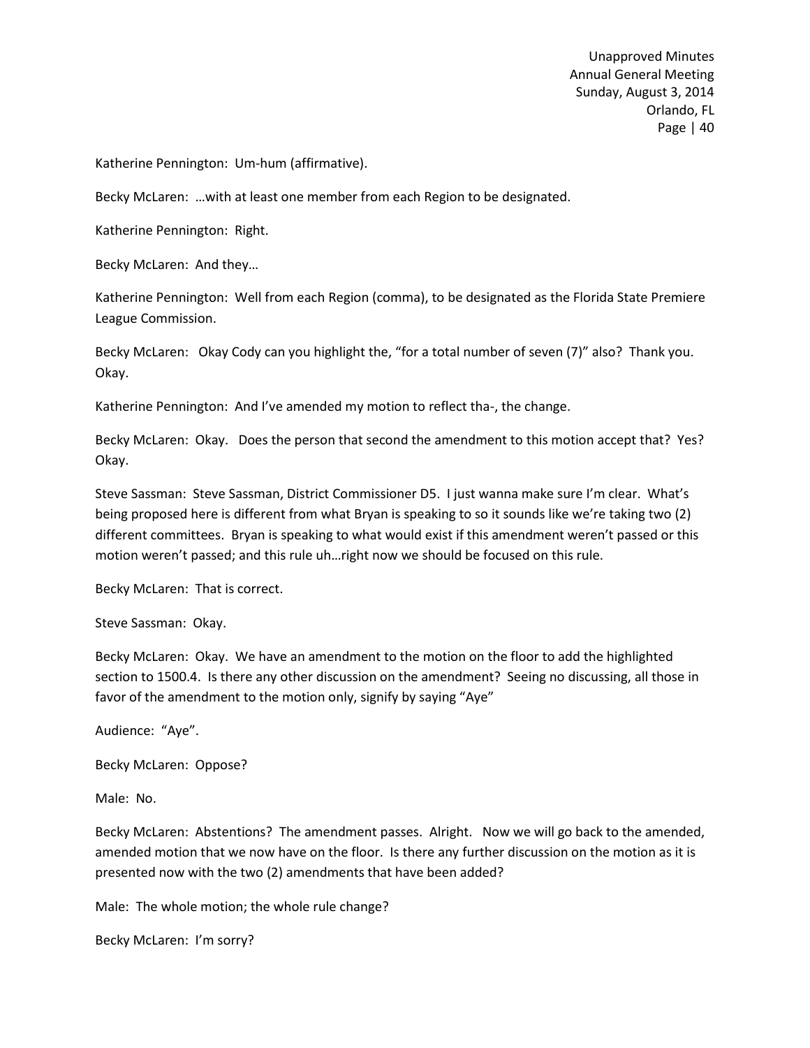Katherine Pennington: Um-hum (affirmative).

Becky McLaren: …with at least one member from each Region to be designated.

Katherine Pennington: Right.

Becky McLaren: And they…

Katherine Pennington: Well from each Region (comma), to be designated as the Florida State Premiere League Commission.

Becky McLaren: Okay Cody can you highlight the, "for a total number of seven (7)" also? Thank you. Okay.

Katherine Pennington: And I've amended my motion to reflect tha-, the change.

Becky McLaren: Okay. Does the person that second the amendment to this motion accept that? Yes? Okay.

Steve Sassman: Steve Sassman, District Commissioner D5. I just wanna make sure I'm clear. What's being proposed here is different from what Bryan is speaking to so it sounds like we're taking two (2) different committees. Bryan is speaking to what would exist if this amendment weren't passed or this motion weren't passed; and this rule uh…right now we should be focused on this rule.

Becky McLaren: That is correct.

Steve Sassman: Okay.

Becky McLaren: Okay. We have an amendment to the motion on the floor to add the highlighted section to 1500.4. Is there any other discussion on the amendment? Seeing no discussing, all those in favor of the amendment to the motion only, signify by saying "Aye"

Audience: "Aye".

Becky McLaren: Oppose?

Male: No.

Becky McLaren: Abstentions? The amendment passes. Alright. Now we will go back to the amended, amended motion that we now have on the floor. Is there any further discussion on the motion as it is presented now with the two (2) amendments that have been added?

Male: The whole motion; the whole rule change?

Becky McLaren: I'm sorry?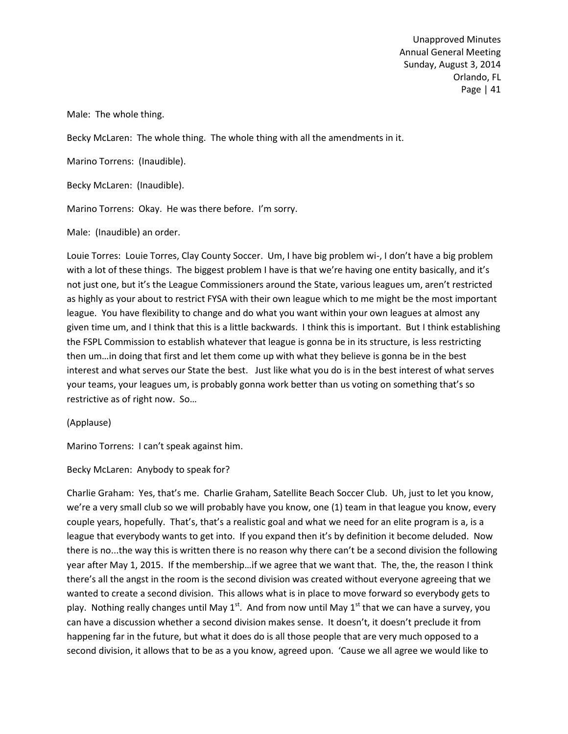Male: The whole thing.

Becky McLaren: The whole thing. The whole thing with all the amendments in it.

Marino Torrens: (Inaudible).

Becky McLaren: (Inaudible).

Marino Torrens: Okay. He was there before. I'm sorry.

Male: (Inaudible) an order.

Louie Torres: Louie Torres, Clay County Soccer. Um, I have big problem wi-, I don't have a big problem with a lot of these things. The biggest problem I have is that we're having one entity basically, and it's not just one, but it's the League Commissioners around the State, various leagues um, aren't restricted as highly as your about to restrict FYSA with their own league which to me might be the most important league. You have flexibility to change and do what you want within your own leagues at almost any given time um, and I think that this is a little backwards. I think this is important. But I think establishing the FSPL Commission to establish whatever that league is gonna be in its structure, is less restricting then um…in doing that first and let them come up with what they believe is gonna be in the best interest and what serves our State the best. Just like what you do is in the best interest of what serves your teams, your leagues um, is probably gonna work better than us voting on something that's so restrictive as of right now. So…

(Applause)

Marino Torrens: I can't speak against him.

Becky McLaren: Anybody to speak for?

Charlie Graham: Yes, that's me. Charlie Graham, Satellite Beach Soccer Club. Uh, just to let you know, we're a very small club so we will probably have you know, one (1) team in that league you know, every couple years, hopefully. That's, that's a realistic goal and what we need for an elite program is a, is a league that everybody wants to get into. If you expand then it's by definition it become deluded. Now there is no...the way this is written there is no reason why there can't be a second division the following year after May 1, 2015. If the membership…if we agree that we want that. The, the, the reason I think there's all the angst in the room is the second division was created without everyone agreeing that we wanted to create a second division. This allows what is in place to move forward so everybody gets to play. Nothing really changes until May 1st. And from now until May 1st that we can have a survey, you can have a discussion whether a second division makes sense. It doesn't, it doesn't preclude it from happening far in the future, but what it does do is all those people that are very much opposed to a second division, it allows that to be as a you know, agreed upon. 'Cause we all agree we would like to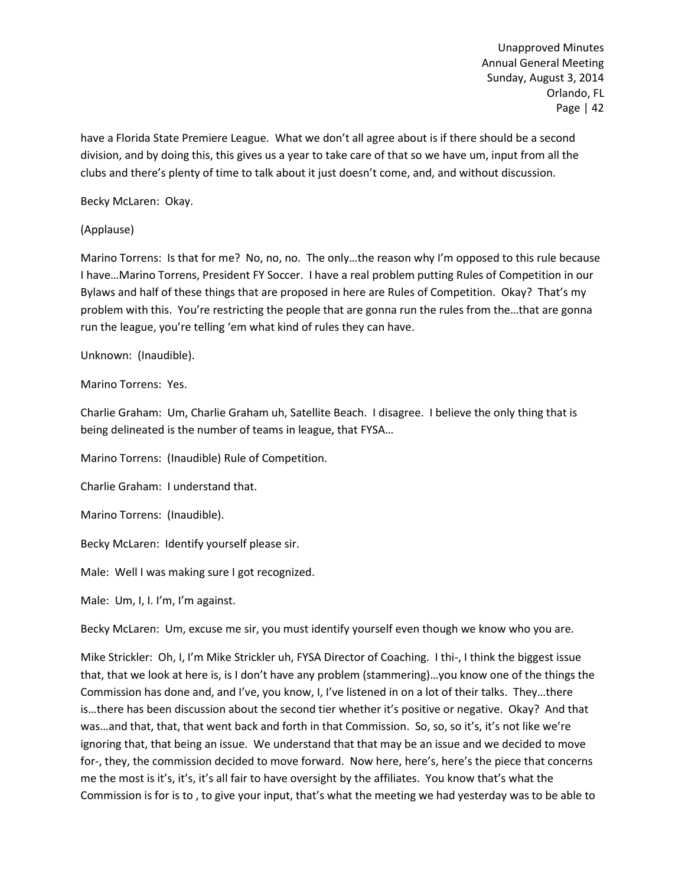have a Florida State Premiere League. What we don't all agree about is if there should be a second division, and by doing this, this gives us a year to take care of that so we have um, input from all the clubs and there's plenty of time to talk about it just doesn't come, and, and without discussion.

Becky McLaren: Okay.

(Applause)

Marino Torrens: Is that for me? No, no, no. The only…the reason why I'm opposed to this rule because I have…Marino Torrens, President FY Soccer. I have a real problem putting Rules of Competition in our Bylaws and half of these things that are proposed in here are Rules of Competition. Okay? That's my problem with this. You're restricting the people that are gonna run the rules from the…that are gonna run the league, you're telling 'em what kind of rules they can have.

Unknown: (Inaudible).

Marino Torrens: Yes.

Charlie Graham: Um, Charlie Graham uh, Satellite Beach. I disagree. I believe the only thing that is being delineated is the number of teams in league, that FYSA…

Marino Torrens: (Inaudible) Rule of Competition.

Charlie Graham: I understand that.

Marino Torrens: (Inaudible).

Becky McLaren: Identify yourself please sir.

Male: Well I was making sure I got recognized.

Male: Um, I, I. I'm, I'm against.

Becky McLaren: Um, excuse me sir, you must identify yourself even though we know who you are.

Mike Strickler: Oh, I, I'm Mike Strickler uh, FYSA Director of Coaching. I thi-, I think the biggest issue that, that we look at here is, is I don't have any problem (stammering)…you know one of the things the Commission has done and, and I've, you know, I, I've listened in on a lot of their talks. They…there is…there has been discussion about the second tier whether it's positive or negative. Okay? And that was…and that, that, that went back and forth in that Commission. So, so, so it's, it's not like we're ignoring that, that being an issue. We understand that that may be an issue and we decided to move for-, they, the commission decided to move forward. Now here, here's, here's the piece that concerns me the most is it's, it's, it's all fair to have oversight by the affiliates. You know that's what the Commission is for is to , to give your input, that's what the meeting we had yesterday was to be able to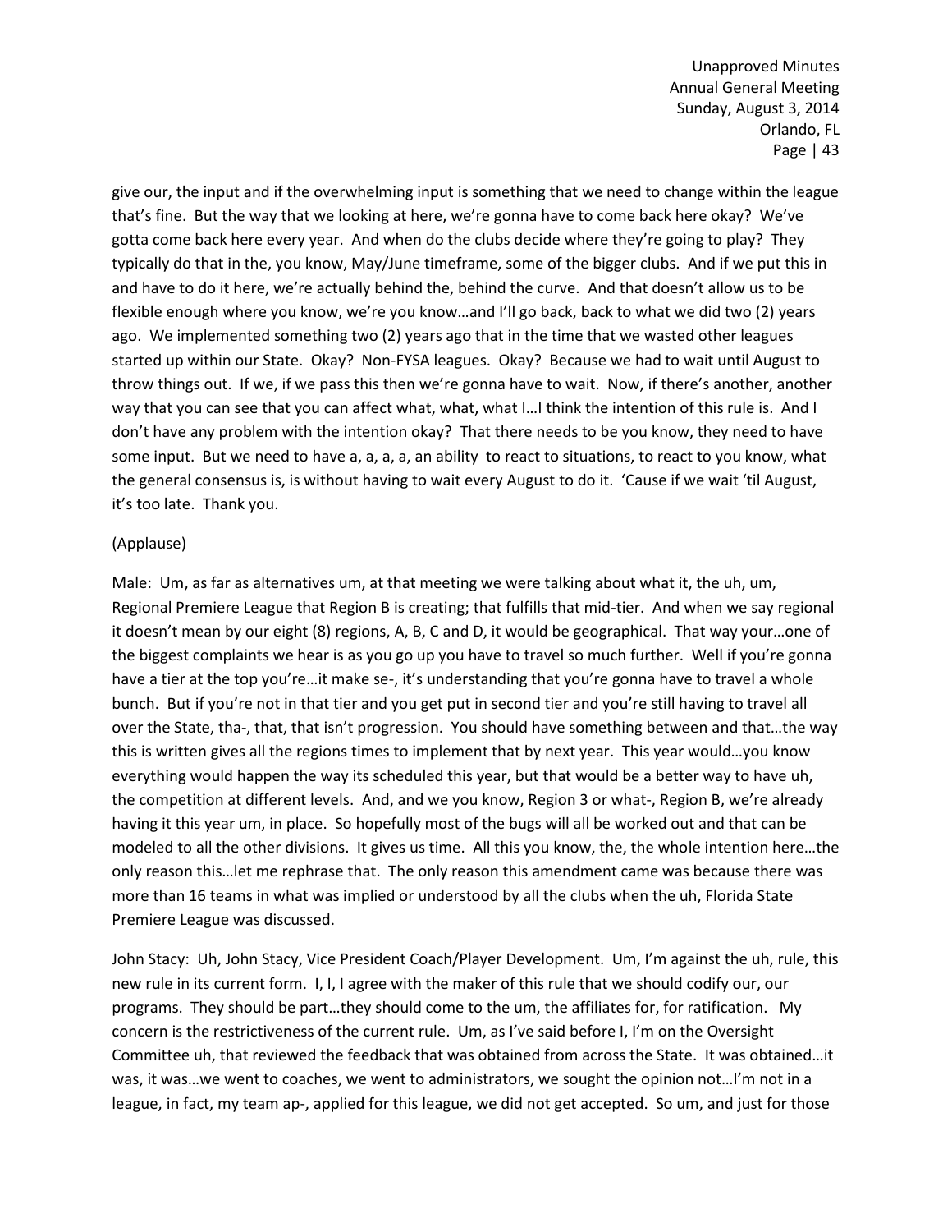give our, the input and if the overwhelming input is something that we need to change within the league that's fine. But the way that we looking at here, we're gonna have to come back here okay? We've gotta come back here every year. And when do the clubs decide where they're going to play? They typically do that in the, you know, May/June timeframe, some of the bigger clubs. And if we put this in and have to do it here, we're actually behind the, behind the curve. And that doesn't allow us to be flexible enough where you know, we're you know…and I'll go back, back to what we did two (2) years ago. We implemented something two (2) years ago that in the time that we wasted other leagues started up within our State. Okay? Non-FYSA leagues. Okay? Because we had to wait until August to throw things out. If we, if we pass this then we're gonna have to wait. Now, if there's another, another way that you can see that you can affect what, what, what I…I think the intention of this rule is. And I don't have any problem with the intention okay? That there needs to be you know, they need to have some input. But we need to have a, a, a, a, an ability to react to situations, to react to you know, what the general consensus is, is without having to wait every August to do it. 'Cause if we wait 'til August, it's too late. Thank you.

(Applause)

Male: Um, as far as alternatives um, at that meeting we were talking about what it, the uh, um, Regional Premiere League that Region B is creating; that fulfills that mid-tier. And when we say regional it doesn't mean by our eight (8) regions, A, B, C and D, it would be geographical. That way your…one of the biggest complaints we hear is as you go up you have to travel so much further. Well if you're gonna have a tier at the top you're…it make se-, it's understanding that you're gonna have to travel a whole bunch. But if you're not in that tier and you get put in second tier and you're still having to travel all over the State, tha-, that, that isn't progression. You should have something between and that…the way this is written gives all the regions times to implement that by next year. This year would…you know everything would happen the way its scheduled this year, but that would be a better way to have uh, the competition at different levels. And, and we you know, Region 3 or what-, Region B, we're already having it this year um, in place. So hopefully most of the bugs will all be worked out and that can be modeled to all the other divisions. It gives us time. All this you know, the, the whole intention here…the only reason this…let me rephrase that. The only reason this amendment came was because there was more than 16 teams in what was implied or understood by all the clubs when the uh, Florida State Premiere League was discussed.

John Stacy: Uh, John Stacy, Vice President Coach/Player Development. Um, I'm against the uh, rule, this new rule in its current form. I, I, I agree with the maker of this rule that we should codify our, our programs. They should be part…they should come to the um, the affiliates for, for ratification. My concern is the restrictiveness of the current rule. Um, as I've said before I, I'm on the Oversight Committee uh, that reviewed the feedback that was obtained from across the State. It was obtained…it was, it was…we went to coaches, we went to administrators, we sought the opinion not…I'm not in a league, in fact, my team ap-, applied for this league, we did not get accepted. So um, and just for those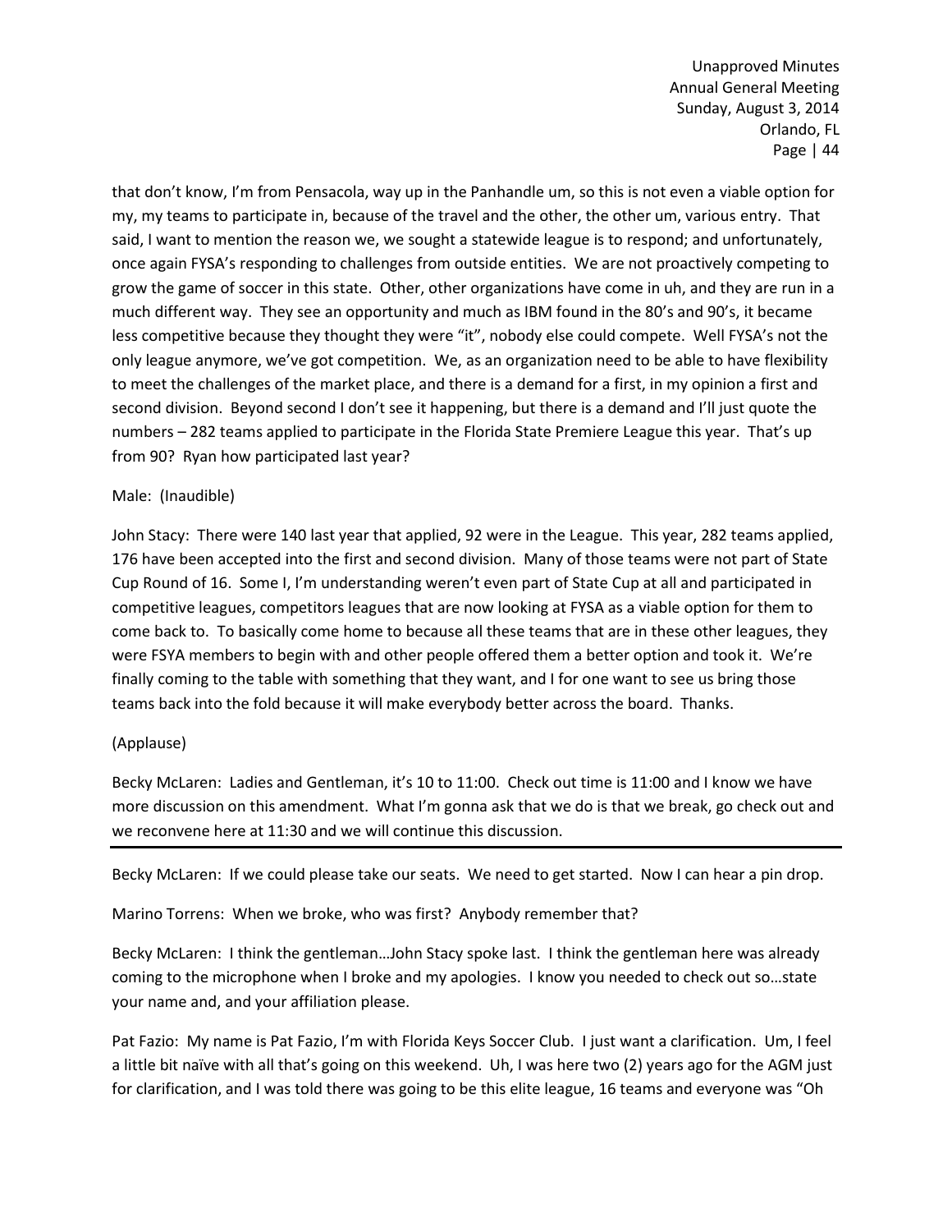that don't know, I'm from Pensacola, way up in the Panhandle um, so this is not even a viable option for my, my teams to participate in, because of the travel and the other, the other um, various entry. That said, I want to mention the reason we, we sought a statewide league is to respond; and unfortunately, once again FYSA's responding to challenges from outside entities. We are not proactively competing to grow the game of soccer in this state. Other, other organizations have come in uh, and they are run in a much different way. They see an opportunity and much as IBM found in the 80's and 90's, it became less competitive because they thought they were "it", nobody else could compete. Well FYSA's not the only league anymore, we've got competition. We, as an organization need to be able to have flexibility to meet the challenges of the market place, and there is a demand for a first, in my opinion a first and second division. Beyond second I don't see it happening, but there is a demand and I'll just quote the numbers – 282 teams applied to participate in the Florida State Premiere League this year. That's up from 90? Ryan how participated last year?

Male: (Inaudible)

John Stacy: There were 140 last year that applied, 92 were in the League. This year, 282 teams applied, 176 have been accepted into the first and second division. Many of those teams were not part of State Cup Round of 16. Some I, I'm understanding weren't even part of State Cup at all and participated in competitive leagues, competitors leagues that are now looking at FYSA as a viable option for them to come back to. To basically come home to because all these teams that are in these other leagues, they were FSYA members to begin with and other people offered them a better option and took it. We're finally coming to the table with something that they want, and I for one want to see us bring those teams back into the fold because it will make everybody better across the board. Thanks.

(Applause)

Becky McLaren: Ladies and Gentleman, it's 10 to 11:00. Check out time is 11:00 and I know we have more discussion on this amendment. What I'm gonna ask that we do is that we break, go check out and we reconvene here at 11:30 and we will continue this discussion.

---

Becky McLaren: If we could please take our seats. We need to get started. Now I can hear a pin drop.

Marino Torrens: When we broke, who was first? Anybody remember that?

Becky McLaren: I think the gentleman…John Stacy spoke last. I think the gentleman here was already coming to the microphone when I broke and my apologies. I know you needed to check out so…state your name and, and your affiliation please.

Pat Fazio: My name is Pat Fazio, I'm with Florida Keys Soccer Club. I just want a clarification. Um, I feel a little bit naïve with all that's going on this weekend. Uh, I was here two (2) years ago for the AGM just for clarification, and I was told there was going to be this elite league, 16 teams and everyone was "Oh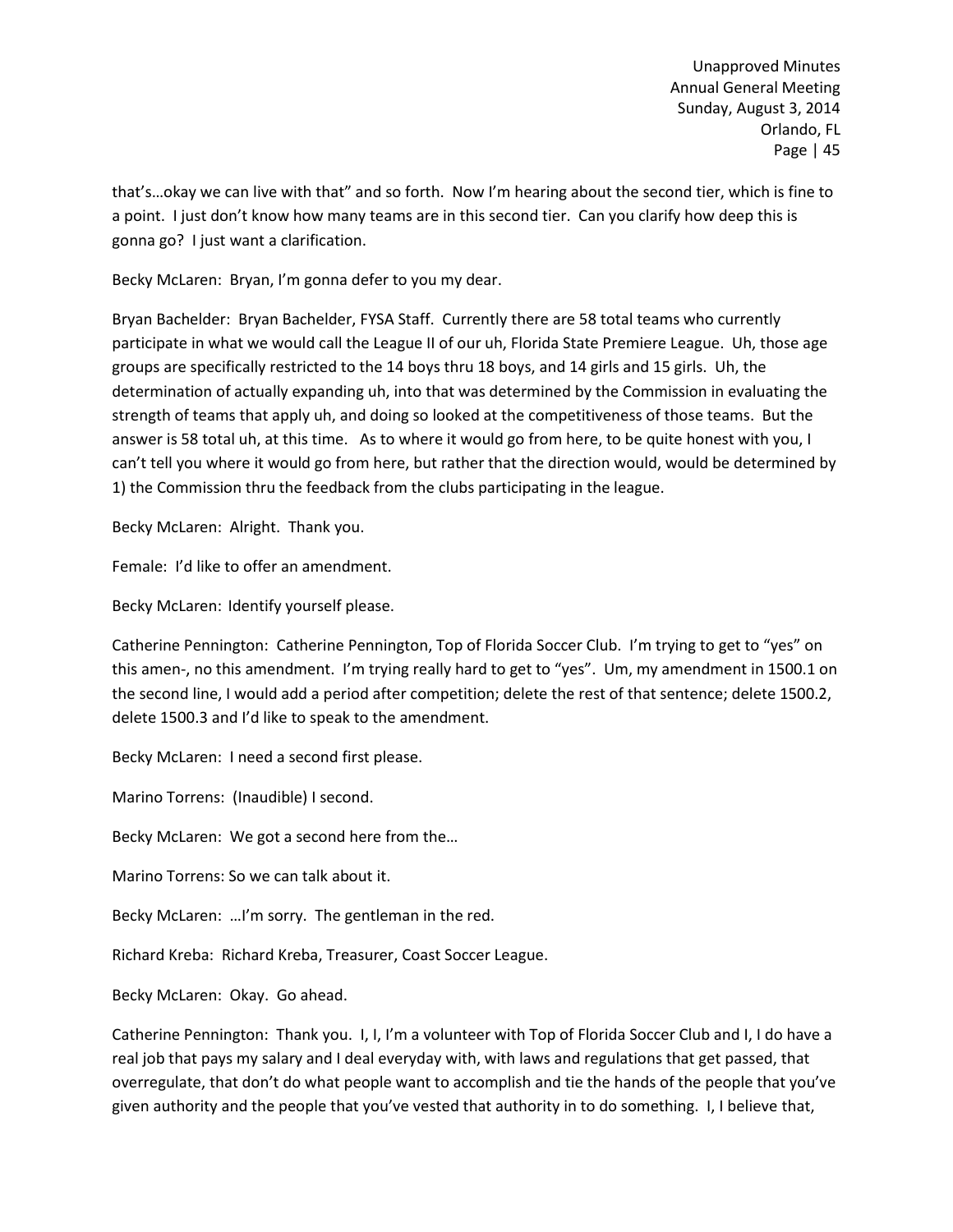that's…okay we can live with that" and so forth. Now I'm hearing about the second tier, which is fine to a point. I just don't know how many teams are in this second tier. Can you clarify how deep this is gonna go? I just want a clarification.

Becky McLaren: Bryan, I'm gonna defer to you my dear.

Bryan Bachelder: Bryan Bachelder, FYSA Staff. Currently there are 58 total teams who currently participate in what we would call the League II of our uh, Florida State Premiere League. Uh, those age groups are specifically restricted to the 14 boys thru 18 boys, and 14 girls and 15 girls. Uh, the determination of actually expanding uh, into that was determined by the Commission in evaluating the strength of teams that apply uh, and doing so looked at the competitiveness of those teams. But the answer is 58 total uh, at this time. As to where it would go from here, to be quite honest with you, I can't tell you where it would go from here, but rather that the direction would, would be determined by 1) the Commission thru the feedback from the clubs participating in the league.

Becky McLaren: Alright. Thank you.

Female: I'd like to offer an amendment.

Becky McLaren: Identify yourself please.

Catherine Pennington: Catherine Pennington, Top of Florida Soccer Club. I'm trying to get to "yes" on this amen-, no this amendment. I'm trying really hard to get to "yes". Um, my amendment in 1500.1 on the second line, I would add a period after competition; delete the rest of that sentence; delete 1500.2, delete 1500.3 and I'd like to speak to the amendment.

Becky McLaren: I need a second first please.

Marino Torrens: (Inaudible) I second.

Becky McLaren: We got a second here from the…

Marino Torrens: So we can talk about it.

Becky McLaren: …I'm sorry. The gentleman in the red.

Richard Kreba: Richard Kreba, Treasurer, Coast Soccer League.

Becky McLaren: Okay. Go ahead.

Catherine Pennington: Thank you. I, I, I'm a volunteer with Top of Florida Soccer Club and I, I do have a real job that pays my salary and I deal everyday with, with laws and regulations that get passed, that overregulate, that don't do what people want to accomplish and tie the hands of the people that you've given authority and the people that you've vested that authority in to do something. I, I believe that,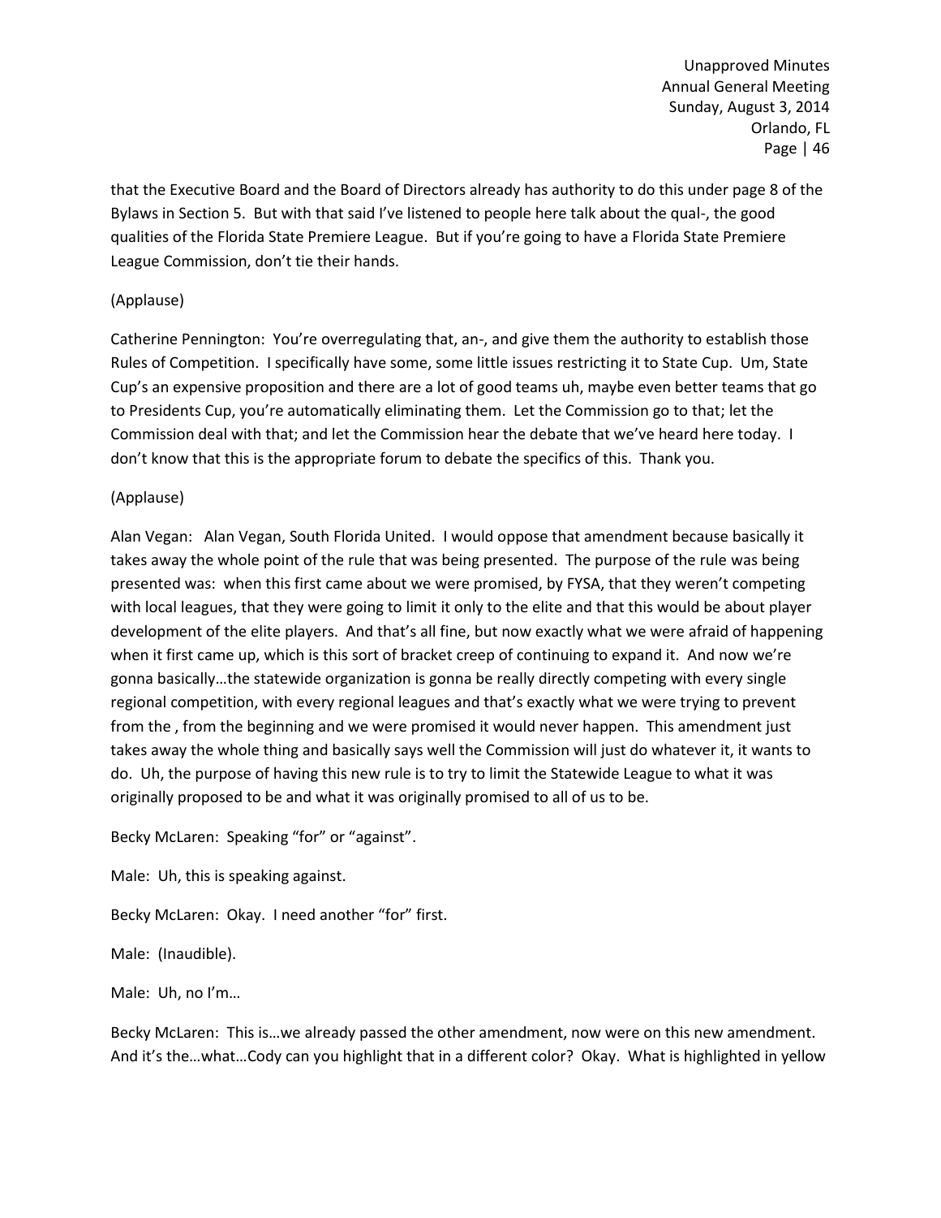that the Executive Board and the Board of Directors already has authority to do this under page 8 of the Bylaws in Section 5. But with that said I've listened to people here talk about the qual-, the good qualities of the Florida State Premiere League. But if you're going to have a Florida State Premiere League Commission, don't tie their hands.

(Applause)

Catherine Pennington: You're overregulating that, an-, and give them the authority to establish those Rules of Competition. I specifically have some, some little issues restricting it to State Cup. Um, State Cup's an expensive proposition and there are a lot of good teams uh, maybe even better teams that go to Presidents Cup, you're automatically eliminating them. Let the Commission go to that; let the Commission deal with that; and let the Commission hear the debate that we've heard here today. I don't know that this is the appropriate forum to debate the specifics of this. Thank you.

(Applause)

Alan Vegan: Alan Vegan, South Florida United. I would oppose that amendment because basically it takes away the whole point of the rule that was being presented. The purpose of the rule was being presented was: when this first came about we were promised, by FYSA, that they weren't competing with local leagues, that they were going to limit it only to the elite and that this would be about player development of the elite players. And that's all fine, but now exactly what we were afraid of happening when it first came up, which is this sort of bracket creep of continuing to expand it. And now we're gonna basically…the statewide organization is gonna be really directly competing with every single regional competition, with every regional leagues and that's exactly what we were trying to prevent from the , from the beginning and we were promised it would never happen. This amendment just takes away the whole thing and basically says well the Commission will just do whatever it, it wants to do. Uh, the purpose of having this new rule is to try to limit the Statewide League to what it was originally proposed to be and what it was originally promised to all of us to be.

Becky McLaren: Speaking "for" or "against".

Male: Uh, this is speaking against.

Becky McLaren: Okay. I need another "for" first.

Male: (Inaudible).

Male: Uh, no I'm…

Becky McLaren: This is…we already passed the other amendment, now were on this new amendment. And it's the…what…Cody can you highlight that in a different color? Okay. What is highlighted in yellow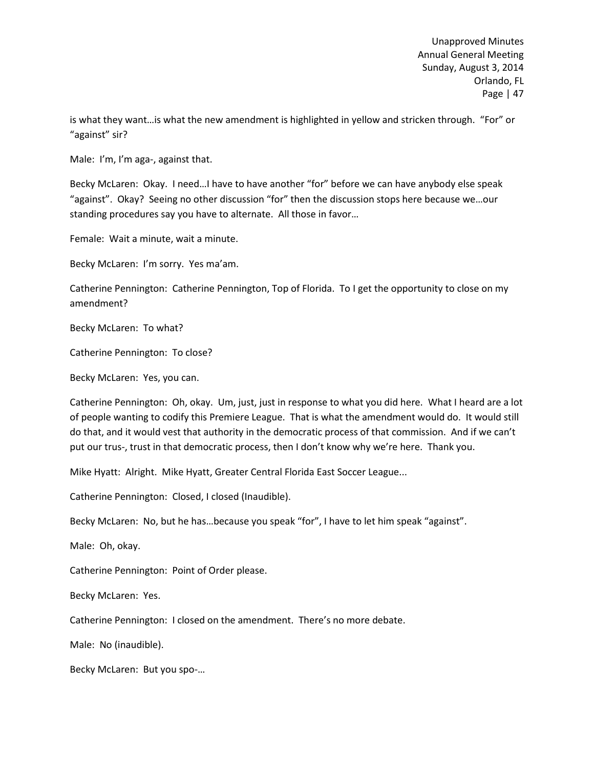is what they want…is what the new amendment is highlighted in yellow and stricken through. "For" or "against" sir?

Male: I'm, I'm aga-, against that.

Becky McLaren: Okay. I need…I have to have another "for" before we can have anybody else speak "against". Okay? Seeing no other discussion "for" then the discussion stops here because we…our standing procedures say you have to alternate. All those in favor…

Female: Wait a minute, wait a minute.

Becky McLaren: I'm sorry. Yes ma'am.

Catherine Pennington: Catherine Pennington, Top of Florida. To I get the opportunity to close on my amendment?

Becky McLaren: To what?

Catherine Pennington: To close?

Becky McLaren: Yes, you can.

Catherine Pennington: Oh, okay. Um, just, just in response to what you did here. What I heard are a lot of people wanting to codify this Premiere League. That is what the amendment would do. It would still do that, and it would vest that authority in the democratic process of that commission. And if we can't put our trus-, trust in that democratic process, then I don't know why we're here. Thank you.

Mike Hyatt: Alright. Mike Hyatt, Greater Central Florida East Soccer League...

Catherine Pennington: Closed, I closed (Inaudible).

Becky McLaren: No, but he has…because you speak "for", I have to let him speak "against".

Male: Oh, okay.

Catherine Pennington: Point of Order please.

Becky McLaren: Yes.

Catherine Pennington: I closed on the amendment. There's no more debate.

Male: No (inaudible).

Becky McLaren: But you spo-…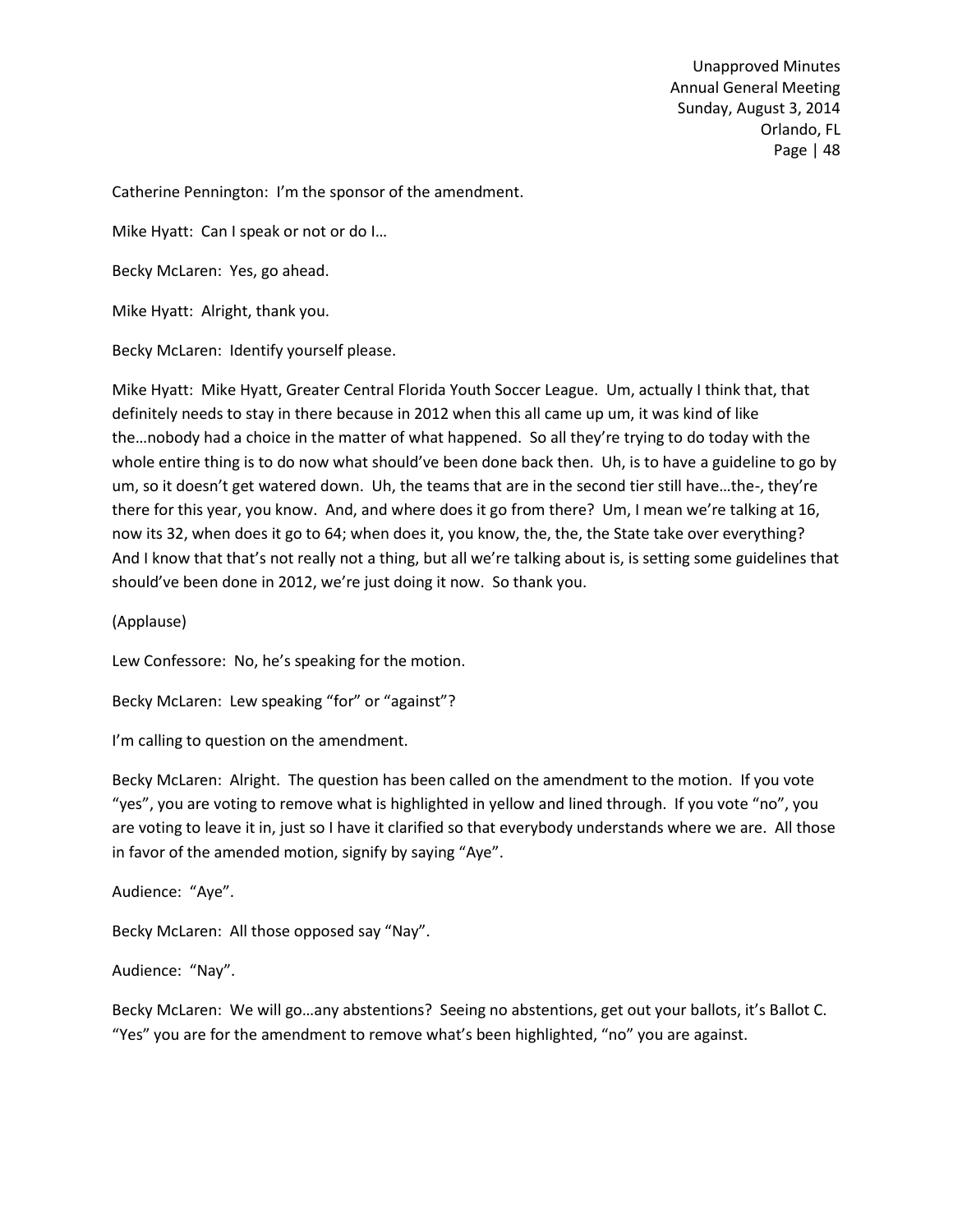Catherine Pennington: I'm the sponsor of the amendment.

Mike Hyatt: Can I speak or not or do I…

Becky McLaren: Yes, go ahead.

Mike Hyatt: Alright, thank you.

Becky McLaren: Identify yourself please.

Mike Hyatt: Mike Hyatt, Greater Central Florida Youth Soccer League. Um, actually I think that, that definitely needs to stay in there because in 2012 when this all came up um, it was kind of like the…nobody had a choice in the matter of what happened. So all they're trying to do today with the whole entire thing is to do now what should've been done back then. Uh, is to have a guideline to go by um, so it doesn't get watered down. Uh, the teams that are in the second tier still have…the-, they're there for this year, you know. And, and where does it go from there? Um, I mean we're talking at 16, now its 32, when does it go to 64; when does it, you know, the, the, the State take over everything? And I know that that's not really not a thing, but all we're talking about is, is setting some guidelines that should've been done in 2012, we're just doing it now. So thank you.

(Applause)

Lew Confessore: No, he's speaking for the motion.

Becky McLaren: Lew speaking "for" or "against"?

I'm calling to question on the amendment.

Becky McLaren: Alright. The question has been called on the amendment to the motion. If you vote "yes", you are voting to remove what is highlighted in yellow and lined through. If you vote "no", you are voting to leave it in, just so I have it clarified so that everybody understands where we are. All those in favor of the amended motion, signify by saying "Aye".

Audience: "Aye".

Becky McLaren: All those opposed say "Nay".

Audience: "Nay".

Becky McLaren: We will go…any abstentions? Seeing no abstentions, get out your ballots, it's Ballot C. "Yes" you are for the amendment to remove what's been highlighted, "no" you are against.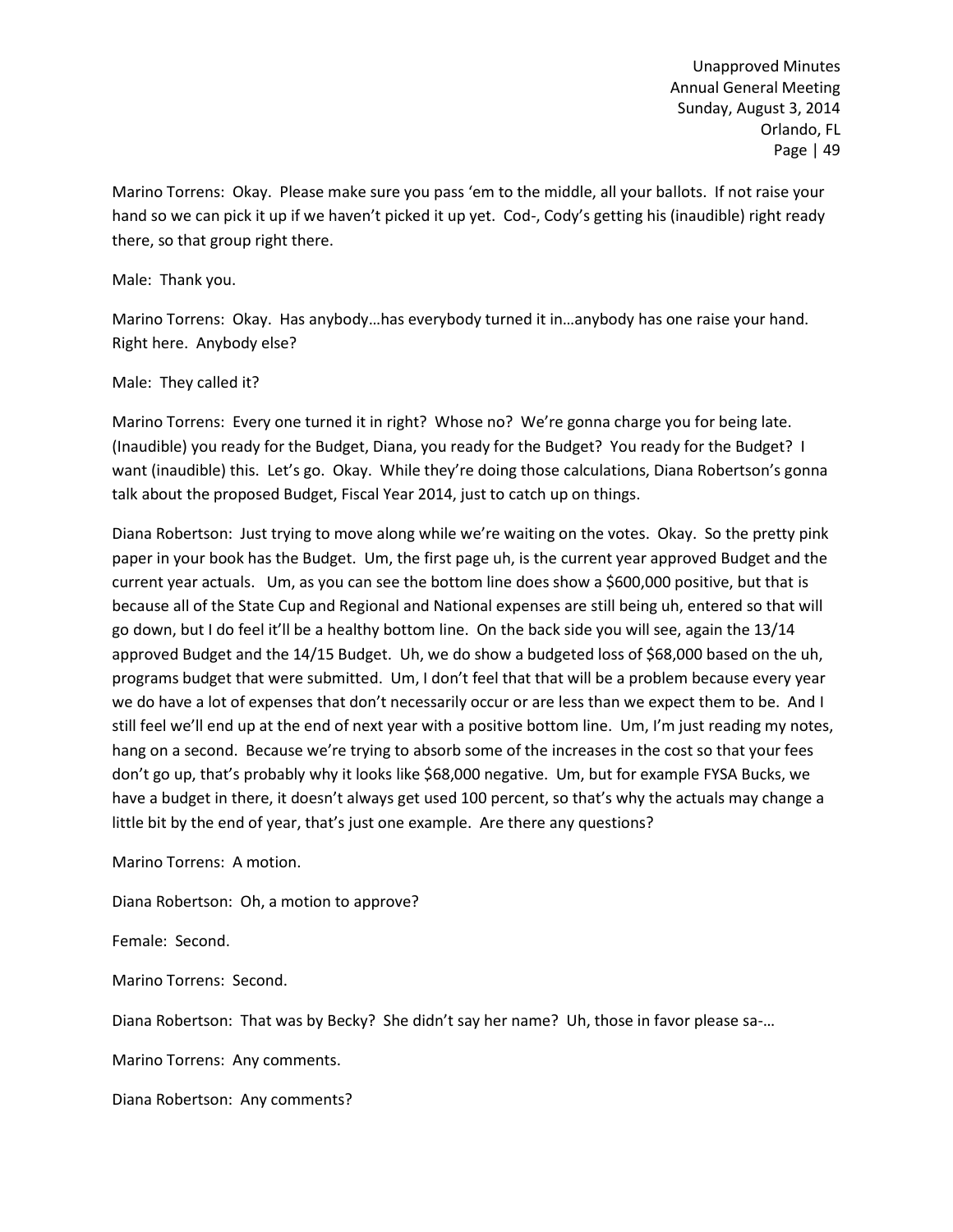Marino Torrens: Okay. Please make sure you pass 'em to the middle, all your ballots. If not raise your hand so we can pick it up if we haven't picked it up yet. Cod-, Cody's getting his (inaudible) right ready there, so that group right there.

Male: Thank you.

Marino Torrens: Okay. Has anybody…has everybody turned it in…anybody has one raise your hand. Right here. Anybody else?

Male: They called it?

Marino Torrens: Every one turned it in right? Whose no? We're gonna charge you for being late. (Inaudible) you ready for the Budget, Diana, you ready for the Budget? You ready for the Budget? I want (inaudible) this. Let's go. Okay. While they're doing those calculations, Diana Robertson's gonna talk about the proposed Budget, Fiscal Year 2014, just to catch up on things.

Diana Robertson: Just trying to move along while we're waiting on the votes. Okay. So the pretty pink paper in your book has the Budget. Um, the first page uh, is the current year approved Budget and the current year actuals. Um, as you can see the bottom line does show a $600,000 positive, but that is because all of the State Cup and Regional and National expenses are still being uh, entered so that will go down, but I do feel it'll be a healthy bottom line. On the back side you will see, again the 13/14 approved Budget and the 14/15 Budget. Uh, we do show a budgeted loss of $68,000 based on the uh, programs budget that were submitted. Um, I don't feel that that will be a problem because every year we do have a lot of expenses that don't necessarily occur or are less than we expect them to be. And I still feel we'll end up at the end of next year with a positive bottom line. Um, I'm just reading my notes, hang on a second. Because we're trying to absorb some of the increases in the cost so that your fees don't go up, that's probably why it looks like $68,000 negative. Um, but for example FYSA Bucks, we have a budget in there, it doesn't always get used 100 percent, so that's why the actuals may change a little bit by the end of year, that's just one example. Are there any questions?

Marino Torrens: A motion.

Diana Robertson: Oh, a motion to approve?

Female: Second.

Marino Torrens: Second.

Diana Robertson: That was by Becky? She didn't say her name? Uh, those in favor please sa-…

Marino Torrens: Any comments.

Diana Robertson: Any comments?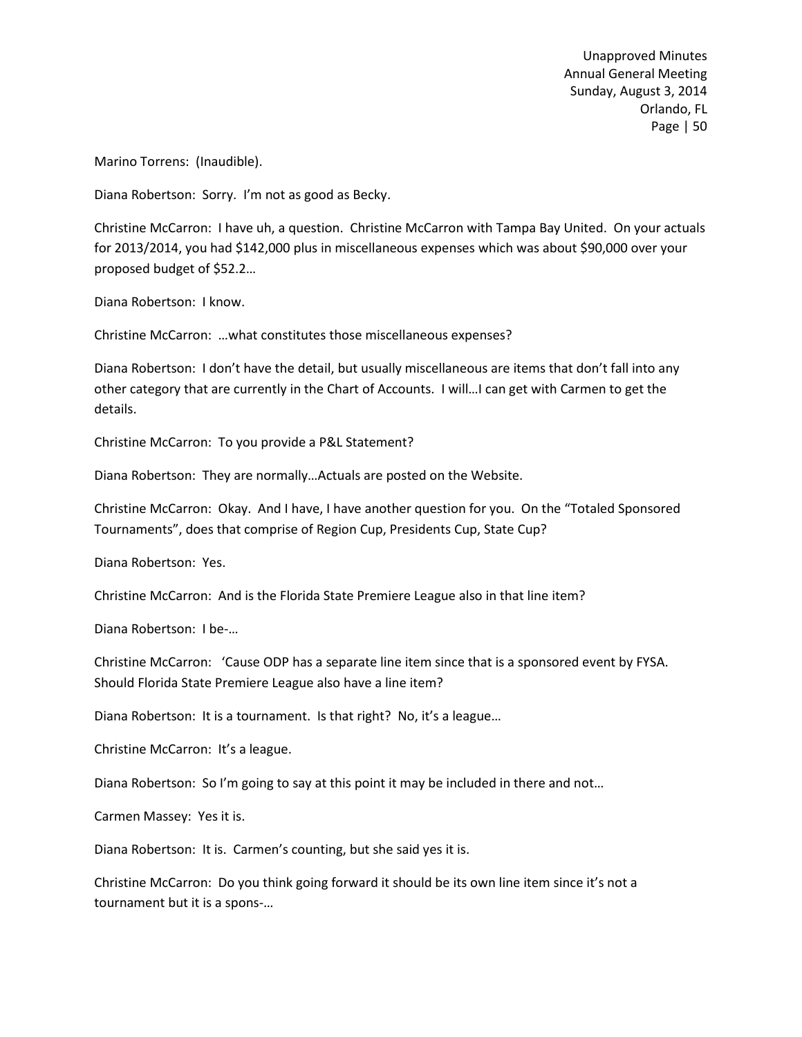Marino Torrens: (Inaudible).

Diana Robertson: Sorry. I'm not as good as Becky.

Christine McCarron: I have uh, a question. Christine McCarron with Tampa Bay United. On your actuals for 2013/2014, you had $142,000 plus in miscellaneous expenses which was about $90,000 over your proposed budget of $52.2…

Diana Robertson: I know.

Christine McCarron: …what constitutes those miscellaneous expenses?

Diana Robertson: I don't have the detail, but usually miscellaneous are items that don't fall into any other category that are currently in the Chart of Accounts. I will…I can get with Carmen to get the details.

Christine McCarron: To you provide a P&L Statement?

Diana Robertson: They are normally…Actuals are posted on the Website.

Christine McCarron: Okay. And I have, I have another question for you. On the "Totaled Sponsored Tournaments", does that comprise of Region Cup, Presidents Cup, State Cup?

Diana Robertson: Yes.

Christine McCarron: And is the Florida State Premiere League also in that line item?

Diana Robertson: I be-…

Christine McCarron: 'Cause ODP has a separate line item since that is a sponsored event by FYSA. Should Florida State Premiere League also have a line item?

Diana Robertson: It is a tournament. Is that right? No, it's a league…

Christine McCarron: It's a league.

Diana Robertson: So I'm going to say at this point it may be included in there and not…

Carmen Massey: Yes it is.

Diana Robertson: It is. Carmen's counting, but she said yes it is.

Christine McCarron: Do you think going forward it should be its own line item since it's not a tournament but it is a spons-…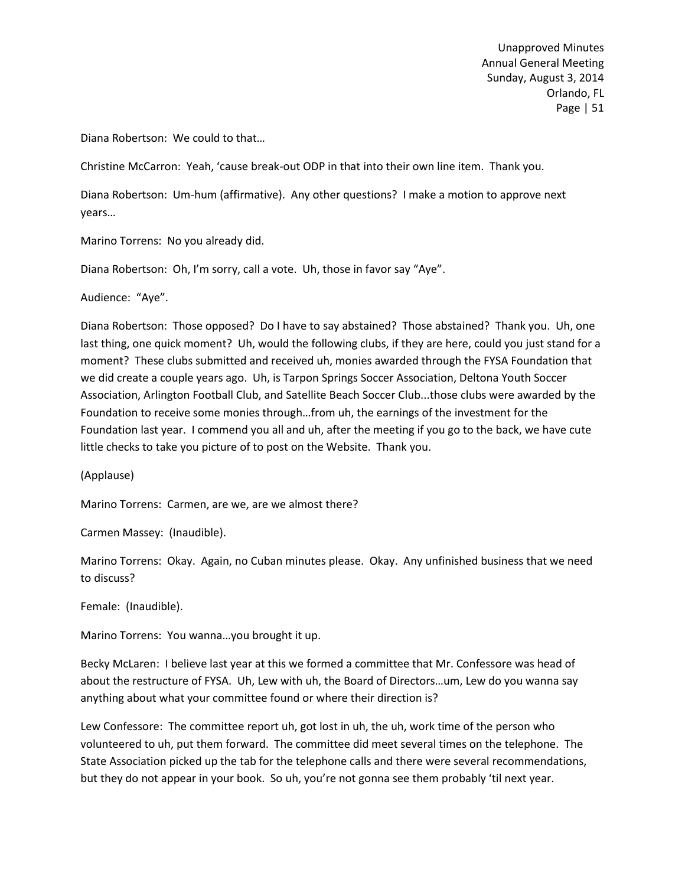Diana Robertson: We could to that…

Christine McCarron: Yeah, 'cause break-out ODP in that into their own line item. Thank you.

Diana Robertson: Um-hum (affirmative). Any other questions? I make a motion to approve next years…

Marino Torrens: No you already did.

Diana Robertson: Oh, I'm sorry, call a vote. Uh, those in favor say "Aye".

Audience: "Aye".

Diana Robertson: Those opposed? Do I have to say abstained? Those abstained? Thank you. Uh, one last thing, one quick moment? Uh, would the following clubs, if they are here, could you just stand for a moment? These clubs submitted and received uh, monies awarded through the FYSA Foundation that we did create a couple years ago. Uh, is Tarpon Springs Soccer Association, Deltona Youth Soccer Association, Arlington Football Club, and Satellite Beach Soccer Club...those clubs were awarded by the Foundation to receive some monies through…from uh, the earnings of the investment for the Foundation last year. I commend you all and uh, after the meeting if you go to the back, we have cute little checks to take you picture of to post on the Website. Thank you.

(Applause)

Marino Torrens: Carmen, are we, are we almost there?

Carmen Massey: (Inaudible).

Marino Torrens: Okay. Again, no Cuban minutes please. Okay. Any unfinished business that we need to discuss?

Female: (Inaudible).

Marino Torrens: You wanna…you brought it up.

Becky McLaren: I believe last year at this we formed a committee that Mr. Confessore was head of about the restructure of FYSA. Uh, Lew with uh, the Board of Directors…um, Lew do you wanna say anything about what your committee found or where their direction is?

Lew Confessore: The committee report uh, got lost in uh, the uh, work time of the person who volunteered to uh, put them forward. The committee did meet several times on the telephone. The State Association picked up the tab for the telephone calls and there were several recommendations, but they do not appear in your book. So uh, you're not gonna see them probably 'til next year.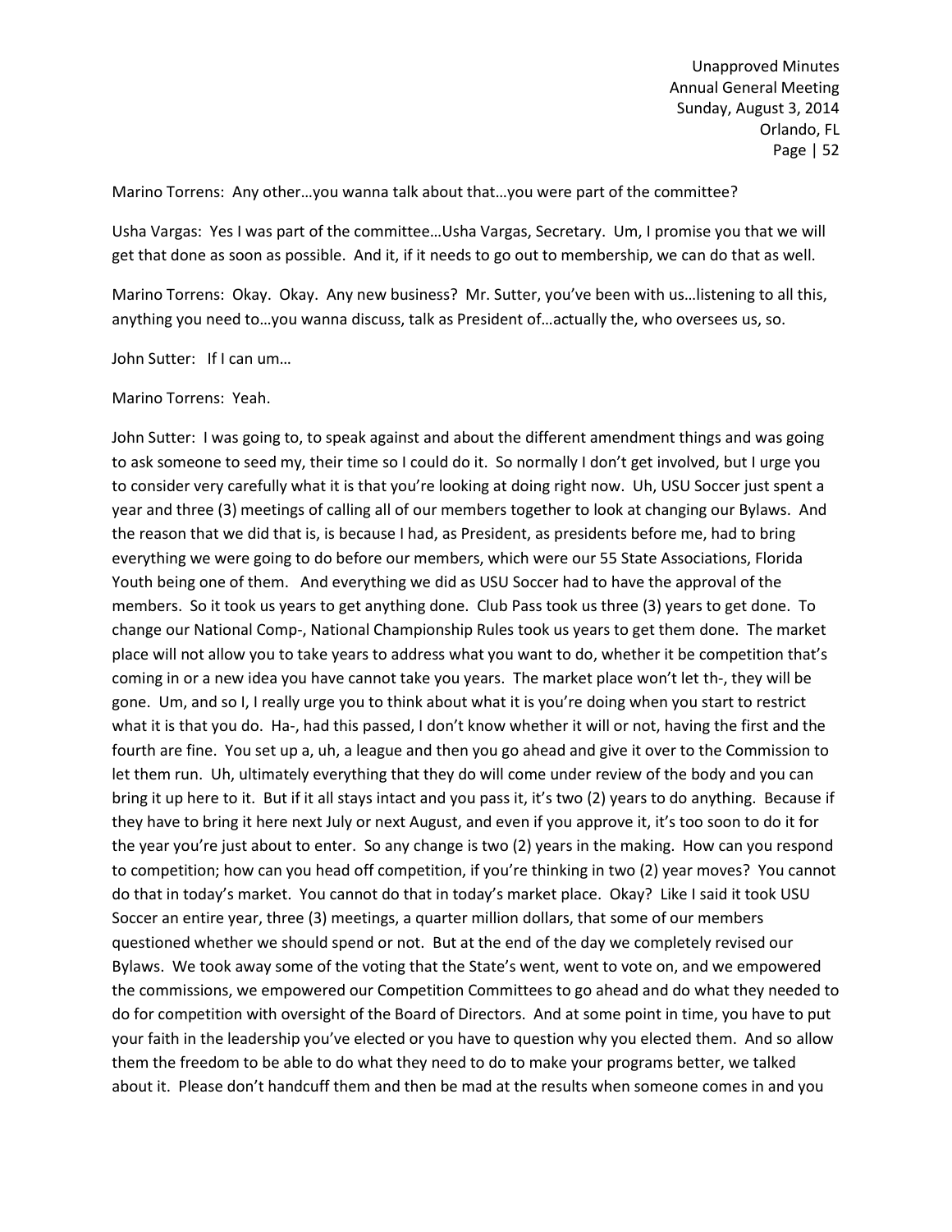Marino Torrens: Any other…you wanna talk about that…you were part of the committee?

Usha Vargas: Yes I was part of the committee…Usha Vargas, Secretary. Um, I promise you that we will get that done as soon as possible. And it, if it needs to go out to membership, we can do that as well.

Marino Torrens: Okay. Okay. Any new business? Mr. Sutter, you've been with us…listening to all this, anything you need to…you wanna discuss, talk as President of…actually the, who oversees us, so.

John Sutter: If I can um…

Marino Torrens: Yeah.

John Sutter: I was going to, to speak against and about the different amendment things and was going to ask someone to seed my, their time so I could do it. So normally I don't get involved, but I urge you to consider very carefully what it is that you're looking at doing right now. Uh, USU Soccer just spent a year and three (3) meetings of calling all of our members together to look at changing our Bylaws. And the reason that we did that is, is because I had, as President, as presidents before me, had to bring everything we were going to do before our members, which were our 55 State Associations, Florida Youth being one of them. And everything we did as USU Soccer had to have the approval of the members. So it took us years to get anything done. Club Pass took us three (3) years to get done. To change our National Comp-, National Championship Rules took us years to get them done. The market place will not allow you to take years to address what you want to do, whether it be competition that's coming in or a new idea you have cannot take you years. The market place won't let th-, they will be gone. Um, and so I, I really urge you to think about what it is you're doing when you start to restrict what it is that you do. Ha-, had this passed, I don't know whether it will or not, having the first and the fourth are fine. You set up a, uh, a league and then you go ahead and give it over to the Commission to let them run. Uh, ultimately everything that they do will come under review of the body and you can bring it up here to it. But if it all stays intact and you pass it, it's two (2) years to do anything. Because if they have to bring it here next July or next August, and even if you approve it, it's too soon to do it for the year you're just about to enter. So any change is two (2) years in the making. How can you respond to competition; how can you head off competition, if you're thinking in two (2) year moves? You cannot do that in today's market. You cannot do that in today's market place. Okay? Like I said it took USU Soccer an entire year, three (3) meetings, a quarter million dollars, that some of our members questioned whether we should spend or not. But at the end of the day we completely revised our Bylaws. We took away some of the voting that the State's went, went to vote on, and we empowered the commissions, we empowered our Competition Committees to go ahead and do what they needed to do for competition with oversight of the Board of Directors. And at some point in time, you have to put your faith in the leadership you've elected or you have to question why you elected them. And so allow them the freedom to be able to do what they need to do to make your programs better, we talked about it. Please don't handcuff them and then be mad at the results when someone comes in and you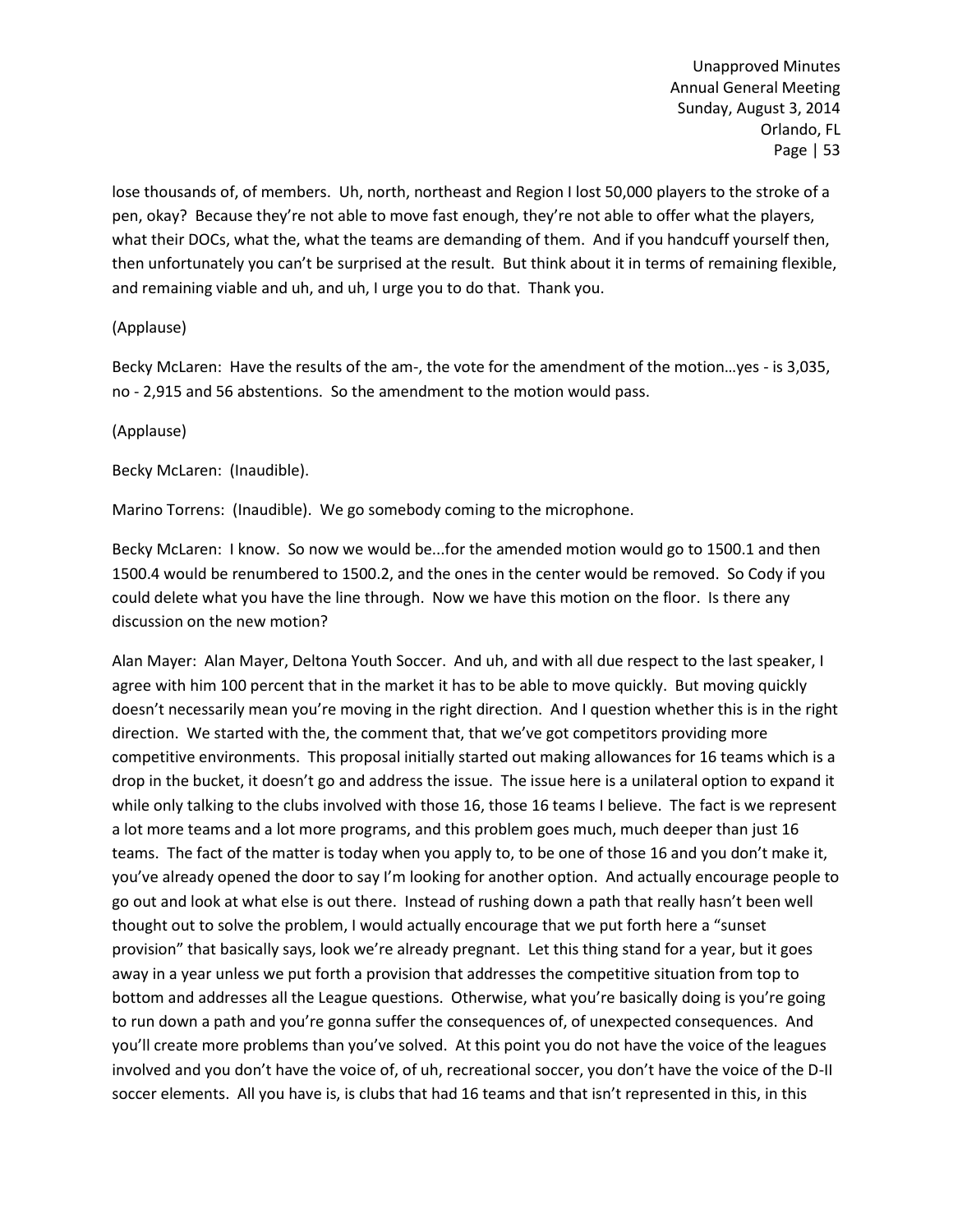lose thousands of, of members. Uh, north, northeast and Region I lost 50,000 players to the stroke of a pen, okay? Because they're not able to move fast enough, they're not able to offer what the players, what their DOCs, what the, what the teams are demanding of them. And if you handcuff yourself then, then unfortunately you can't be surprised at the result. But think about it in terms of remaining flexible, and remaining viable and uh, and uh, I urge you to do that. Thank you.

(Applause)

Becky McLaren: Have the results of the am-, the vote for the amendment of the motion…yes - is 3,035, no - 2,915 and 56 abstentions. So the amendment to the motion would pass.

(Applause)

Becky McLaren: (Inaudible).

Marino Torrens: (Inaudible). We go somebody coming to the microphone.

Becky McLaren: I know. So now we would be...for the amended motion would go to 1500.1 and then 1500.4 would be renumbered to 1500.2, and the ones in the center would be removed. So Cody if you could delete what you have the line through. Now we have this motion on the floor. Is there any discussion on the new motion?

Alan Mayer: Alan Mayer, Deltona Youth Soccer. And uh, and with all due respect to the last speaker, I agree with him 100 percent that in the market it has to be able to move quickly. But moving quickly doesn't necessarily mean you're moving in the right direction. And I question whether this is in the right direction. We started with the, the comment that, that we've got competitors providing more competitive environments. This proposal initially started out making allowances for 16 teams which is a drop in the bucket, it doesn't go and address the issue. The issue here is a unilateral option to expand it while only talking to the clubs involved with those 16, those 16 teams I believe. The fact is we represent a lot more teams and a lot more programs, and this problem goes much, much deeper than just 16 teams. The fact of the matter is today when you apply to, to be one of those 16 and you don't make it, you've already opened the door to say I'm looking for another option. And actually encourage people to go out and look at what else is out there. Instead of rushing down a path that really hasn't been well thought out to solve the problem, I would actually encourage that we put forth here a "sunset provision" that basically says, look we're already pregnant. Let this thing stand for a year, but it goes away in a year unless we put forth a provision that addresses the competitive situation from top to bottom and addresses all the League questions. Otherwise, what you're basically doing is you're going to run down a path and you're gonna suffer the consequences of, of unexpected consequences. And you'll create more problems than you've solved. At this point you do not have the voice of the leagues involved and you don't have the voice of, of uh, recreational soccer, you don't have the voice of the D-II soccer elements. All you have is, is clubs that had 16 teams and that isn't represented in this, in this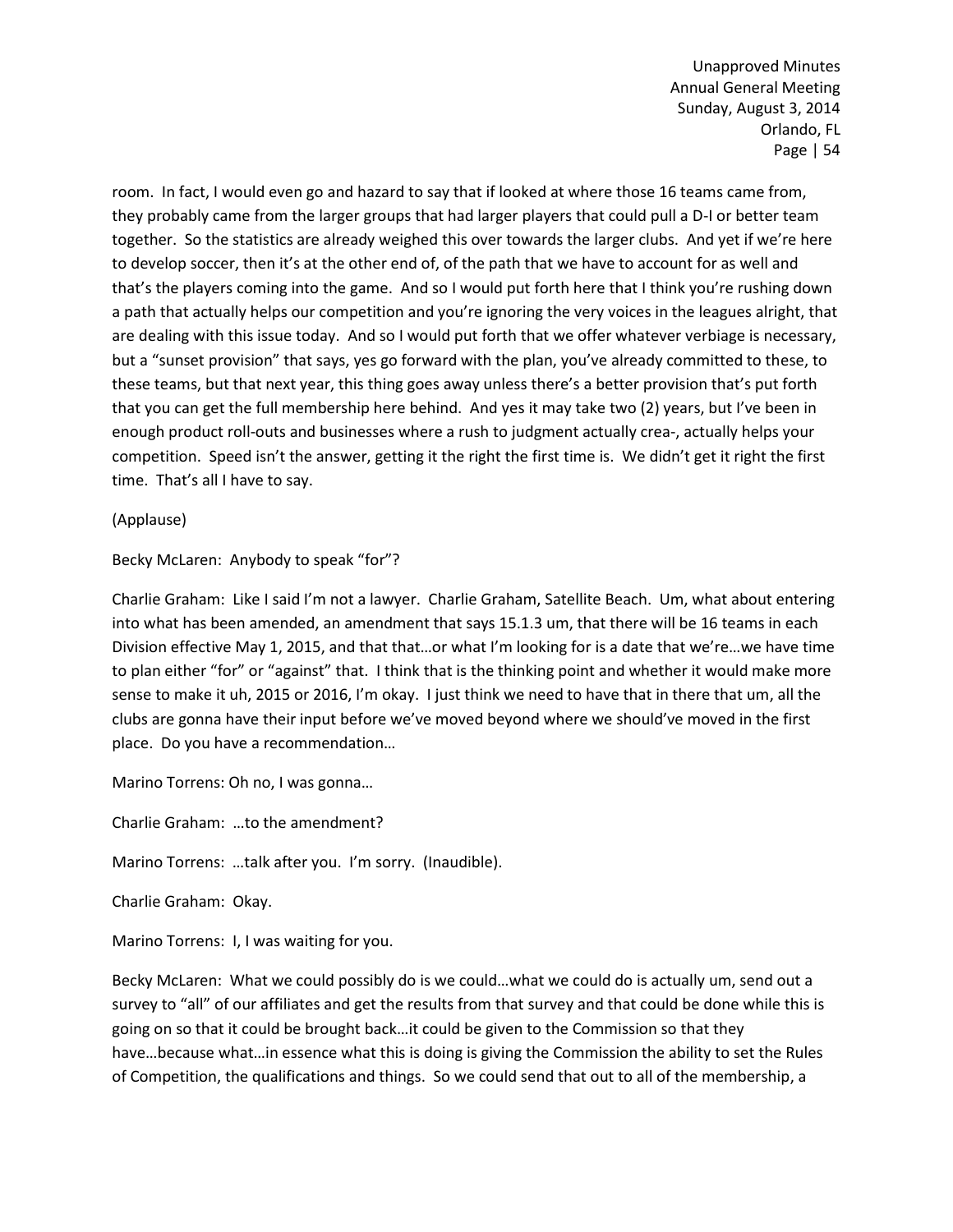room. In fact, I would even go and hazard to say that if looked at where those 16 teams came from, they probably came from the larger groups that had larger players that could pull a D-I or better team together. So the statistics are already weighed this over towards the larger clubs. And yet if we're here to develop soccer, then it's at the other end of, of the path that we have to account for as well and that's the players coming into the game. And so I would put forth here that I think you're rushing down a path that actually helps our competition and you're ignoring the very voices in the leagues alright, that are dealing with this issue today. And so I would put forth that we offer whatever verbiage is necessary, but a "sunset provision" that says, yes go forward with the plan, you've already committed to these, to these teams, but that next year, this thing goes away unless there's a better provision that's put forth that you can get the full membership here behind. And yes it may take two (2) years, but I've been in enough product roll-outs and businesses where a rush to judgment actually crea-, actually helps your competition. Speed isn't the answer, getting it the right the first time is. We didn't get it right the first time. That's all I have to say.

(Applause)

Becky McLaren: Anybody to speak "for"?

Charlie Graham: Like I said I'm not a lawyer. Charlie Graham, Satellite Beach. Um, what about entering into what has been amended, an amendment that says 15.1.3 um, that there will be 16 teams in each Division effective May 1, 2015, and that that…or what I'm looking for is a date that we're…we have time to plan either "for" or "against" that. I think that is the thinking point and whether it would make more sense to make it uh, 2015 or 2016, I'm okay. I just think we need to have that in there that um, all the clubs are gonna have their input before we've moved beyond where we should've moved in the first place. Do you have a recommendation…

Marino Torrens: Oh no, I was gonna…

Charlie Graham: …to the amendment?

Marino Torrens: …talk after you. I'm sorry. (Inaudible).

Charlie Graham: Okay.

Marino Torrens: I, I was waiting for you.

Becky McLaren: What we could possibly do is we could…what we could do is actually um, send out a survey to "all" of our affiliates and get the results from that survey and that could be done while this is going on so that it could be brought back…it could be given to the Commission so that they have…because what…in essence what this is doing is giving the Commission the ability to set the Rules of Competition, the qualifications and things. So we could send that out to all of the membership, a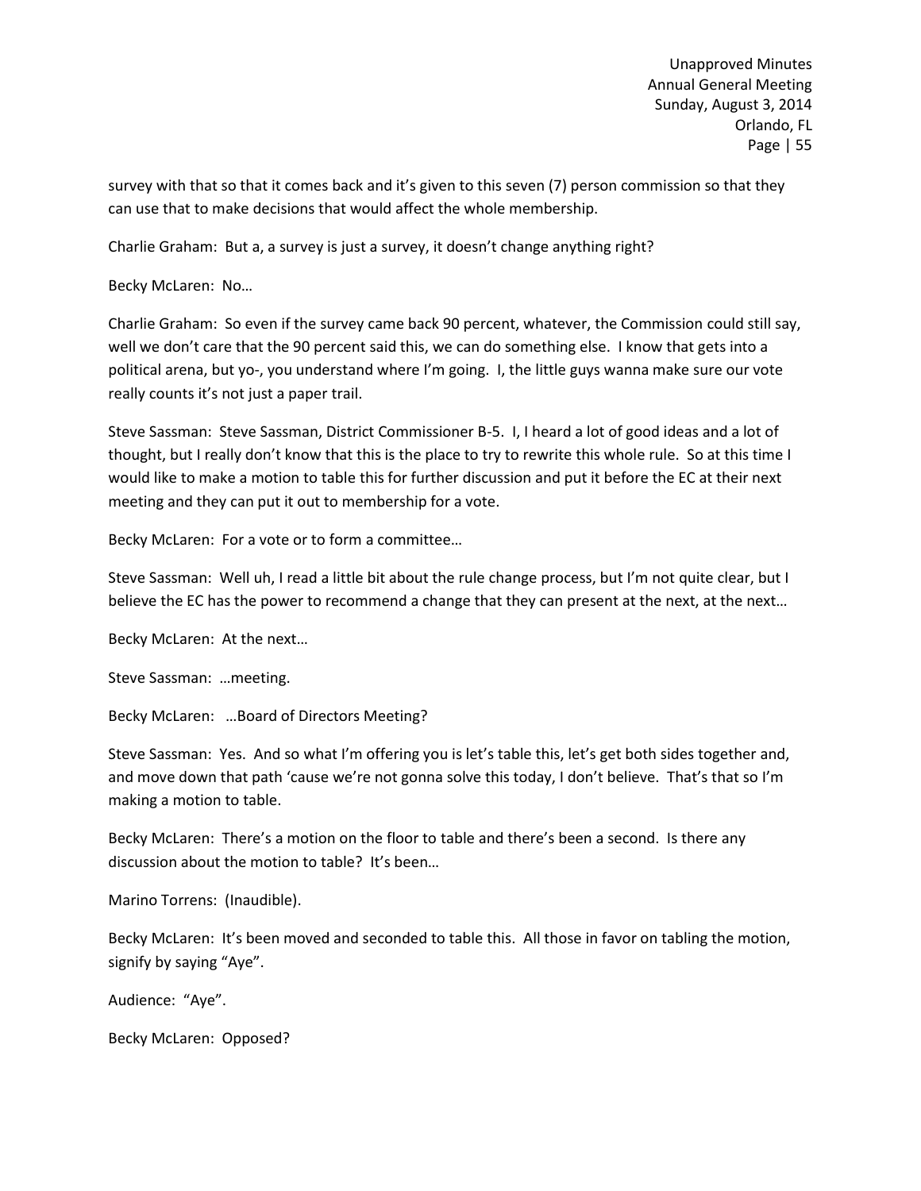survey with that so that it comes back and it's given to this seven (7) person commission so that they can use that to make decisions that would affect the whole membership.

Charlie Graham: But a, a survey is just a survey, it doesn't change anything right?

Becky McLaren: No…

Charlie Graham: So even if the survey came back 90 percent, whatever, the Commission could still say, well we don't care that the 90 percent said this, we can do something else. I know that gets into a political arena, but yo-, you understand where I'm going. I, the little guys wanna make sure our vote really counts it's not just a paper trail.

Steve Sassman: Steve Sassman, District Commissioner B-5. I, I heard a lot of good ideas and a lot of thought, but I really don't know that this is the place to try to rewrite this whole rule. So at this time I would like to make a motion to table this for further discussion and put it before the EC at their next meeting and they can put it out to membership for a vote.

Becky McLaren: For a vote or to form a committee…

Steve Sassman: Well uh, I read a little bit about the rule change process, but I'm not quite clear, but I believe the EC has the power to recommend a change that they can present at the next, at the next…

Becky McLaren: At the next…

Steve Sassman: …meeting.

Becky McLaren: …Board of Directors Meeting?

Steve Sassman: Yes. And so what I'm offering you is let's table this, let's get both sides together and, and move down that path 'cause we're not gonna solve this today, I don't believe. That's that so I'm making a motion to table.

Becky McLaren: There's a motion on the floor to table and there's been a second. Is there any discussion about the motion to table? It's been…

Marino Torrens: (Inaudible).

Becky McLaren: It's been moved and seconded to table this. All those in favor on tabling the motion, signify by saying "Aye".

Audience: "Aye".

Becky McLaren: Opposed?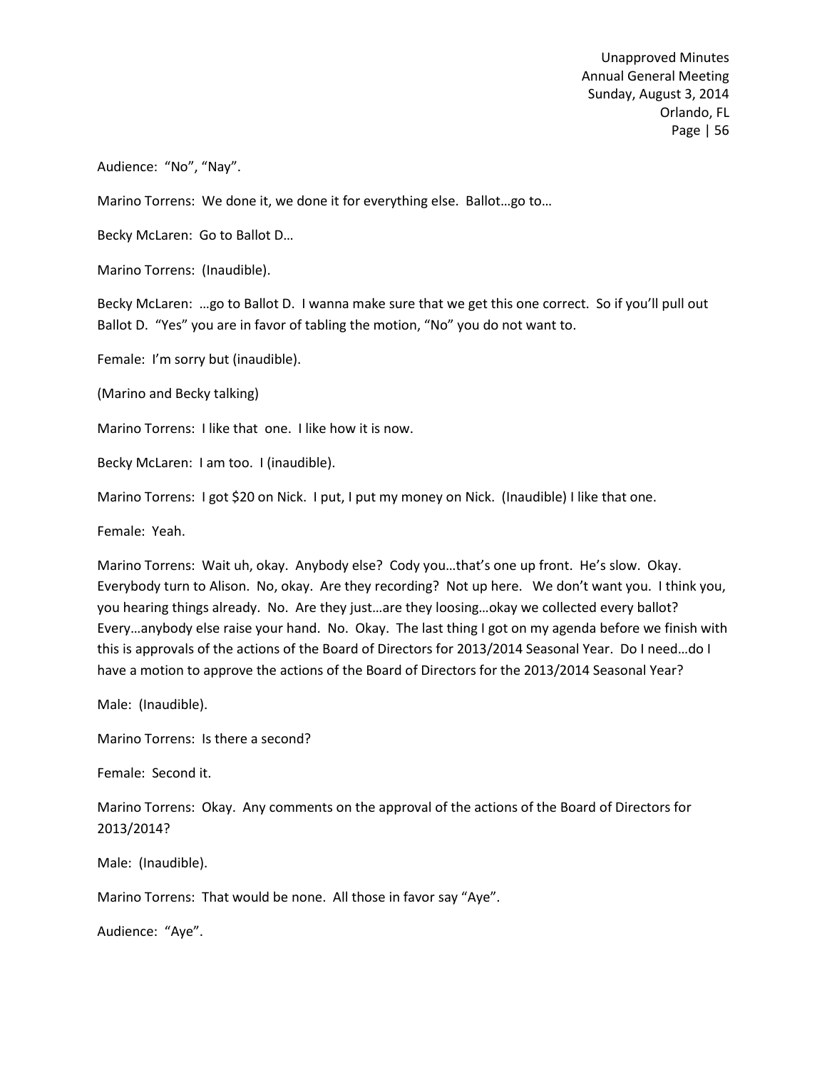Audience: “No”, “Nay”.

Marino Torrens: We done it, we done it for everything else. Ballot…go to…

Becky McLaren: Go to Ballot D…

Marino Torrens: (Inaudible).

Becky McLaren: …go to Ballot D. I wanna make sure that we get this one correct. So if you’ll pull out Ballot D. “Yes” you are in favor of tabling the motion, “No” you do not want to.

Female: I’m sorry but (inaudible).

(Marino and Becky talking)

Marino Torrens: I like that one. I like how it is now.

Becky McLaren: I am too. I (inaudible).

Marino Torrens: I got $20 on Nick. I put, I put my money on Nick. (Inaudible) I like that one.

Female: Yeah.

Marino Torrens: Wait uh, okay. Anybody else? Cody you…that’s one up front. He’s slow. Okay. Everybody turn to Alison. No, okay. Are they recording? Not up here. We don’t want you. I think you, you hearing things already. No. Are they just…are they loosing…okay we collected every ballot? Every…anybody else raise your hand. No. Okay. The last thing I got on my agenda before we finish with this is approvals of the actions of the Board of Directors for 2013/2014 Seasonal Year. Do I need…do I have a motion to approve the actions of the Board of Directors for the 2013/2014 Seasonal Year?

Male: (Inaudible).

Marino Torrens: Is there a second?

Female: Second it.

Marino Torrens: Okay. Any comments on the approval of the actions of the Board of Directors for 2013/2014?

Male: (Inaudible).

Marino Torrens: That would be none. All those in favor say “Aye”.

Audience: “Aye”.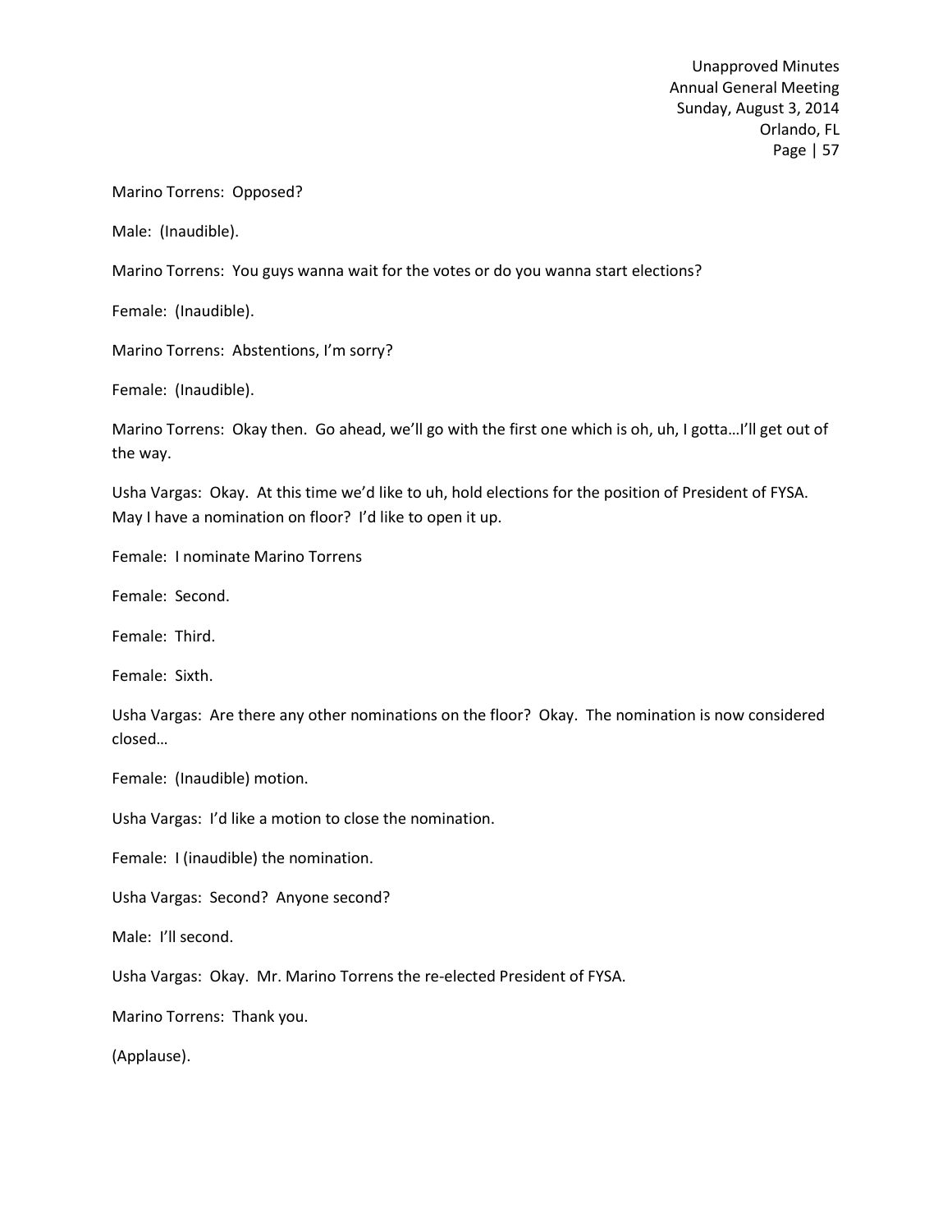Marino Torrens: Opposed?

Male: (Inaudible).

Marino Torrens: You guys wanna wait for the votes or do you wanna start elections?

Female: (Inaudible).

Marino Torrens: Abstentions, I'm sorry?

Female: (Inaudible).

Marino Torrens: Okay then. Go ahead, we'll go with the first one which is oh, uh, I gotta…I'll get out of the way.

Usha Vargas: Okay. At this time we'd like to uh, hold elections for the position of President of FYSA. May I have a nomination on floor? I'd like to open it up.

Female: I nominate Marino Torrens

Female: Second.

Female: Third.

Female: Sixth.

Usha Vargas: Are there any other nominations on the floor? Okay. The nomination is now considered closed…

Female: (Inaudible) motion.

Usha Vargas: I'd like a motion to close the nomination.

Female: I (inaudible) the nomination.

Usha Vargas: Second? Anyone second?

Male: I'll second.

Usha Vargas: Okay. Mr. Marino Torrens the re-elected President of FYSA.

Marino Torrens: Thank you.

(Applause).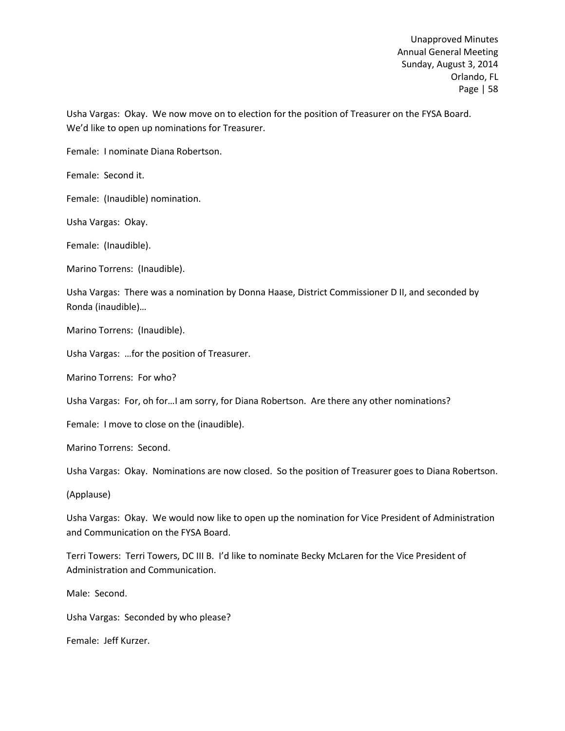Usha Vargas: Okay. We now move on to election for the position of Treasurer on the FYSA Board. We'd like to open up nominations for Treasurer.

Female: I nominate Diana Robertson.

Female: Second it.

Female: (Inaudible) nomination.

Usha Vargas: Okay.

Female: (Inaudible).

Marino Torrens: (Inaudible).

Usha Vargas: There was a nomination by Donna Haase, District Commissioner D II, and seconded by Ronda (inaudible)…

Marino Torrens: (Inaudible).

Usha Vargas: …for the position of Treasurer.

Marino Torrens: For who?

Usha Vargas: For, oh for…I am sorry, for Diana Robertson. Are there any other nominations?

Female: I move to close on the (inaudible).

Marino Torrens: Second.

Usha Vargas: Okay. Nominations are now closed. So the position of Treasurer goes to Diana Robertson.

(Applause)

Usha Vargas: Okay. We would now like to open up the nomination for Vice President of Administration and Communication on the FYSA Board.

Terri Towers: Terri Towers, DC III B. I'd like to nominate Becky McLaren for the Vice President of Administration and Communication.

Male: Second.

Usha Vargas: Seconded by who please?

Female: Jeff Kurzer.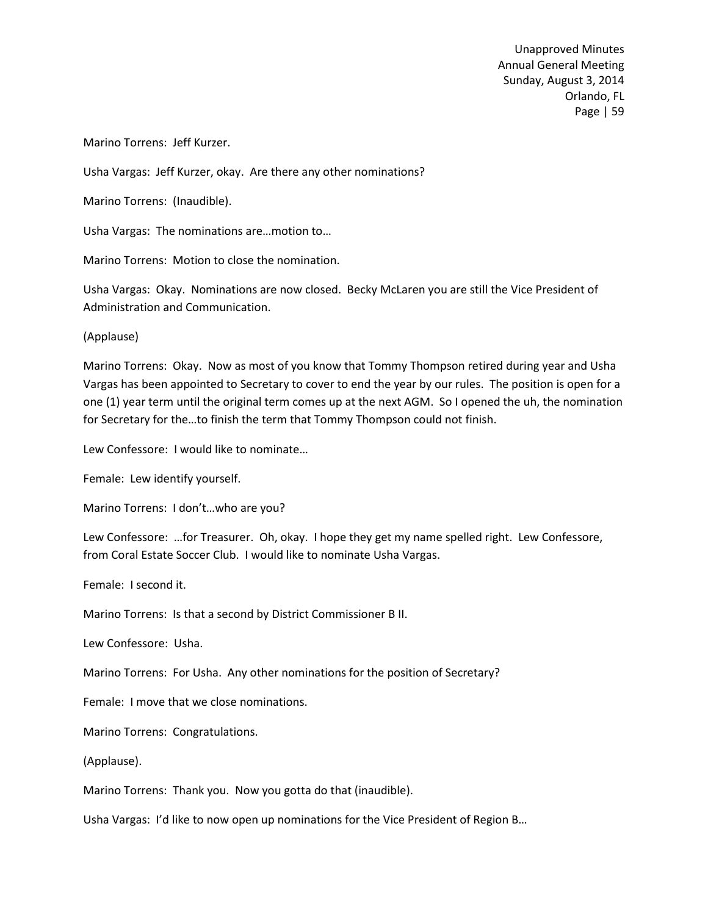Marino Torrens: Jeff Kurzer.

Usha Vargas: Jeff Kurzer, okay. Are there any other nominations?

Marino Torrens: (Inaudible).

Usha Vargas: The nominations are…motion to…

Marino Torrens: Motion to close the nomination.

Usha Vargas: Okay. Nominations are now closed. Becky McLaren you are still the Vice President of Administration and Communication.

(Applause)

Marino Torrens: Okay. Now as most of you know that Tommy Thompson retired during year and Usha Vargas has been appointed to Secretary to cover to end the year by our rules. The position is open for a one (1) year term until the original term comes up at the next AGM. So I opened the uh, the nomination for Secretary for the…to finish the term that Tommy Thompson could not finish.

Lew Confessore: I would like to nominate…

Female: Lew identify yourself.

Marino Torrens: I don't…who are you?

Lew Confessore: …for Treasurer. Oh, okay. I hope they get my name spelled right. Lew Confessore, from Coral Estate Soccer Club. I would like to nominate Usha Vargas.

Female: I second it.

Marino Torrens: Is that a second by District Commissioner B II.

Lew Confessore: Usha.

Marino Torrens: For Usha. Any other nominations for the position of Secretary?

Female: I move that we close nominations.

Marino Torrens: Congratulations.

(Applause).

Marino Torrens: Thank you. Now you gotta do that (inaudible).

Usha Vargas: I'd like to now open up nominations for the Vice President of Region B…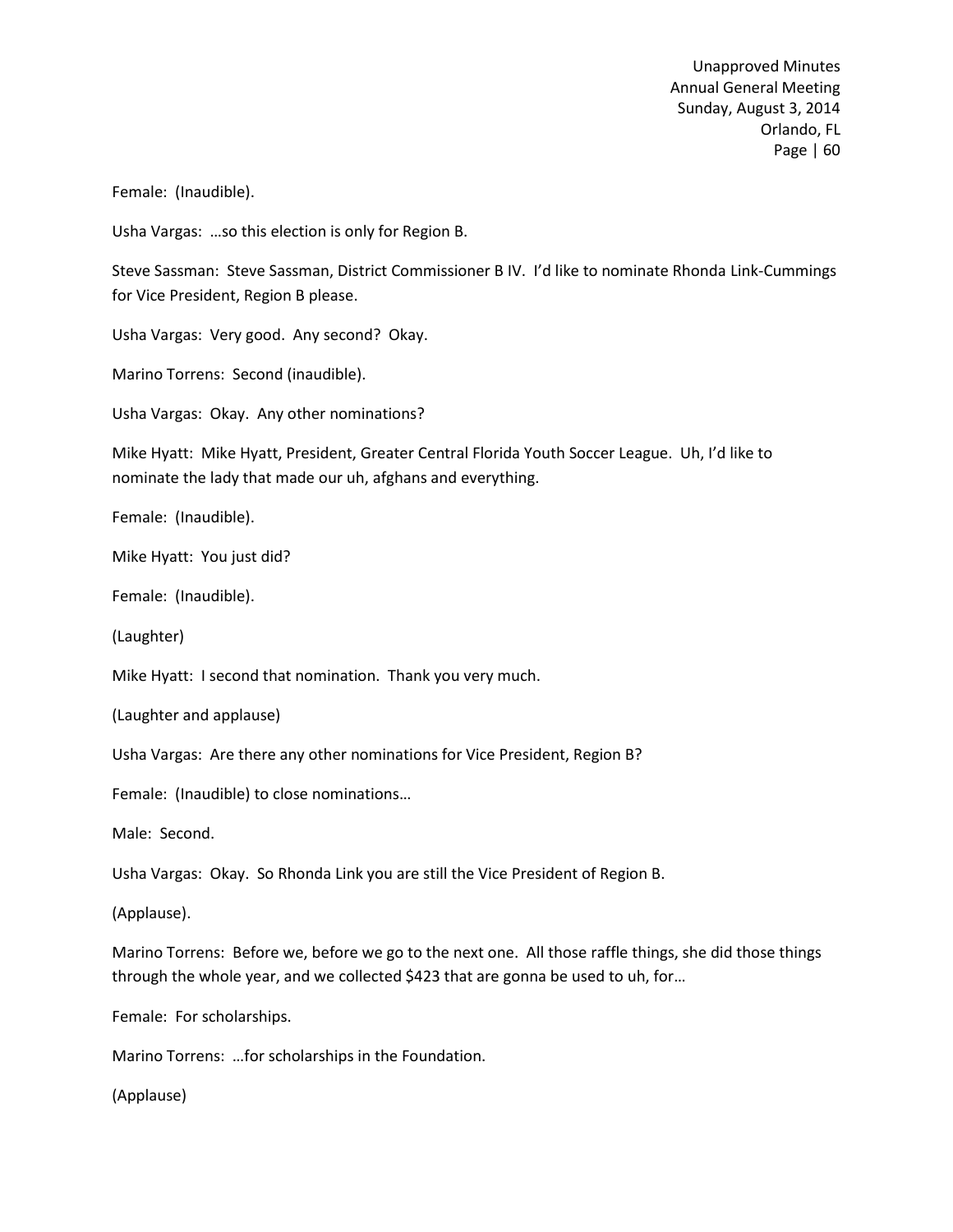Female: (Inaudible).

Usha Vargas: …so this election is only for Region B.

Steve Sassman: Steve Sassman, District Commissioner B IV. I'd like to nominate Rhonda Link-Cummings for Vice President, Region B please.

Usha Vargas: Very good. Any second? Okay.

Marino Torrens: Second (inaudible).

Usha Vargas: Okay. Any other nominations?

Mike Hyatt: Mike Hyatt, President, Greater Central Florida Youth Soccer League. Uh, I'd like to nominate the lady that made our uh, afghans and everything.

Female: (Inaudible).

Mike Hyatt: You just did?

Female: (Inaudible).

(Laughter)

Mike Hyatt: I second that nomination. Thank you very much.

(Laughter and applause)

Usha Vargas: Are there any other nominations for Vice President, Region B?

Female: (Inaudible) to close nominations…

Male: Second.

Usha Vargas: Okay. So Rhonda Link you are still the Vice President of Region B.

(Applause).

Marino Torrens: Before we, before we go to the next one. All those raffle things, she did those things through the whole year, and we collected $423 that are gonna be used to uh, for…

Female: For scholarships.

Marino Torrens: …for scholarships in the Foundation.

(Applause)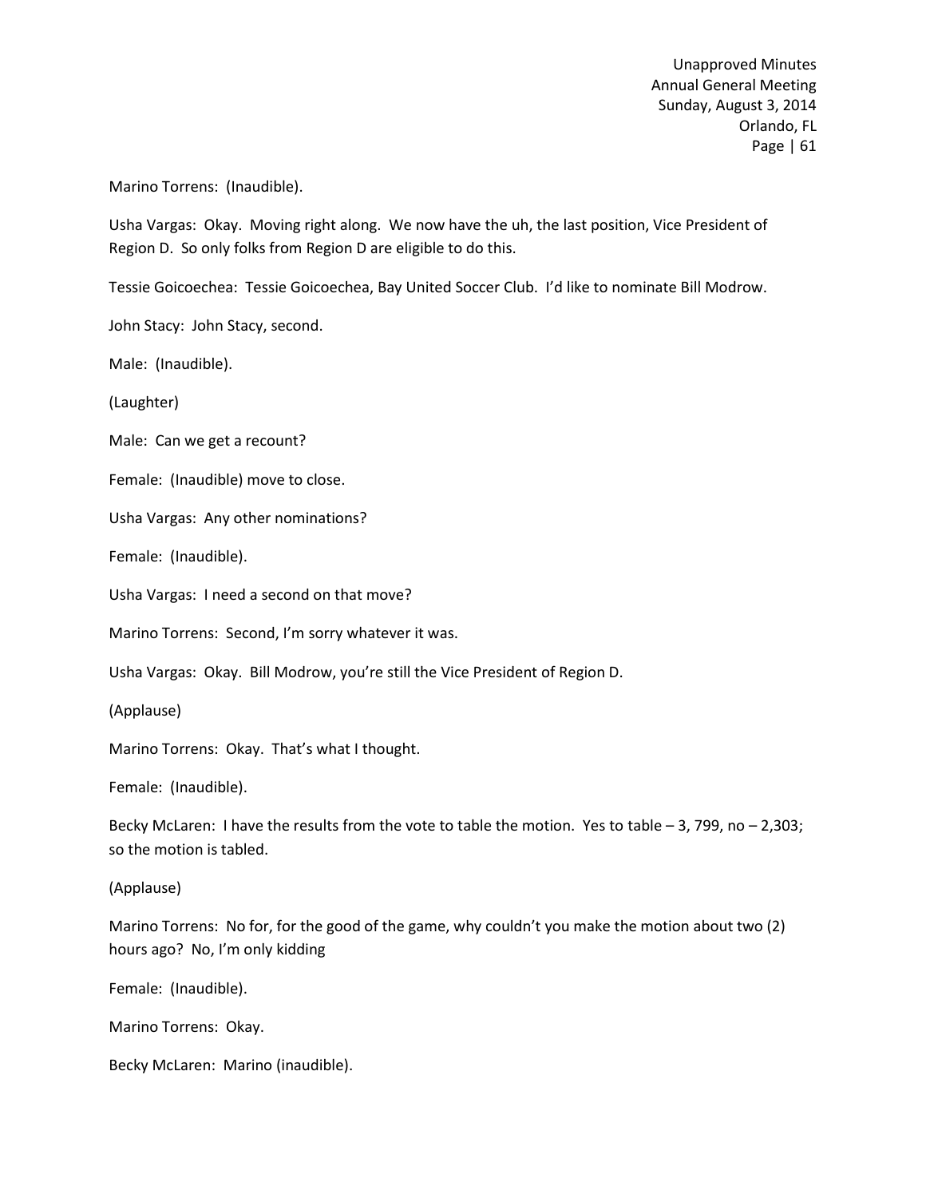Marino Torrens: (Inaudible).

Usha Vargas: Okay. Moving right along. We now have the uh, the last position, Vice President of Region D. So only folks from Region D are eligible to do this.

Tessie Goicoechea: Tessie Goicoechea, Bay United Soccer Club. I'd like to nominate Bill Modrow.

John Stacy: John Stacy, second.

Male: (Inaudible).

(Laughter)

Male: Can we get a recount?

Female: (Inaudible) move to close.

Usha Vargas: Any other nominations?

Female: (Inaudible).

Usha Vargas: I need a second on that move?

Marino Torrens: Second, I'm sorry whatever it was.

Usha Vargas: Okay. Bill Modrow, you're still the Vice President of Region D.

(Applause)

Marino Torrens: Okay. That's what I thought.

Female: (Inaudible).

Becky McLaren: I have the results from the vote to table the motion. Yes to table – 3, 799, no – 2,303; so the motion is tabled.

(Applause)

Marino Torrens: No for, for the good of the game, why couldn't you make the motion about two (2) hours ago? No, I'm only kidding

Female: (Inaudible).

Marino Torrens: Okay.

Becky McLaren: Marino (inaudible).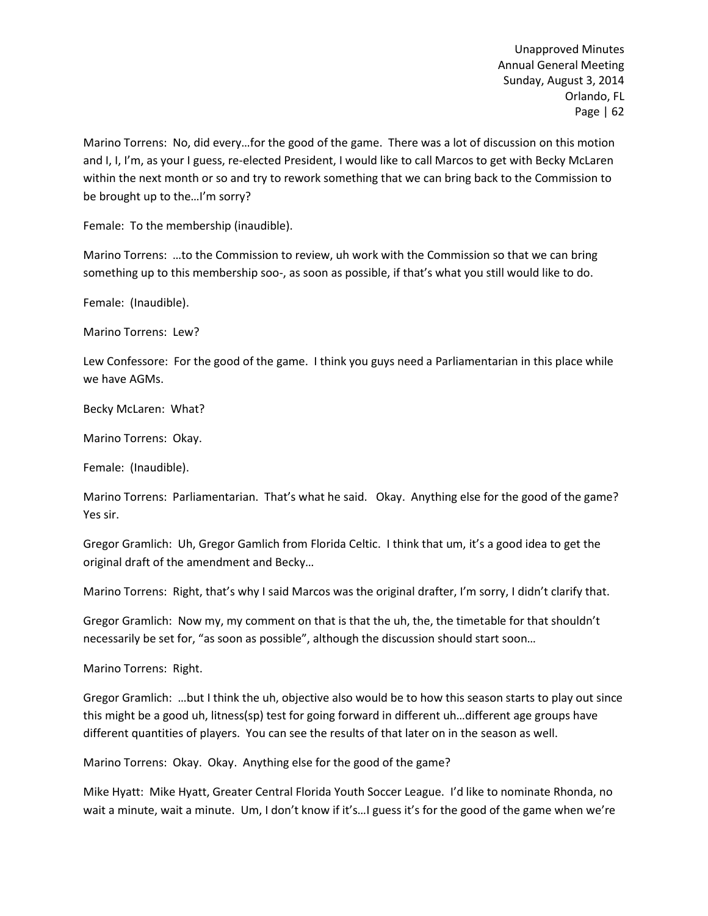Marino Torrens: No, did every…for the good of the game. There was a lot of discussion on this motion and I, I, I'm, as your I guess, re-elected President, I would like to call Marcos to get with Becky McLaren within the next month or so and try to rework something that we can bring back to the Commission to be brought up to the…I'm sorry?

Female: To the membership (inaudible).

Marino Torrens: …to the Commission to review, uh work with the Commission so that we can bring something up to this membership soo-, as soon as possible, if that's what you still would like to do.

Female: (Inaudible).

Marino Torrens: Lew?

Lew Confessore: For the good of the game. I think you guys need a Parliamentarian in this place while we have AGMs.

Becky McLaren: What?

Marino Torrens: Okay.

Female: (Inaudible).

Marino Torrens: Parliamentarian. That's what he said. Okay. Anything else for the good of the game? Yes sir.

Gregor Gramlich: Uh, Gregor Gamlich from Florida Celtic. I think that um, it's a good idea to get the original draft of the amendment and Becky…

Marino Torrens: Right, that's why I said Marcos was the original drafter, I'm sorry, I didn't clarify that.

Gregor Gramlich: Now my, my comment on that is that the uh, the, the timetable for that shouldn't necessarily be set for, "as soon as possible", although the discussion should start soon…

Marino Torrens: Right.

Gregor Gramlich: …but I think the uh, objective also would be to how this season starts to play out since this might be a good uh, litness(sp) test for going forward in different uh…different age groups have different quantities of players. You can see the results of that later on in the season as well.

Marino Torrens: Okay. Okay. Anything else for the good of the game?

Mike Hyatt: Mike Hyatt, Greater Central Florida Youth Soccer League. I'd like to nominate Rhonda, no wait a minute, wait a minute. Um, I don't know if it's…I guess it's for the good of the game when we're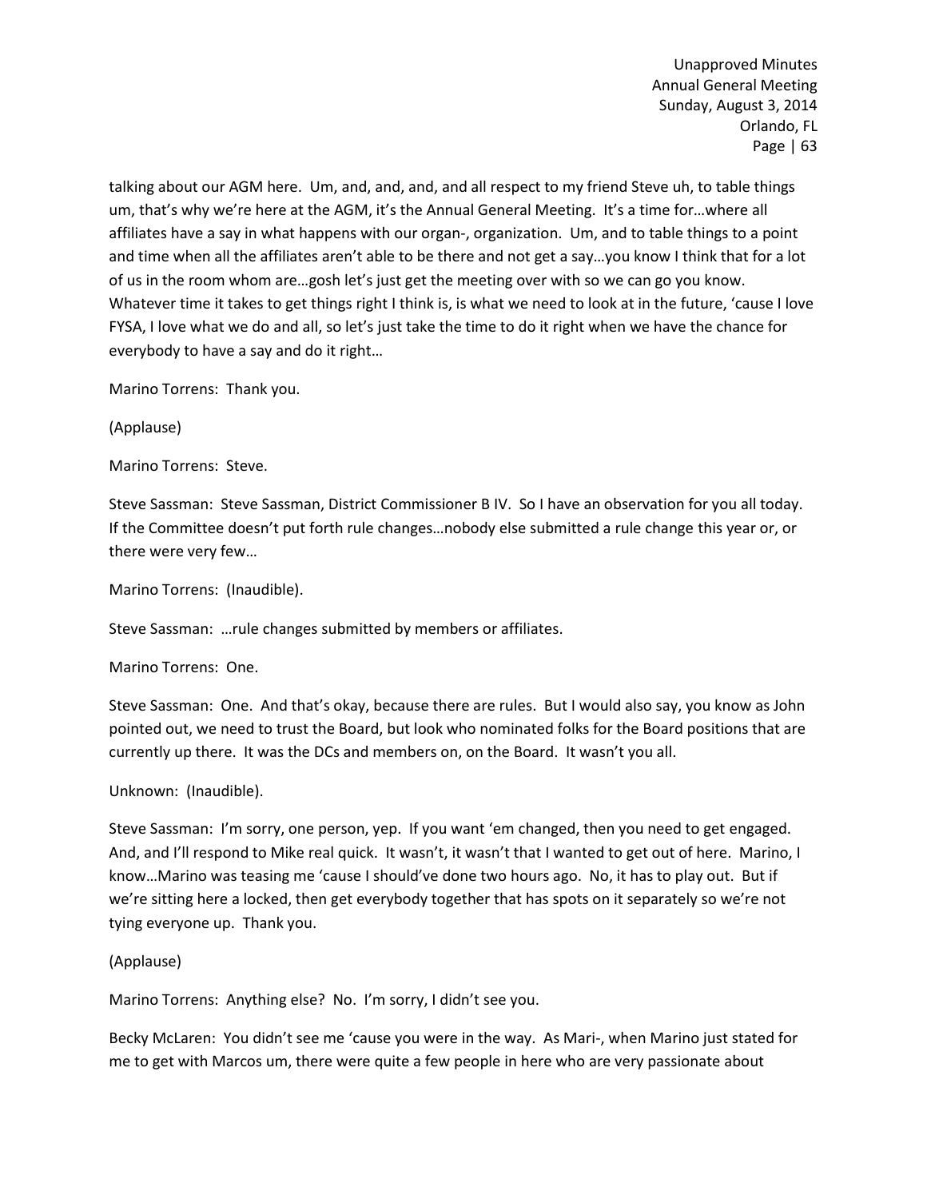talking about our AGM here. Um, and, and, and, and all respect to my friend Steve uh, to table things um, that's why we're here at the AGM, it's the Annual General Meeting. It's a time for…where all affiliates have a say in what happens with our organ-, organization. Um, and to table things to a point and time when all the affiliates aren't able to be there and not get a say…you know I think that for a lot of us in the room whom are…gosh let's just get the meeting over with so we can go you know. Whatever time it takes to get things right I think is, is what we need to look at in the future, 'cause I love FYSA, I love what we do and all, so let's just take the time to do it right when we have the chance for everybody to have a say and do it right…

Marino Torrens: Thank you.

(Applause)

Marino Torrens: Steve.

Steve Sassman: Steve Sassman, District Commissioner B IV. So I have an observation for you all today. If the Committee doesn't put forth rule changes…nobody else submitted a rule change this year or, or there were very few…

Marino Torrens: (Inaudible).

Steve Sassman: …rule changes submitted by members or affiliates.

Marino Torrens: One.

Steve Sassman: One. And that's okay, because there are rules. But I would also say, you know as John pointed out, we need to trust the Board, but look who nominated folks for the Board positions that are currently up there. It was the DCs and members on, on the Board. It wasn't you all.

Unknown: (Inaudible).

Steve Sassman: I'm sorry, one person, yep. If you want 'em changed, then you need to get engaged. And, and I'll respond to Mike real quick. It wasn't, it wasn't that I wanted to get out of here. Marino, I know…Marino was teasing me 'cause I should've done two hours ago. No, it has to play out. But if we're sitting here a locked, then get everybody together that has spots on it separately so we're not tying everyone up. Thank you.

(Applause)

Marino Torrens: Anything else? No. I'm sorry, I didn't see you.

Becky McLaren: You didn't see me 'cause you were in the way. As Mari-, when Marino just stated for me to get with Marcos um, there were quite a few people in here who are very passionate about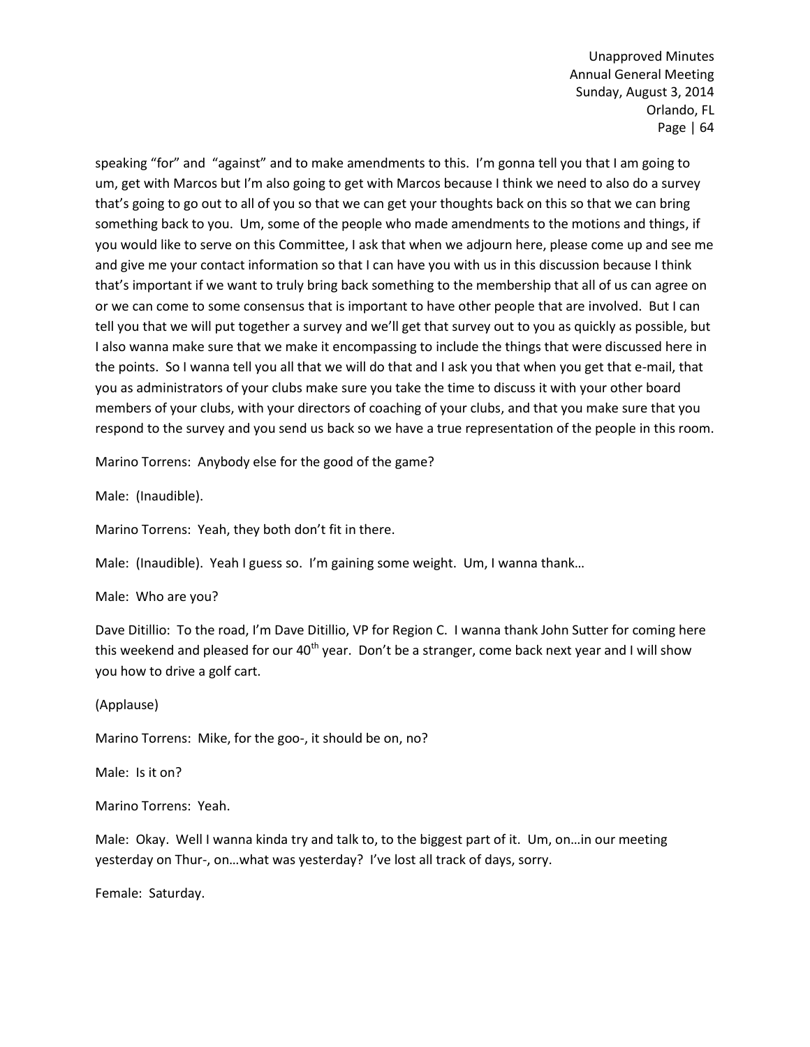speaking "for" and "against" and to make amendments to this. I'm gonna tell you that I am going to um, get with Marcos but I'm also going to get with Marcos because I think we need to also do a survey that's going to go out to all of you so that we can get your thoughts back on this so that we can bring something back to you. Um, some of the people who made amendments to the motions and things, if you would like to serve on this Committee, I ask that when we adjourn here, please come up and see me and give me your contact information so that I can have you with us in this discussion because I think that's important if we want to truly bring back something to the membership that all of us can agree on or we can come to some consensus that is important to have other people that are involved. But I can tell you that we will put together a survey and we'll get that survey out to you as quickly as possible, but I also wanna make sure that we make it encompassing to include the things that were discussed here in the points. So I wanna tell you all that we will do that and I ask you that when you get that e-mail, that you as administrators of your clubs make sure you take the time to discuss it with your other board members of your clubs, with your directors of coaching of your clubs, and that you make sure that you respond to the survey and you send us back so we have a true representation of the people in this room.

Marino Torrens: Anybody else for the good of the game?

Male: (Inaudible).

Marino Torrens: Yeah, they both don't fit in there.

Male: (Inaudible). Yeah I guess so. I'm gaining some weight. Um, I wanna thank…

Male: Who are you?

Dave Ditillio: To the road, I'm Dave Ditillio, VP for Region C. I wanna thank John Sutter for coming here this weekend and pleased for our 40th year. Don't be a stranger, come back next year and I will show you how to drive a golf cart.

(Applause)

Marino Torrens: Mike, for the goo-, it should be on, no?

Male: Is it on?

Marino Torrens: Yeah.

Male: Okay. Well I wanna kinda try and talk to, to the biggest part of it. Um, on…in our meeting yesterday on Thur-, on…what was yesterday? I've lost all track of days, sorry.

Female: Saturday.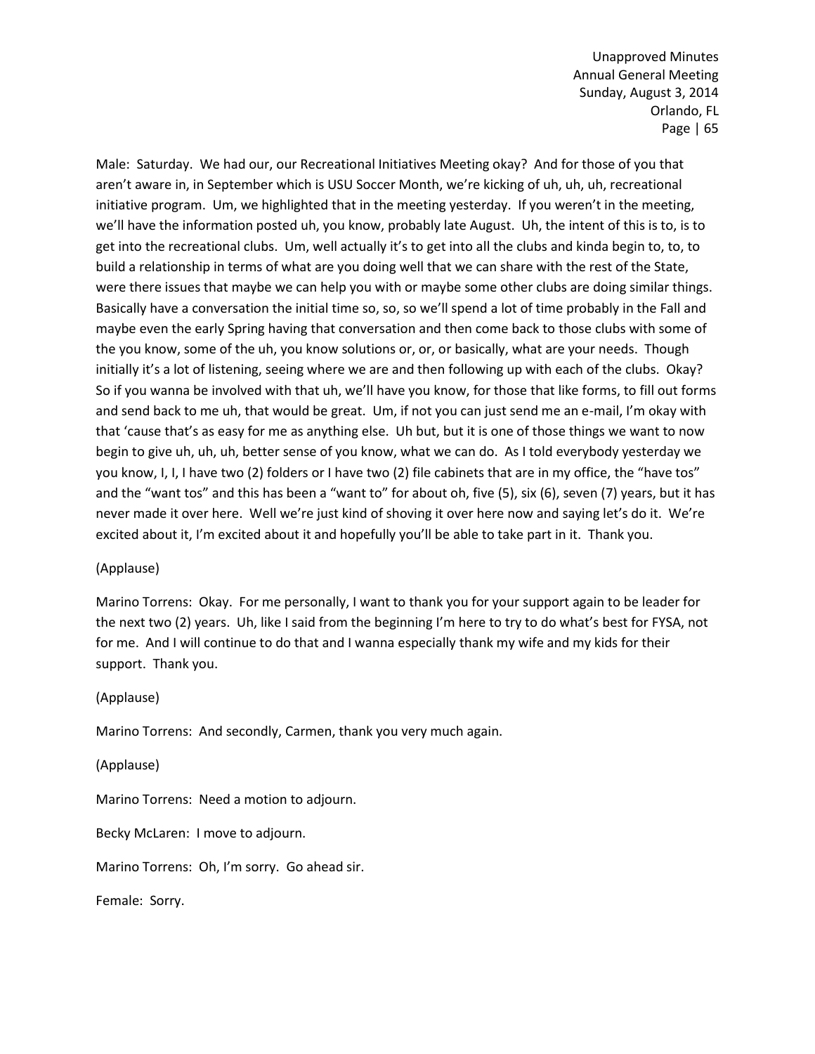Male: Saturday. We had our, our Recreational Initiatives Meeting okay? And for those of you that aren't aware in, in September which is USU Soccer Month, we're kicking of uh, uh, uh, recreational initiative program. Um, we highlighted that in the meeting yesterday. If you weren't in the meeting, we'll have the information posted uh, you know, probably late August. Uh, the intent of this is to, is to get into the recreational clubs. Um, well actually it's to get into all the clubs and kinda begin to, to, to build a relationship in terms of what are you doing well that we can share with the rest of the State, were there issues that maybe we can help you with or maybe some other clubs are doing similar things. Basically have a conversation the initial time so, so, so we'll spend a lot of time probably in the Fall and maybe even the early Spring having that conversation and then come back to those clubs with some of the you know, some of the uh, you know solutions or, or, or basically, what are your needs. Though initially it's a lot of listening, seeing where we are and then following up with each of the clubs. Okay? So if you wanna be involved with that uh, we'll have you know, for those that like forms, to fill out forms and send back to me uh, that would be great. Um, if not you can just send me an e-mail, I'm okay with that 'cause that's as easy for me as anything else. Uh but, but it is one of those things we want to now begin to give uh, uh, uh, better sense of you know, what we can do. As I told everybody yesterday we you know, I, I, I have two (2) folders or I have two (2) file cabinets that are in my office, the "have tos" and the "want tos" and this has been a "want to" for about oh, five (5), six (6), seven (7) years, but it has never made it over here. Well we're just kind of shoving it over here now and saying let's do it. We're excited about it, I'm excited about it and hopefully you'll be able to take part in it. Thank you.

(Applause)

Marino Torrens: Okay. For me personally, I want to thank you for your support again to be leader for the next two (2) years. Uh, like I said from the beginning I'm here to try to do what's best for FYSA, not for me. And I will continue to do that and I wanna especially thank my wife and my kids for their support. Thank you.

(Applause)

Marino Torrens: And secondly, Carmen, thank you very much again.

(Applause)

Marino Torrens: Need a motion to adjourn.

Becky McLaren: I move to adjourn.

Marino Torrens: Oh, I'm sorry. Go ahead sir.

Female: Sorry.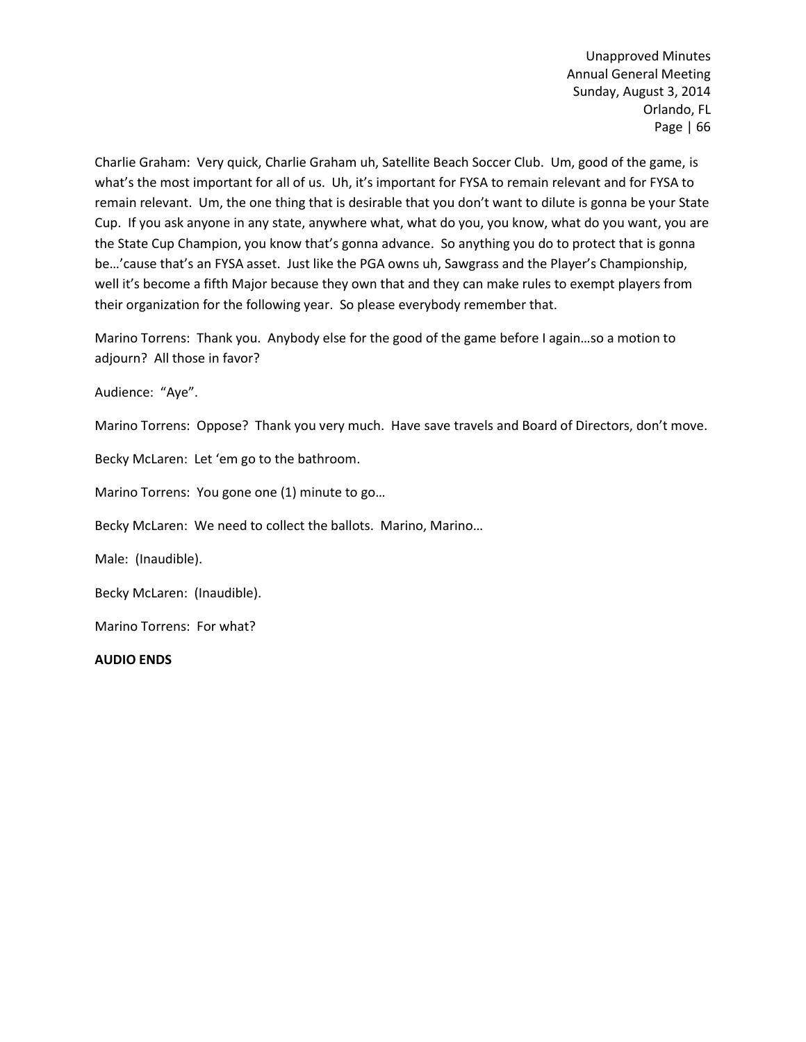Charlie Graham: Very quick, Charlie Graham uh, Satellite Beach Soccer Club. Um, good of the game, is what's the most important for all of us. Uh, it's important for FYSA to remain relevant and for FYSA to remain relevant. Um, the one thing that is desirable that you don't want to dilute is gonna be your State Cup. If you ask anyone in any state, anywhere what, what do you, you know, what do you want, you are the State Cup Champion, you know that's gonna advance. So anything you do to protect that is gonna be…'cause that's an FYSA asset. Just like the PGA owns uh, Sawgrass and the Player's Championship, well it's become a fifth Major because they own that and they can make rules to exempt players from their organization for the following year. So please everybody remember that.

Marino Torrens: Thank you. Anybody else for the good of the game before I again…so a motion to adjourn? All those in favor?

Audience: "Aye".

Marino Torrens: Oppose? Thank you very much. Have save travels and Board of Directors, don't move.

Becky McLaren: Let 'em go to the bathroom.

Marino Torrens: You gone one (1) minute to go…

Becky McLaren: We need to collect the ballots. Marino, Marino…

Male: (Inaudible).

Becky McLaren: (Inaudible).

Marino Torrens: For what?

**AUDIO ENDS**